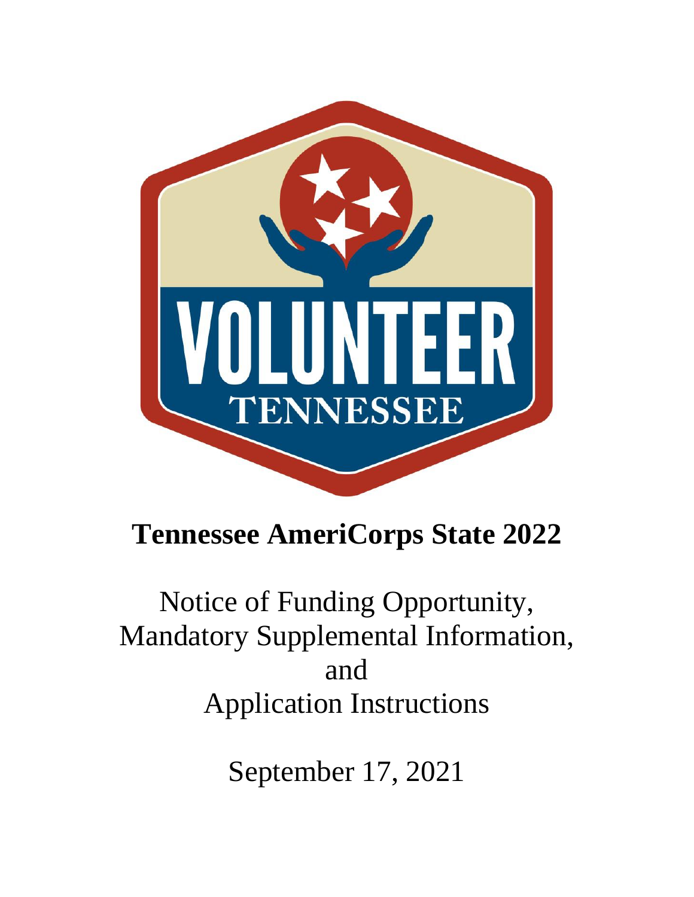# Tennessee AmeriCorps State 2022

Notice of Funding Opportunity,
Mandatory Supplemental Information,
and
Application Instructions

September 17, 2021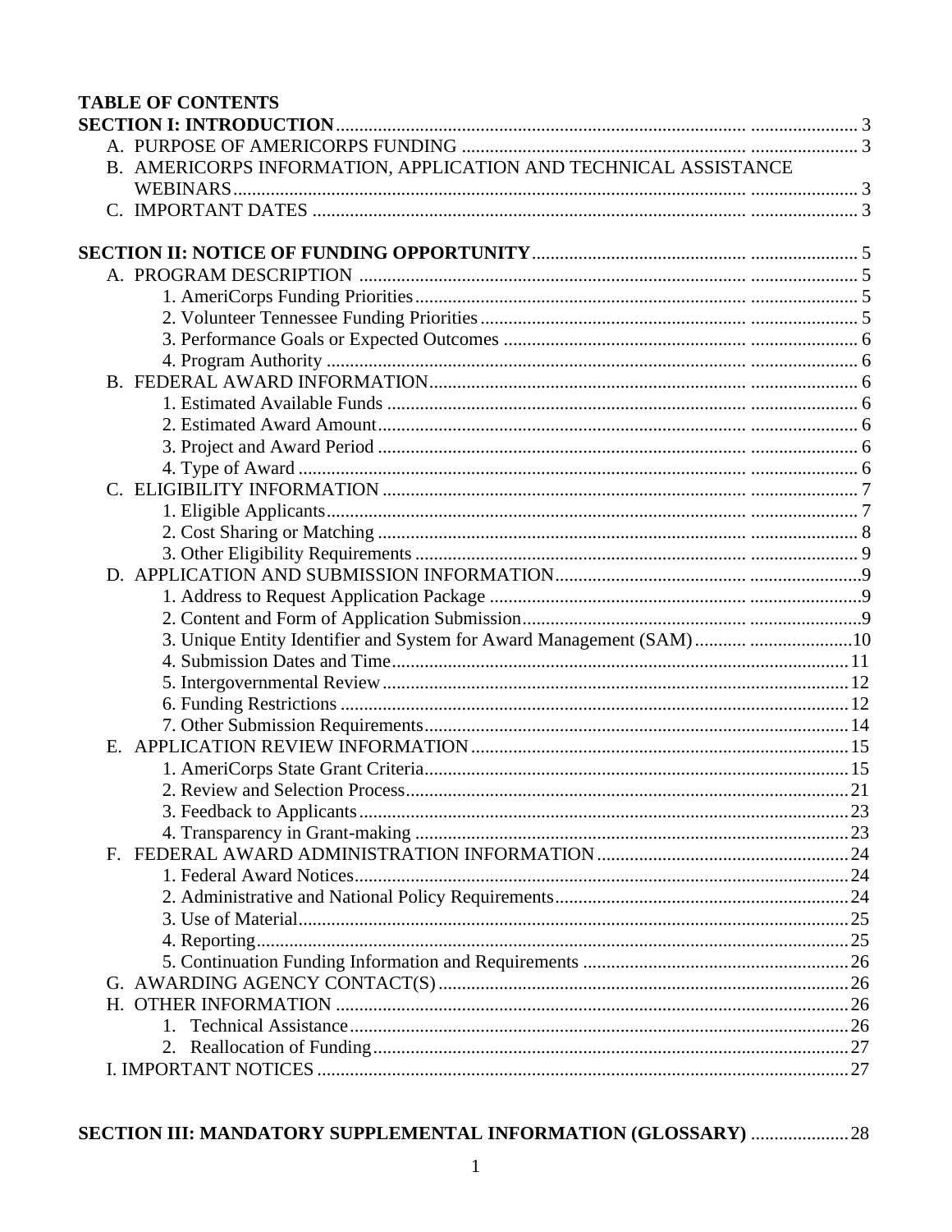**TABLE OF CONTENTS**

**SECTION I: INTRODUCTION** .......... 3

A. PURPOSE OF AMERICORPS FUNDING .......... 3

B. AMERICORPS INFORMATION, APPLICATION AND TECHNICAL ASSISTANCE WEBINARS .......... 3

C. IMPORTANT DATES .......... 3

**SECTION II: NOTICE OF FUNDING OPPORTUNITY** .......... 5

A. PROGRAM DESCRIPTION .......... 5

- 1. AmeriCorps Funding Priorities .......... 5
- 2. Volunteer Tennessee Funding Priorities .......... 5
- 3. Performance Goals or Expected Outcomes .......... 6
- 4. Program Authority .......... 6

B. FEDERAL AWARD INFORMATION .......... 6

- 1. Estimated Available Funds .......... 6
- 2. Estimated Award Amount .......... 6
- 3. Project and Award Period .......... 6
- 4. Type of Award .......... 6

C. ELIGIBILITY INFORMATION .......... 7

- 1. Eligible Applicants .......... 7
- 2. Cost Sharing or Matching .......... 8
- 3. Other Eligibility Requirements .......... 9

D. APPLICATION AND SUBMISSION INFORMATION .......... 9

- 1. Address to Request Application Package .......... 9
- 2. Content and Form of Application Submission .......... 9
- 3. Unique Entity Identifier and System for Award Management (SAM) .......... 10
- 4. Submission Dates and Time .......... 11
- 5. Intergovernmental Review .......... 12
- 6. Funding Restrictions .......... 12
- 7. Other Submission Requirements .......... 14

E. APPLICATION REVIEW INFORMATION .......... 15

- 1. AmeriCorps State Grant Criteria .......... 15
- 2. Review and Selection Process .......... 21
- 3. Feedback to Applicants .......... 23
- 4. Transparency in Grant-making .......... 23

F. FEDERAL AWARD ADMINISTRATION INFORMATION .......... 24

- 1. Federal Award Notices .......... 24
- 2. Administrative and National Policy Requirements .......... 24
- 3. Use of Material .......... 25
- 4. Reporting .......... 25
- 5. Continuation Funding Information and Requirements .......... 26

G. AWARDING AGENCY CONTACT(S) .......... 26

H. OTHER INFORMATION .......... 26

- 1. Technical Assistance .......... 26
- 2. Reallocation of Funding .......... 27

I. IMPORTANT NOTICES .......... 27

**SECTION III: MANDATORY SUPPLEMENTAL INFORMATION (GLOSSARY)** .......... 28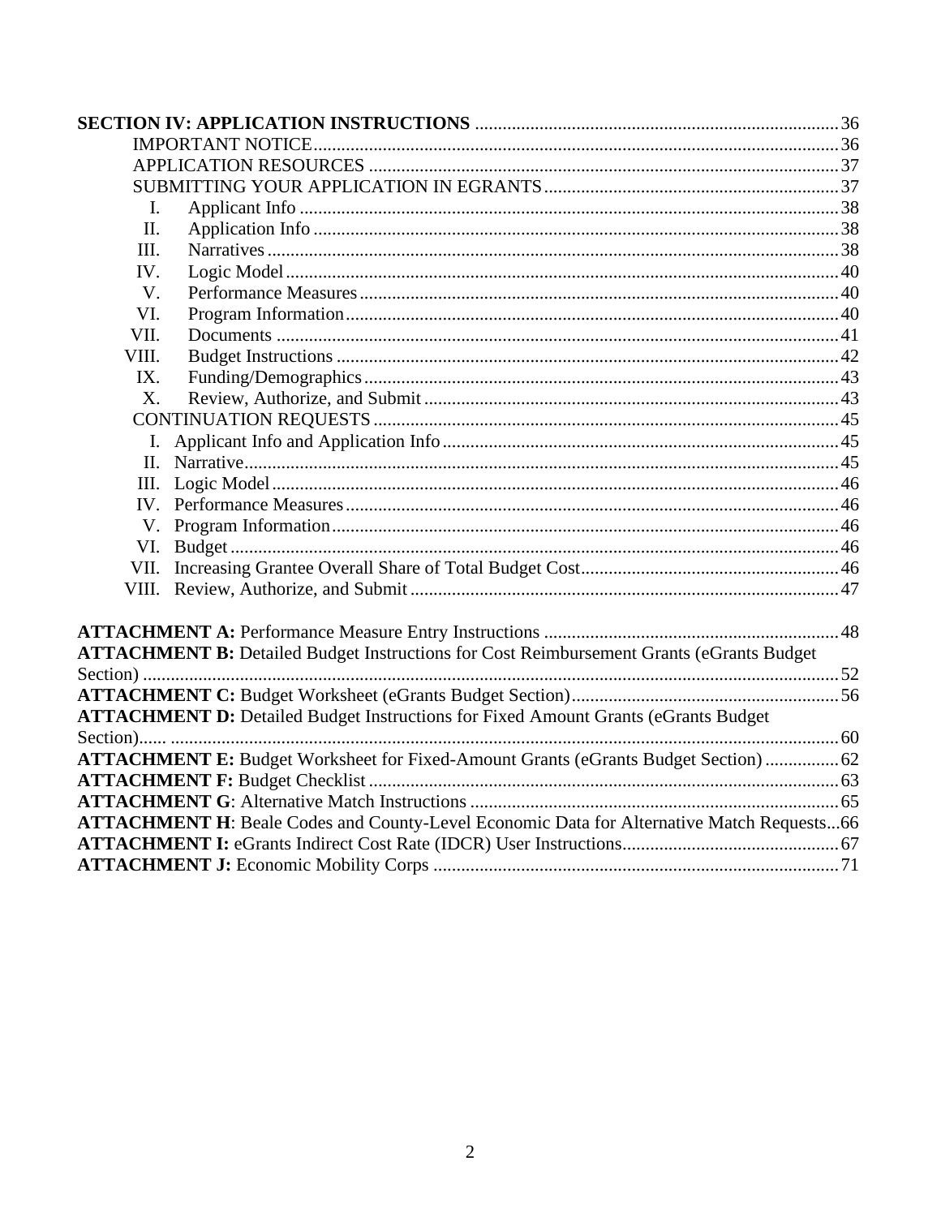**SECTION IV: APPLICATION INSTRUCTIONS** .......... 36

IMPORTANT NOTICE .......... 36

APPLICATION RESOURCES .......... 37

SUBMITTING YOUR APPLICATION IN EGRANTS .......... 37

- I. Applicant Info .......... 38
- II. Application Info .......... 38
- III. Narratives .......... 38
- IV. Logic Model .......... 40
- V. Performance Measures .......... 40
- VI. Program Information .......... 40
- VII. Documents .......... 41
- VIII. Budget Instructions .......... 42
- IX. Funding/Demographics .......... 43
- X. Review, Authorize, and Submit .......... 43

CONTINUATION REQUESTS .......... 45

- I. Applicant Info and Application Info .......... 45
- II. Narrative .......... 45
- III. Logic Model .......... 46
- IV. Performance Measures .......... 46
- V. Program Information .......... 46
- VI. Budget .......... 46
- VII. Increasing Grantee Overall Share of Total Budget Cost .......... 46
- VIII. Review, Authorize, and Submit .......... 47

**ATTACHMENT A:** Performance Measure Entry Instructions .......... 48

**ATTACHMENT B:** Detailed Budget Instructions for Cost Reimbursement Grants (eGrants Budget Section) .......... 52

**ATTACHMENT C:** Budget Worksheet (eGrants Budget Section) .......... 56

**ATTACHMENT D:** Detailed Budget Instructions for Fixed Amount Grants (eGrants Budget Section)...... .......... 60

**ATTACHMENT E:** Budget Worksheet for Fixed-Amount Grants (eGrants Budget Section) .......... 62

**ATTACHMENT F:** Budget Checklist .......... 63

**ATTACHMENT G**: Alternative Match Instructions .......... 65

**ATTACHMENT H**: Beale Codes and County-Level Economic Data for Alternative Match Requests...66

**ATTACHMENT I:** eGrants Indirect Cost Rate (IDCR) User Instructions .......... 67

**ATTACHMENT J:** Economic Mobility Corps .......... 71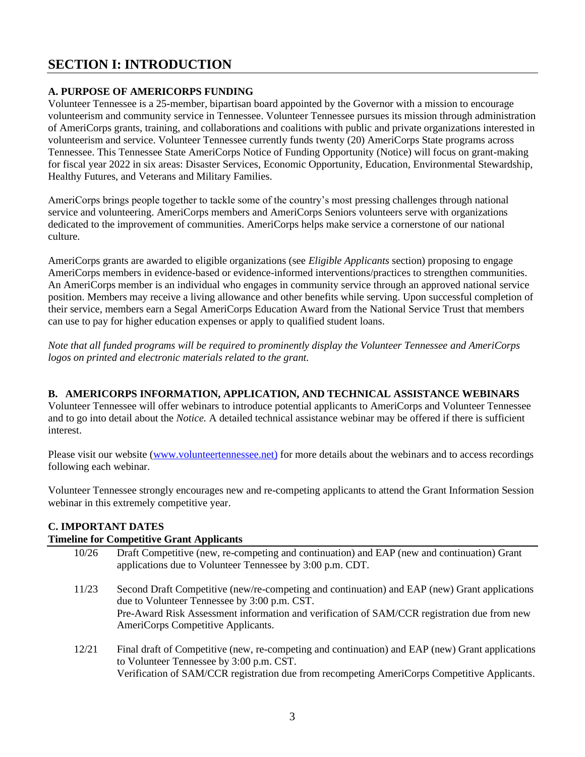# SECTION I: INTRODUCTION

### A. PURPOSE OF AMERICORPS FUNDING

Volunteer Tennessee is a 25-member, bipartisan board appointed by the Governor with a mission to encourage volunteerism and community service in Tennessee. Volunteer Tennessee pursues its mission through administration of AmeriCorps grants, training, and collaborations and coalitions with public and private organizations interested in volunteerism and service. Volunteer Tennessee currently funds twenty (20) AmeriCorps State programs across Tennessee. This Tennessee State AmeriCorps Notice of Funding Opportunity (Notice) will focus on grant-making for fiscal year 2022 in six areas: Disaster Services, Economic Opportunity, Education, Environmental Stewardship, Healthy Futures, and Veterans and Military Families.

AmeriCorps brings people together to tackle some of the country's most pressing challenges through national service and volunteering. AmeriCorps members and AmeriCorps Seniors volunteers serve with organizations dedicated to the improvement of communities. AmeriCorps helps make service a cornerstone of our national culture.

AmeriCorps grants are awarded to eligible organizations (see *Eligible Applicants* section) proposing to engage AmeriCorps members in evidence-based or evidence-informed interventions/practices to strengthen communities. An AmeriCorps member is an individual who engages in community service through an approved national service position. Members may receive a living allowance and other benefits while serving. Upon successful completion of their service, members earn a Segal AmeriCorps Education Award from the National Service Trust that members can use to pay for higher education expenses or apply to qualified student loans.

*Note that all funded programs will be required to prominently display the Volunteer Tennessee and AmeriCorps logos on printed and electronic materials related to the grant.*

### B. AMERICORPS INFORMATION, APPLICATION, AND TECHNICAL ASSISTANCE WEBINARS

Volunteer Tennessee will offer webinars to introduce potential applicants to AmeriCorps and Volunteer Tennessee and to go into detail about the *Notice.* A detailed technical assistance webinar may be offered if there is sufficient interest.

Please visit our website (www.volunteertennessee.net) for more details about the webinars and to access recordings following each webinar.

Volunteer Tennessee strongly encourages new and re-competing applicants to attend the Grant Information Session webinar in this extremely competitive year.

### C. IMPORTANT DATES

**Timeline for Competitive Grant Applicants**

| | |
|---|---|
| 10/26 | Draft Competitive (new, re-competing and continuation) and EAP (new and continuation) Grant applications due to Volunteer Tennessee by 3:00 p.m. CDT. |
| 11/23 | Second Draft Competitive (new/re-competing and continuation) and EAP (new) Grant applications due to Volunteer Tennessee by 3:00 p.m. CST.<br>Pre-Award Risk Assessment information and verification of SAM/CCR registration due from new AmeriCorps Competitive Applicants. |
| 12/21 | Final draft of Competitive (new, re-competing and continuation) and EAP (new) Grant applications to Volunteer Tennessee by 3:00 p.m. CST.<br>Verification of SAM/CCR registration due from recompeting AmeriCorps Competitive Applicants. |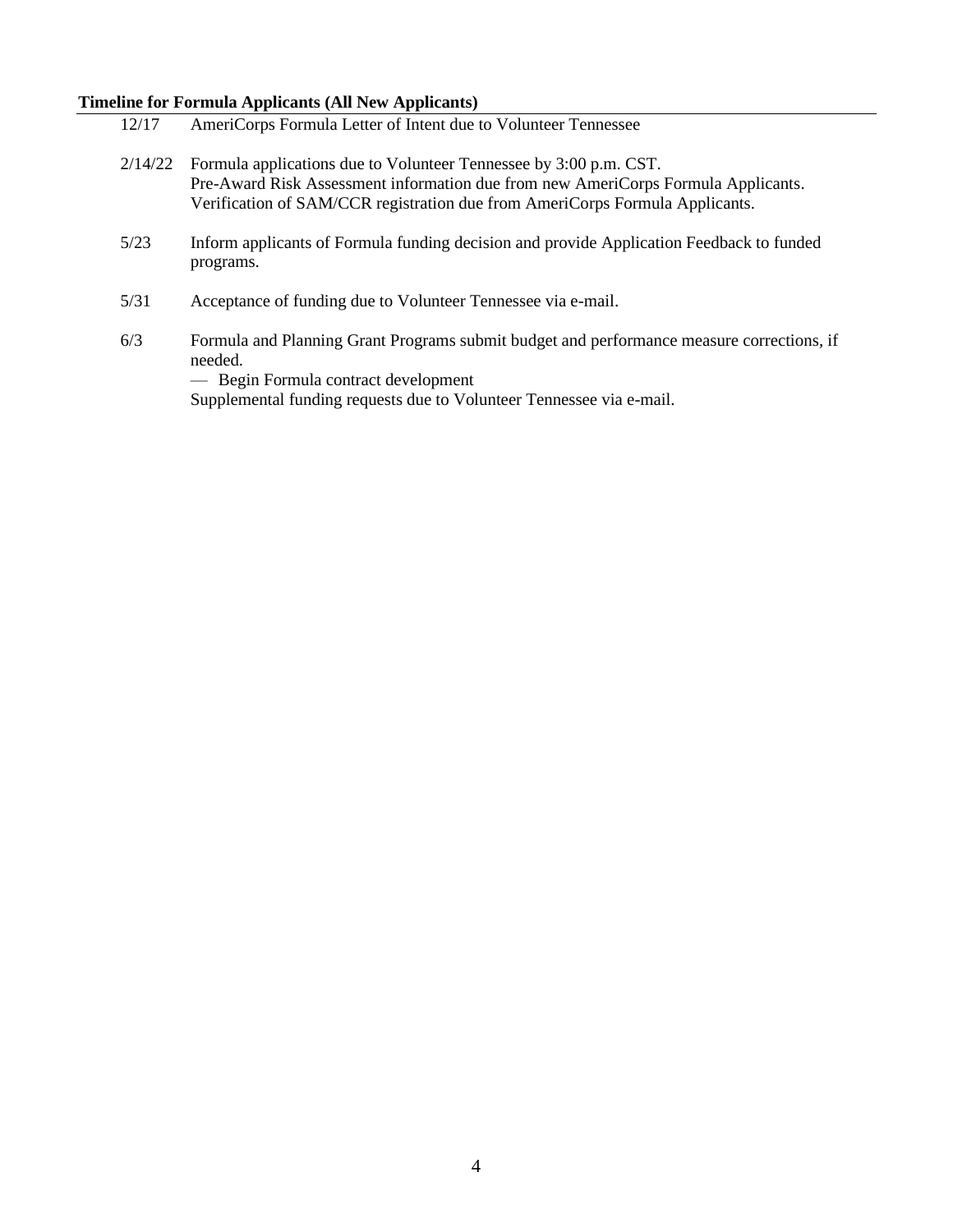**Timeline for Formula Applicants (All New Applicants)**

| | |
|---|---|
| 12/17 | AmeriCorps Formula Letter of Intent due to Volunteer Tennessee |
| 2/14/22 | Formula applications due to Volunteer Tennessee by 3:00 p.m. CST.<br>Pre-Award Risk Assessment information due from new AmeriCorps Formula Applicants.<br>Verification of SAM/CCR registration due from AmeriCorps Formula Applicants. |
| 5/23 | Inform applicants of Formula funding decision and provide Application Feedback to funded programs. |
| 5/31 | Acceptance of funding due to Volunteer Tennessee via e-mail. |
| 6/3 | Formula and Planning Grant Programs submit budget and performance measure corrections, if needed.<br>— Begin Formula contract development<br>Supplemental funding requests due to Volunteer Tennessee via e-mail. |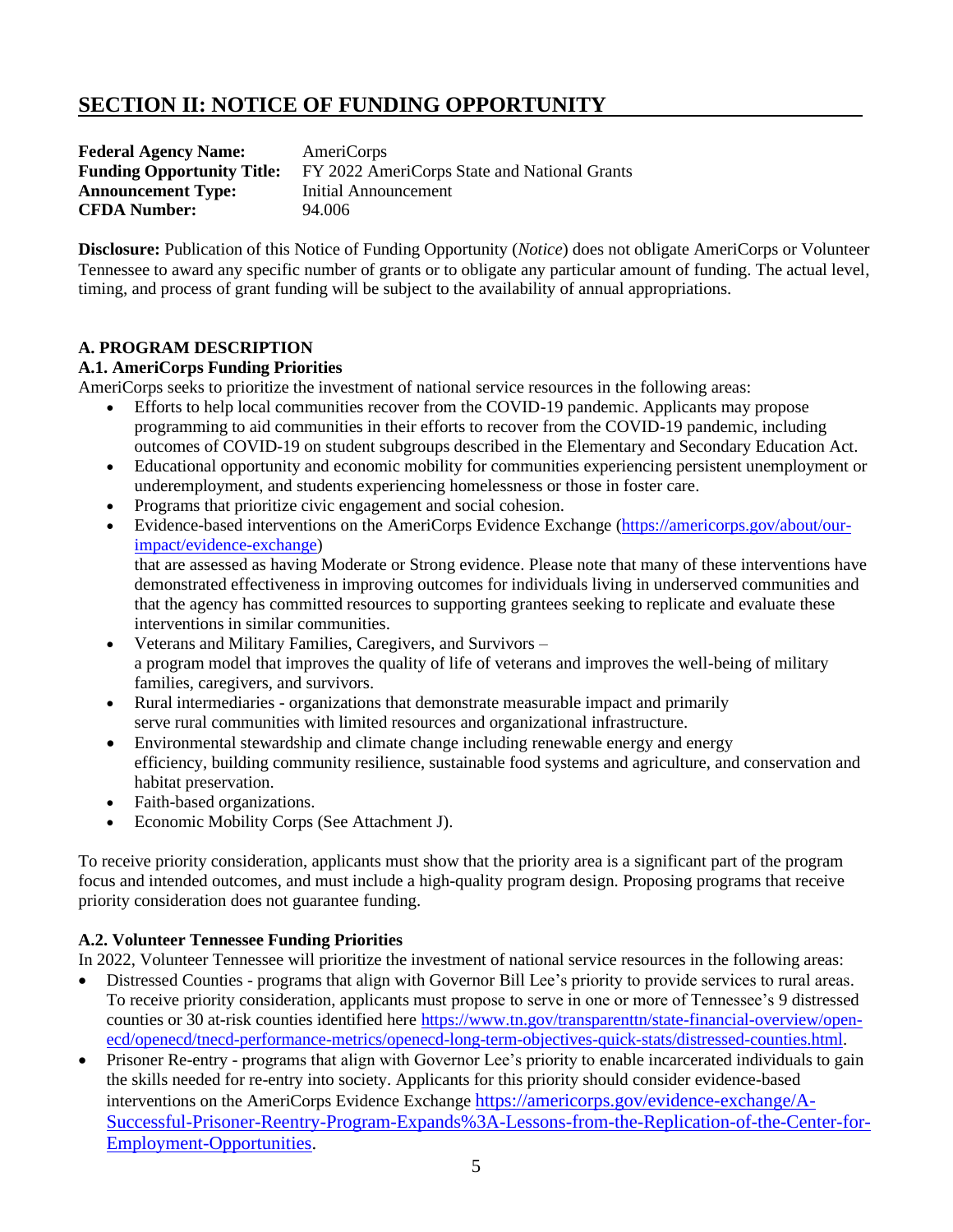# SECTION II: NOTICE OF FUNDING OPPORTUNITY

**Federal Agency Name:** AmeriCorps
**Funding Opportunity Title:** FY 2022 AmeriCorps State and National Grants
**Announcement Type:** Initial Announcement
**CFDA Number:** 94.006

**Disclosure:** Publication of this Notice of Funding Opportunity (*Notice*) does not obligate AmeriCorps or Volunteer Tennessee to award any specific number of grants or to obligate any particular amount of funding. The actual level, timing, and process of grant funding will be subject to the availability of annual appropriations.

### A. PROGRAM DESCRIPTION

#### A.1. AmeriCorps Funding Priorities

AmeriCorps seeks to prioritize the investment of national service resources in the following areas:

- Efforts to help local communities recover from the COVID-19 pandemic. Applicants may propose programming to aid communities in their efforts to recover from the COVID-19 pandemic, including outcomes of COVID-19 on student subgroups described in the Elementary and Secondary Education Act.
- Educational opportunity and economic mobility for communities experiencing persistent unemployment or underemployment, and students experiencing homelessness or those in foster care.
- Programs that prioritize civic engagement and social cohesion.
- Evidence-based interventions on the AmeriCorps Evidence Exchange (https://americorps.gov/about/our-impact/evidence-exchange) that are assessed as having Moderate or Strong evidence. Please note that many of these interventions have demonstrated effectiveness in improving outcomes for individuals living in underserved communities and that the agency has committed resources to supporting grantees seeking to replicate and evaluate these interventions in similar communities.
- Veterans and Military Families, Caregivers, and Survivors – a program model that improves the quality of life of veterans and improves the well-being of military families, caregivers, and survivors.
- Rural intermediaries - organizations that demonstrate measurable impact and primarily serve rural communities with limited resources and organizational infrastructure.
- Environmental stewardship and climate change including renewable energy and energy efficiency, building community resilience, sustainable food systems and agriculture, and conservation and habitat preservation.
- Faith-based organizations.
- Economic Mobility Corps (See Attachment J).

To receive priority consideration, applicants must show that the priority area is a significant part of the program focus and intended outcomes, and must include a high-quality program design. Proposing programs that receive priority consideration does not guarantee funding.

#### A.2. Volunteer Tennessee Funding Priorities

In 2022, Volunteer Tennessee will prioritize the investment of national service resources in the following areas:

- Distressed Counties - programs that align with Governor Bill Lee's priority to provide services to rural areas. To receive priority consideration, applicants must propose to serve in one or more of Tennessee's 9 distressed counties or 30 at-risk counties identified here https://www.tn.gov/transparenttn/state-financial-overview/open-ecd/openecd/tnecd-performance-metrics/openecd-long-term-objectives-quick-stats/distressed-counties.html.
- Prisoner Re-entry - programs that align with Governor Lee's priority to enable incarcerated individuals to gain the skills needed for re-entry into society. Applicants for this priority should consider evidence-based interventions on the AmeriCorps Evidence Exchange https://americorps.gov/evidence-exchange/A-Successful-Prisoner-Reentry-Program-Expands%3A-Lessons-from-the-Replication-of-the-Center-for-Employment-Opportunities.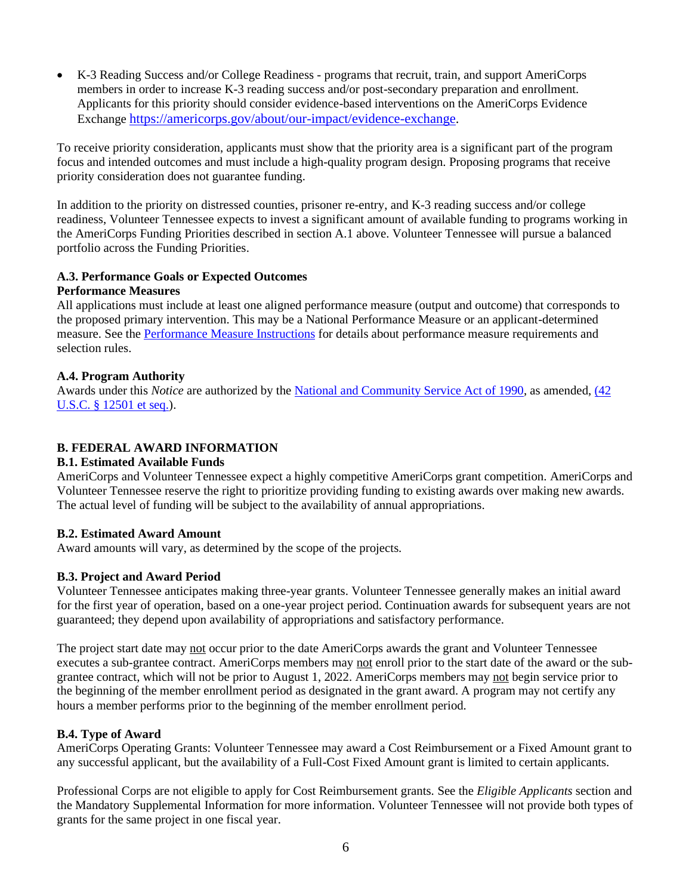- K-3 Reading Success and/or College Readiness - programs that recruit, train, and support AmeriCorps members in order to increase K-3 reading success and/or post-secondary preparation and enrollment. Applicants for this priority should consider evidence-based interventions on the AmeriCorps Evidence Exchange https://americorps.gov/about/our-impact/evidence-exchange.

To receive priority consideration, applicants must show that the priority area is a significant part of the program focus and intended outcomes and must include a high-quality program design. Proposing programs that receive priority consideration does not guarantee funding.

In addition to the priority on distressed counties, prisoner re-entry, and K-3 reading success and/or college readiness, Volunteer Tennessee expects to invest a significant amount of available funding to programs working in the AmeriCorps Funding Priorities described in section A.1 above. Volunteer Tennessee will pursue a balanced portfolio across the Funding Priorities.

### A.3. Performance Goals or Expected Outcomes

**Performance Measures**

All applications must include at least one aligned performance measure (output and outcome) that corresponds to the proposed primary intervention. This may be a National Performance Measure or an applicant-determined measure. See the Performance Measure Instructions for details about performance measure requirements and selection rules.

### A.4. Program Authority

Awards under this *Notice* are authorized by the National and Community Service Act of 1990, as amended, (42 U.S.C. § 12501 et seq.).

## B. FEDERAL AWARD INFORMATION

### B.1. Estimated Available Funds

AmeriCorps and Volunteer Tennessee expect a highly competitive AmeriCorps grant competition. AmeriCorps and Volunteer Tennessee reserve the right to prioritize providing funding to existing awards over making new awards. The actual level of funding will be subject to the availability of annual appropriations.

### B.2. Estimated Award Amount

Award amounts will vary, as determined by the scope of the projects.

### B.3. Project and Award Period

Volunteer Tennessee anticipates making three-year grants. Volunteer Tennessee generally makes an initial award for the first year of operation, based on a one-year project period. Continuation awards for subsequent years are not guaranteed; they depend upon availability of appropriations and satisfactory performance.

The project start date may not occur prior to the date AmeriCorps awards the grant and Volunteer Tennessee executes a sub-grantee contract. AmeriCorps members may not enroll prior to the start date of the award or the sub-grantee contract, which will not be prior to August 1, 2022. AmeriCorps members may not begin service prior to the beginning of the member enrollment period as designated in the grant award. A program may not certify any hours a member performs prior to the beginning of the member enrollment period.

### B.4. Type of Award

AmeriCorps Operating Grants: Volunteer Tennessee may award a Cost Reimbursement or a Fixed Amount grant to any successful applicant, but the availability of a Full-Cost Fixed Amount grant is limited to certain applicants.

Professional Corps are not eligible to apply for Cost Reimbursement grants. See the *Eligible Applicants* section and the Mandatory Supplemental Information for more information. Volunteer Tennessee will not provide both types of grants for the same project in one fiscal year.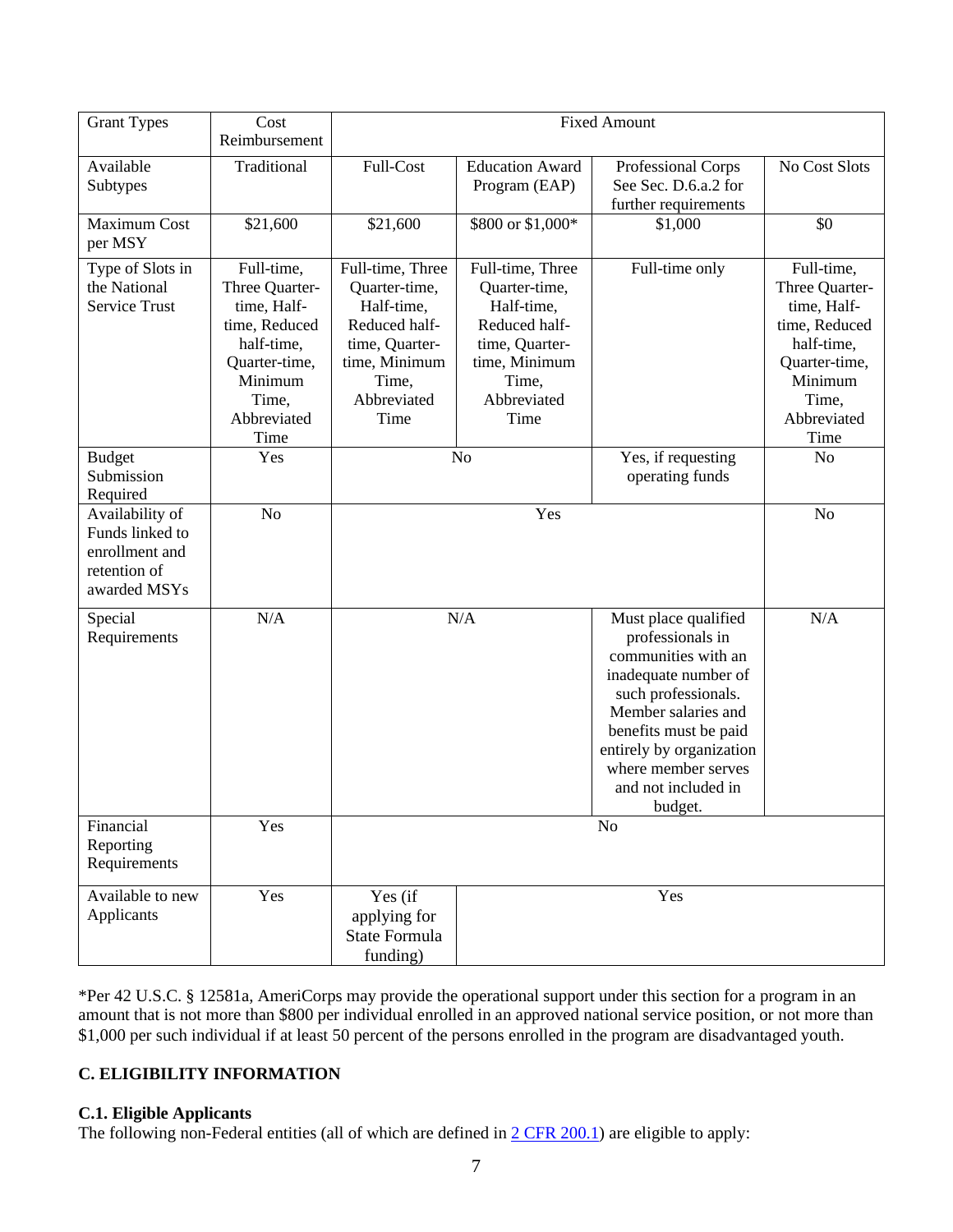| Grant Types | Cost Reimbursement | Fixed Amount | | | |
|---|---|---|---|---|---|
| Available Subtypes | Traditional | Full-Cost | Education Award Program (EAP) | Professional Corps See Sec. D.6.a.2 for further requirements | No Cost Slots |
| Maximum Cost per MSY | $21,600 | $21,600 | $800 or $1,000* | $1,000 | $0 |
| Type of Slots in the National Service Trust | Full-time, Three Quarter-time, Half-time, Reduced half-time, Quarter-time, Minimum Time, Abbreviated Time | Full-time, Three Quarter-time, Half-time, Reduced half-time, Quarter-time, Minimum Time, Abbreviated Time | Full-time, Three Quarter-time, Half-time, Reduced half-time, Quarter-time, Minimum Time, Abbreviated Time | Full-time only | Full-time, Three Quarter-time, Half-time, Reduced half-time, Quarter-time, Minimum Time, Abbreviated Time |
| Budget Submission Required | Yes | No | | Yes, if requesting operating funds | No |
| Availability of Funds linked to enrollment and retention of awarded MSYs | No | Yes | | | No |
| Special Requirements | N/A | N/A | | Must place qualified professionals in communities with an inadequate number of such professionals. Member salaries and benefits must be paid entirely by organization where member serves and not included in budget. | N/A |
| Financial Reporting Requirements | Yes | No | | | |
| Available to new Applicants | Yes | Yes (if applying for State Formula funding) | Yes | | |

*Per 42 U.S.C. § 12581a, AmeriCorps may provide the operational support under this section for a program in an amount that is not more than $800 per individual enrolled in an approved national service position, or not more than $1,000 per such individual if at least 50 percent of the persons enrolled in the program are disadvantaged youth.

## C. ELIGIBILITY INFORMATION

### C.1. Eligible Applicants

The following non-Federal entities (all of which are defined in [2 CFR 200.1](2 CFR 200.1)) are eligible to apply: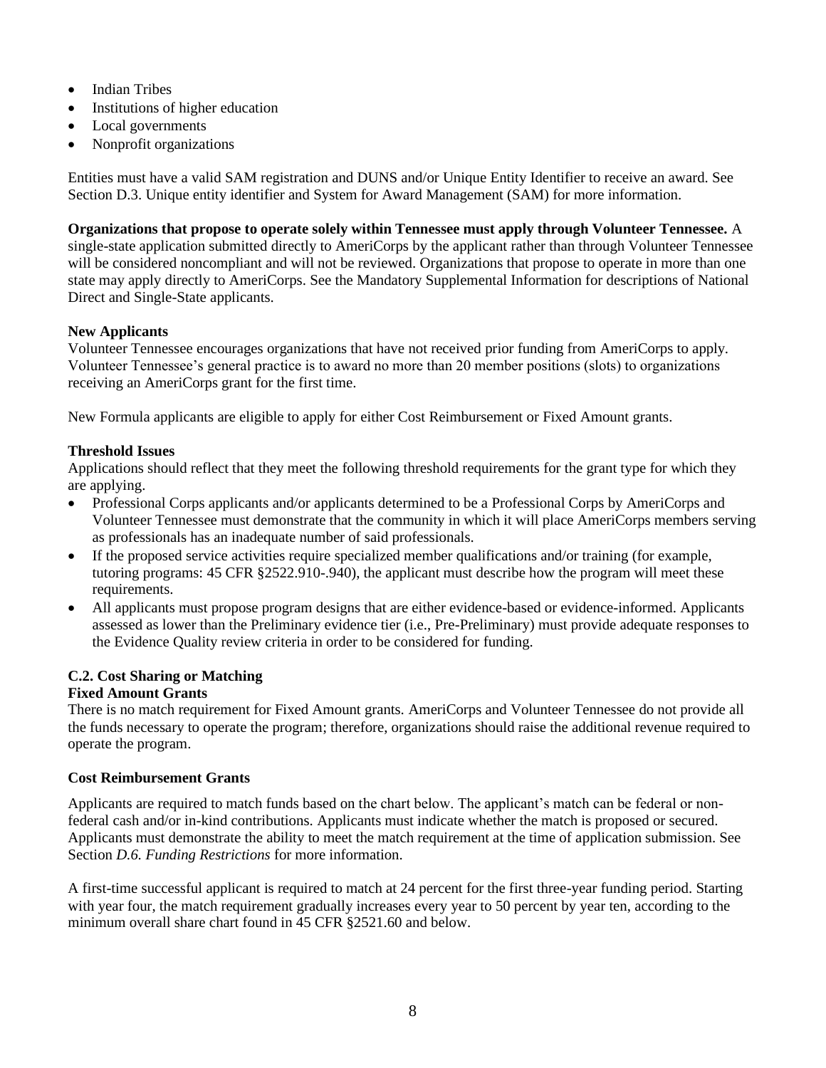- Indian Tribes
- Institutions of higher education
- Local governments
- Nonprofit organizations

Entities must have a valid SAM registration and DUNS and/or Unique Entity Identifier to receive an award. See Section D.3. Unique entity identifier and System for Award Management (SAM) for more information.

**Organizations that propose to operate solely within Tennessee must apply through Volunteer Tennessee.** A single-state application submitted directly to AmeriCorps by the applicant rather than through Volunteer Tennessee will be considered noncompliant and will not be reviewed. Organizations that propose to operate in more than one state may apply directly to AmeriCorps. See the Mandatory Supplemental Information for descriptions of National Direct and Single-State applicants.

**New Applicants**
Volunteer Tennessee encourages organizations that have not received prior funding from AmeriCorps to apply. Volunteer Tennessee's general practice is to award no more than 20 member positions (slots) to organizations receiving an AmeriCorps grant for the first time.

New Formula applicants are eligible to apply for either Cost Reimbursement or Fixed Amount grants.

**Threshold Issues**
Applications should reflect that they meet the following threshold requirements for the grant type for which they are applying.

- Professional Corps applicants and/or applicants determined to be a Professional Corps by AmeriCorps and Volunteer Tennessee must demonstrate that the community in which it will place AmeriCorps members serving as professionals has an inadequate number of said professionals.
- If the proposed service activities require specialized member qualifications and/or training (for example, tutoring programs: 45 CFR §2522.910-.940), the applicant must describe how the program will meet these requirements.
- All applicants must propose program designs that are either evidence-based or evidence-informed. Applicants assessed as lower than the Preliminary evidence tier (i.e., Pre-Preliminary) must provide adequate responses to the Evidence Quality review criteria in order to be considered for funding.

### C.2. Cost Sharing or Matching

**Fixed Amount Grants**
There is no match requirement for Fixed Amount grants. AmeriCorps and Volunteer Tennessee do not provide all the funds necessary to operate the program; therefore, organizations should raise the additional revenue required to operate the program.

**Cost Reimbursement Grants**

Applicants are required to match funds based on the chart below. The applicant's match can be federal or non-federal cash and/or in-kind contributions. Applicants must indicate whether the match is proposed or secured. Applicants must demonstrate the ability to meet the match requirement at the time of application submission. See Section *D.6. Funding Restrictions* for more information.

A first-time successful applicant is required to match at 24 percent for the first three-year funding period. Starting with year four, the match requirement gradually increases every year to 50 percent by year ten, according to the minimum overall share chart found in 45 CFR §2521.60 and below.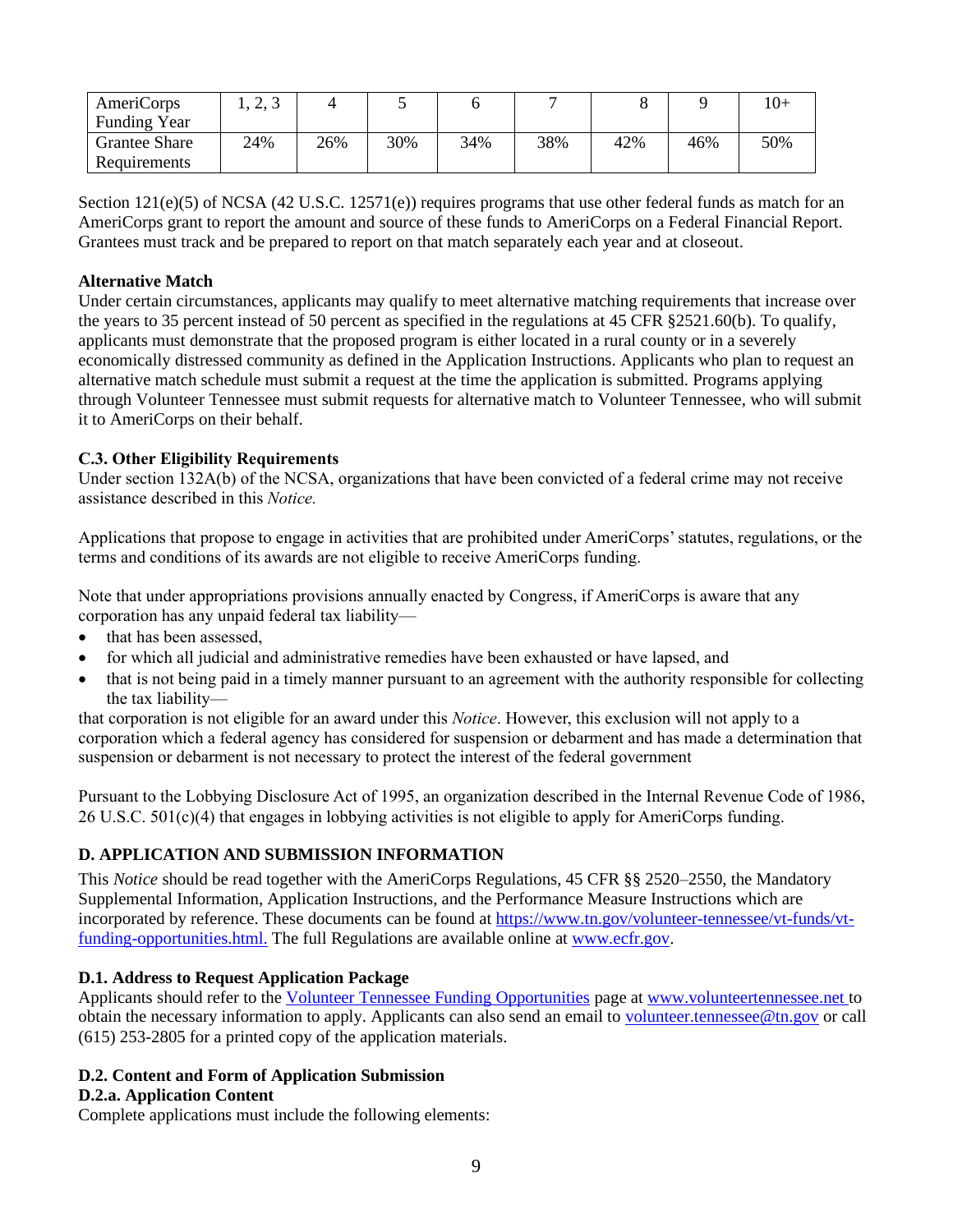| AmeriCorps Funding Year | 1, 2, 3 | 4 | 5 | 6 | 7 | 8 | 9 | 10+ |
|---|---|---|---|---|---|---|---|---|
| Grantee Share Requirements | 24% | 26% | 30% | 34% | 38% | 42% | 46% | 50% |

Section 121(e)(5) of NCSA (42 U.S.C. 12571(e)) requires programs that use other federal funds as match for an AmeriCorps grant to report the amount and source of these funds to AmeriCorps on a Federal Financial Report. Grantees must track and be prepared to report on that match separately each year and at closeout.

**Alternative Match**

Under certain circumstances, applicants may qualify to meet alternative matching requirements that increase over the years to 35 percent instead of 50 percent as specified in the regulations at 45 CFR §2521.60(b). To qualify, applicants must demonstrate that the proposed program is either located in a rural county or in a severely economically distressed community as defined in the Application Instructions. Applicants who plan to request an alternative match schedule must submit a request at the time the application is submitted. Programs applying through Volunteer Tennessee must submit requests for alternative match to Volunteer Tennessee, who will submit it to AmeriCorps on their behalf.

### C.3. Other Eligibility Requirements

Under section 132A(b) of the NCSA, organizations that have been convicted of a federal crime may not receive assistance described in this *Notice.*

Applications that propose to engage in activities that are prohibited under AmeriCorps' statutes, regulations, or the terms and conditions of its awards are not eligible to receive AmeriCorps funding.

Note that under appropriations provisions annually enacted by Congress, if AmeriCorps is aware that any corporation has any unpaid federal tax liability—

- that has been assessed,
- for which all judicial and administrative remedies have been exhausted or have lapsed, and
- that is not being paid in a timely manner pursuant to an agreement with the authority responsible for collecting the tax liability—

that corporation is not eligible for an award under this *Notice*. However, this exclusion will not apply to a corporation which a federal agency has considered for suspension or debarment and has made a determination that suspension or debarment is not necessary to protect the interest of the federal government

Pursuant to the Lobbying Disclosure Act of 1995, an organization described in the Internal Revenue Code of 1986, 26 U.S.C. 501(c)(4) that engages in lobbying activities is not eligible to apply for AmeriCorps funding.

## D. APPLICATION AND SUBMISSION INFORMATION

This *Notice* should be read together with the AmeriCorps Regulations, 45 CFR §§ 2520–2550, the Mandatory Supplemental Information, Application Instructions, and the Performance Measure Instructions which are incorporated by reference. These documents can be found at https://www.tn.gov/volunteer-tennessee/vt-funds/vt-funding-opportunities.html. The full Regulations are available online at www.ecfr.gov.

### D.1. Address to Request Application Package

Applicants should refer to the Volunteer Tennessee Funding Opportunities page at www.volunteertennessee.net to obtain the necessary information to apply. Applicants can also send an email to volunteer.tennessee@tn.gov or call (615) 253-2805 for a printed copy of the application materials.

### D.2. Content and Form of Application Submission

#### D.2.a. Application Content

Complete applications must include the following elements: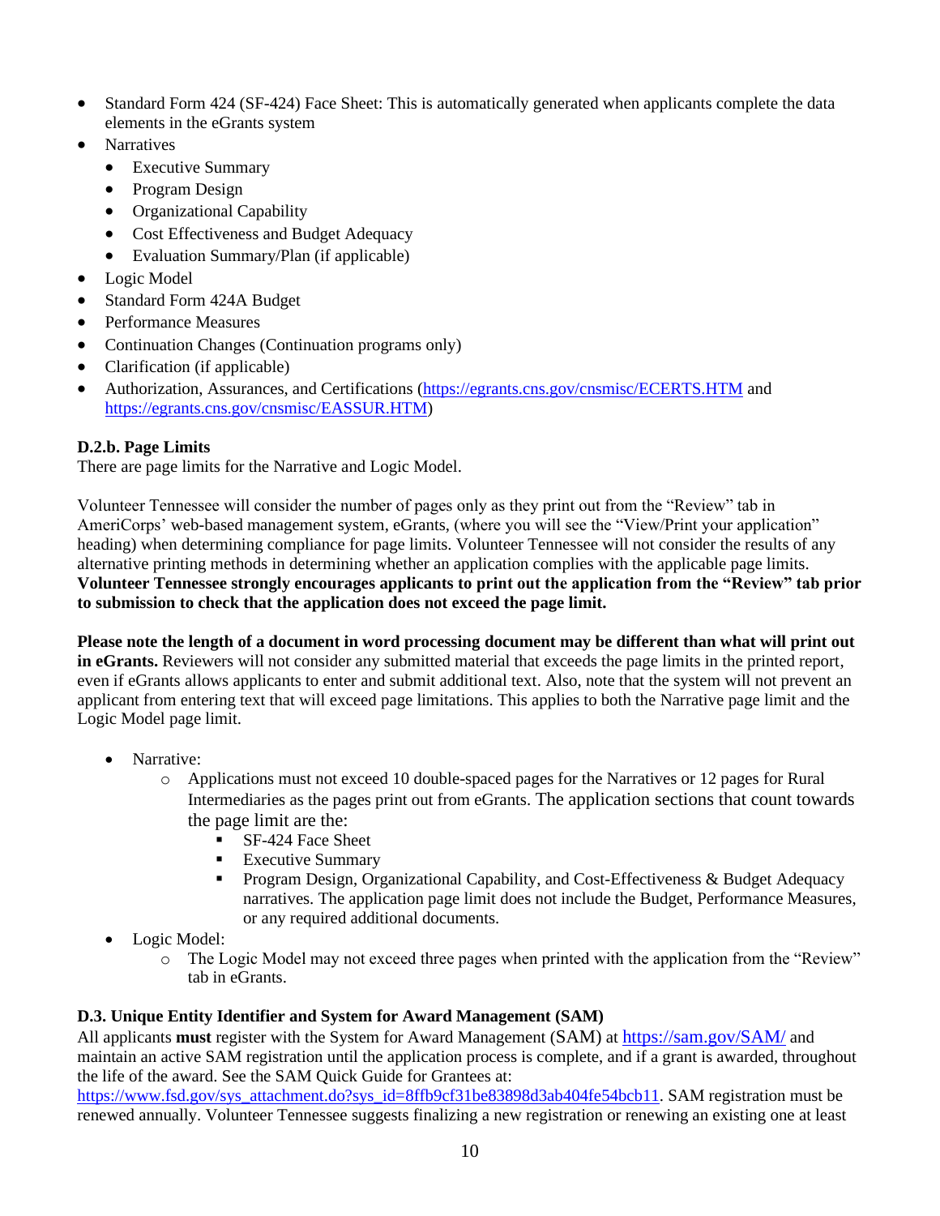- Standard Form 424 (SF-424) Face Sheet: This is automatically generated when applicants complete the data elements in the eGrants system
- Narratives
  - Executive Summary
  - Program Design
  - Organizational Capability
  - Cost Effectiveness and Budget Adequacy
  - Evaluation Summary/Plan (if applicable)
- Logic Model
- Standard Form 424A Budget
- Performance Measures
- Continuation Changes (Continuation programs only)
- Clarification (if applicable)
- Authorization, Assurances, and Certifications (https://egrants.cns.gov/cnsmisc/ECERTS.HTM and https://egrants.cns.gov/cnsmisc/EASSUR.HTM)

**D.2.b. Page Limits**

There are page limits for the Narrative and Logic Model.

Volunteer Tennessee will consider the number of pages only as they print out from the "Review" tab in AmeriCorps' web-based management system, eGrants, (where you will see the "View/Print your application" heading) when determining compliance for page limits. Volunteer Tennessee will not consider the results of any alternative printing methods in determining whether an application complies with the applicable page limits. **Volunteer Tennessee strongly encourages applicants to print out the application from the "Review" tab prior to submission to check that the application does not exceed the page limit.**

**Please note the length of a document in word processing document may be different than what will print out in eGrants.** Reviewers will not consider any submitted material that exceeds the page limits in the printed report, even if eGrants allows applicants to enter and submit additional text. Also, note that the system will not prevent an applicant from entering text that will exceed page limitations. This applies to both the Narrative page limit and the Logic Model page limit.

- Narrative:
  - Applications must not exceed 10 double-spaced pages for the Narratives or 12 pages for Rural Intermediaries as the pages print out from eGrants. The application sections that count towards the page limit are the:
    - SF-424 Face Sheet
    - Executive Summary
    - Program Design, Organizational Capability, and Cost-Effectiveness & Budget Adequacy narratives. The application page limit does not include the Budget, Performance Measures, or any required additional documents.
- Logic Model:
  - The Logic Model may not exceed three pages when printed with the application from the "Review" tab in eGrants.

**D.3. Unique Entity Identifier and System for Award Management (SAM)**

All applicants **must** register with the System for Award Management (SAM) at https://sam.gov/SAM/ and maintain an active SAM registration until the application process is complete, and if a grant is awarded, throughout the life of the award. See the SAM Quick Guide for Grantees at: https://www.fsd.gov/sys_attachment.do?sys_id=8ffb9cf31be83898d3ab404fe54bcb11. SAM registration must be renewed annually. Volunteer Tennessee suggests finalizing a new registration or renewing an existing one at least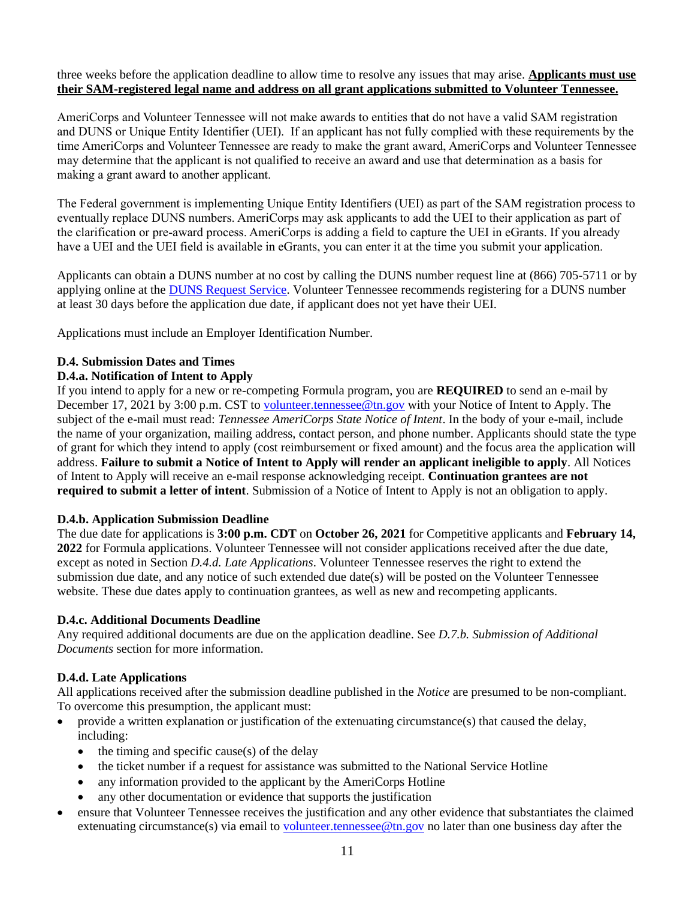three weeks before the application deadline to allow time to resolve any issues that may arise. **Applicants must use their SAM-registered legal name and address on all grant applications submitted to Volunteer Tennessee.**

AmeriCorps and Volunteer Tennessee will not make awards to entities that do not have a valid SAM registration and DUNS or Unique Entity Identifier (UEI). If an applicant has not fully complied with these requirements by the time AmeriCorps and Volunteer Tennessee are ready to make the grant award, AmeriCorps and Volunteer Tennessee may determine that the applicant is not qualified to receive an award and use that determination as a basis for making a grant award to another applicant.

The Federal government is implementing Unique Entity Identifiers (UEI) as part of the SAM registration process to eventually replace DUNS numbers. AmeriCorps may ask applicants to add the UEI to their application as part of the clarification or pre-award process. AmeriCorps is adding a field to capture the UEI in eGrants. If you already have a UEI and the UEI field is available in eGrants, you can enter it at the time you submit your application.

Applicants can obtain a DUNS number at no cost by calling the DUNS number request line at (866) 705-5711 or by applying online at the DUNS Request Service. Volunteer Tennessee recommends registering for a DUNS number at least 30 days before the application due date, if applicant does not yet have their UEI.

Applications must include an Employer Identification Number.

### D.4. Submission Dates and Times

#### D.4.a. Notification of Intent to Apply

If you intend to apply for a new or re-competing Formula program, you are **REQUIRED** to send an e-mail by December 17, 2021 by 3:00 p.m. CST to volunteer.tennessee@tn.gov with your Notice of Intent to Apply. The subject of the e-mail must read: *Tennessee AmeriCorps State Notice of Intent*. In the body of your e-mail, include the name of your organization, mailing address, contact person, and phone number. Applicants should state the type of grant for which they intend to apply (cost reimbursement or fixed amount) and the focus area the application will address. **Failure to submit a Notice of Intent to Apply will render an applicant ineligible to apply**. All Notices of Intent to Apply will receive an e-mail response acknowledging receipt. **Continuation grantees are not required to submit a letter of intent**. Submission of a Notice of Intent to Apply is not an obligation to apply.

#### D.4.b. Application Submission Deadline

The due date for applications is **3:00 p.m. CDT** on **October 26, 2021** for Competitive applicants and **February 14, 2022** for Formula applications. Volunteer Tennessee will not consider applications received after the due date, except as noted in Section *D.4.d. Late Applications*. Volunteer Tennessee reserves the right to extend the submission due date, and any notice of such extended due date(s) will be posted on the Volunteer Tennessee website. These due dates apply to continuation grantees, as well as new and recompeting applicants.

#### D.4.c. Additional Documents Deadline

Any required additional documents are due on the application deadline. See *D.7.b. Submission of Additional Documents* section for more information.

#### D.4.d. Late Applications

All applications received after the submission deadline published in the *Notice* are presumed to be non-compliant. To overcome this presumption, the applicant must:

- provide a written explanation or justification of the extenuating circumstance(s) that caused the delay, including:
  - the timing and specific cause(s) of the delay
  - the ticket number if a request for assistance was submitted to the National Service Hotline
  - any information provided to the applicant by the AmeriCorps Hotline
  - any other documentation or evidence that supports the justification
- ensure that Volunteer Tennessee receives the justification and any other evidence that substantiates the claimed extenuating circumstance(s) via email to volunteer.tennessee@tn.gov no later than one business day after the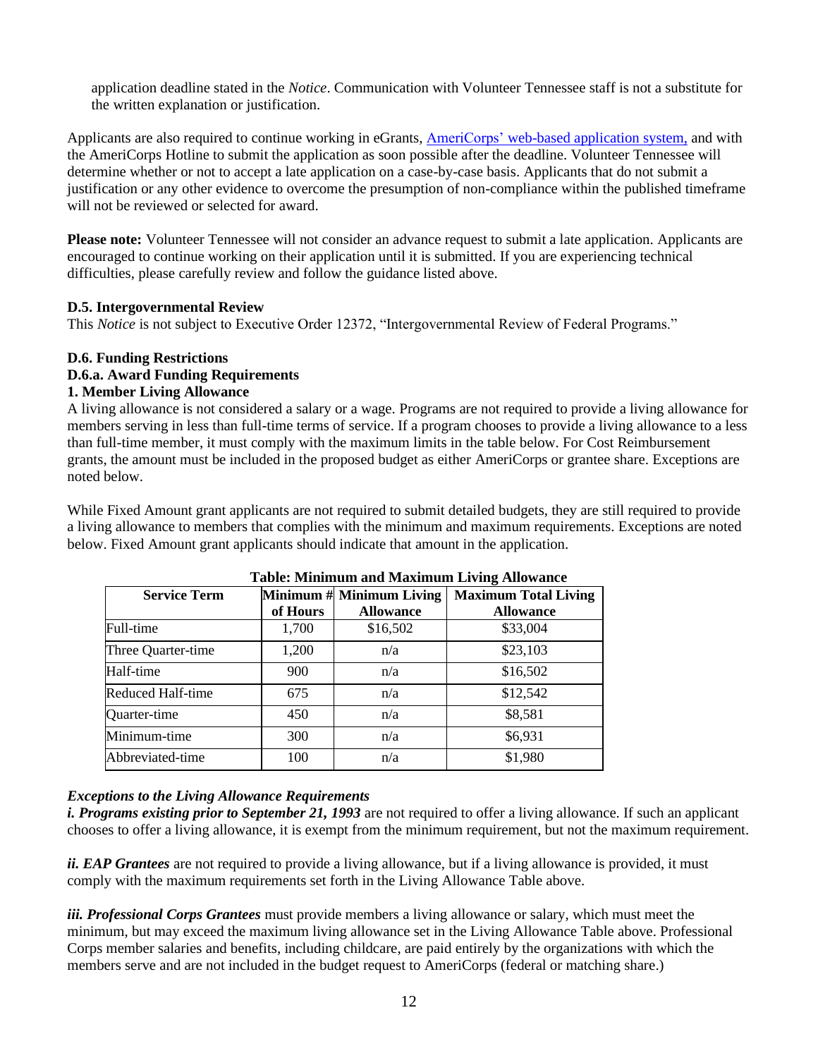application deadline stated in the *Notice*. Communication with Volunteer Tennessee staff is not a substitute for the written explanation or justification.

Applicants are also required to continue working in eGrants, [AmeriCorps' web-based application system,](#) and with the AmeriCorps Hotline to submit the application as soon possible after the deadline. Volunteer Tennessee will determine whether or not to accept a late application on a case-by-case basis. Applicants that do not submit a justification or any other evidence to overcome the presumption of non-compliance within the published timeframe will not be reviewed or selected for award.

**Please note:** Volunteer Tennessee will not consider an advance request to submit a late application. Applicants are encouraged to continue working on their application until it is submitted. If you are experiencing technical difficulties, please carefully review and follow the guidance listed above.

### D.5. Intergovernmental Review

This *Notice* is not subject to Executive Order 12372, "Intergovernmental Review of Federal Programs."

### D.6. Funding Restrictions

#### D.6.a. Award Funding Requirements

#### 1. Member Living Allowance

A living allowance is not considered a salary or a wage. Programs are not required to provide a living allowance for members serving in less than full-time terms of service. If a program chooses to provide a living allowance to a less than full-time member, it must comply with the maximum limits in the table below. For Cost Reimbursement grants, the amount must be included in the proposed budget as either AmeriCorps or grantee share. Exceptions are noted below.

While Fixed Amount grant applicants are not required to submit detailed budgets, they are still required to provide a living allowance to members that complies with the minimum and maximum requirements. Exceptions are noted below. Fixed Amount grant applicants should indicate that amount in the application.

**Table: Minimum and Maximum Living Allowance**

| Service Term | Minimum # of Hours | Minimum Living Allowance | Maximum Total Living Allowance |
|---|---|---|---|
| Full-time | 1,700 | $16,502 | $33,004 |
| Three Quarter-time | 1,200 | n/a | $23,103 |
| Half-time | 900 | n/a | $16,502 |
| Reduced Half-time | 675 | n/a | $12,542 |
| Quarter-time | 450 | n/a | $8,581 |
| Minimum-time | 300 | n/a | $6,931 |
| Abbreviated-time | 100 | n/a | $1,980 |

***Exceptions to the Living Allowance Requirements***

***i. Programs existing prior to September 21, 1993*** are not required to offer a living allowance. If such an applicant chooses to offer a living allowance, it is exempt from the minimum requirement, but not the maximum requirement.

***ii. EAP Grantees*** are not required to provide a living allowance, but if a living allowance is provided, it must comply with the maximum requirements set forth in the Living Allowance Table above.

***iii. Professional Corps Grantees*** must provide members a living allowance or salary, which must meet the minimum, but may exceed the maximum living allowance set in the Living Allowance Table above. Professional Corps member salaries and benefits, including childcare, are paid entirely by the organizations with which the members serve and are not included in the budget request to AmeriCorps (federal or matching share.)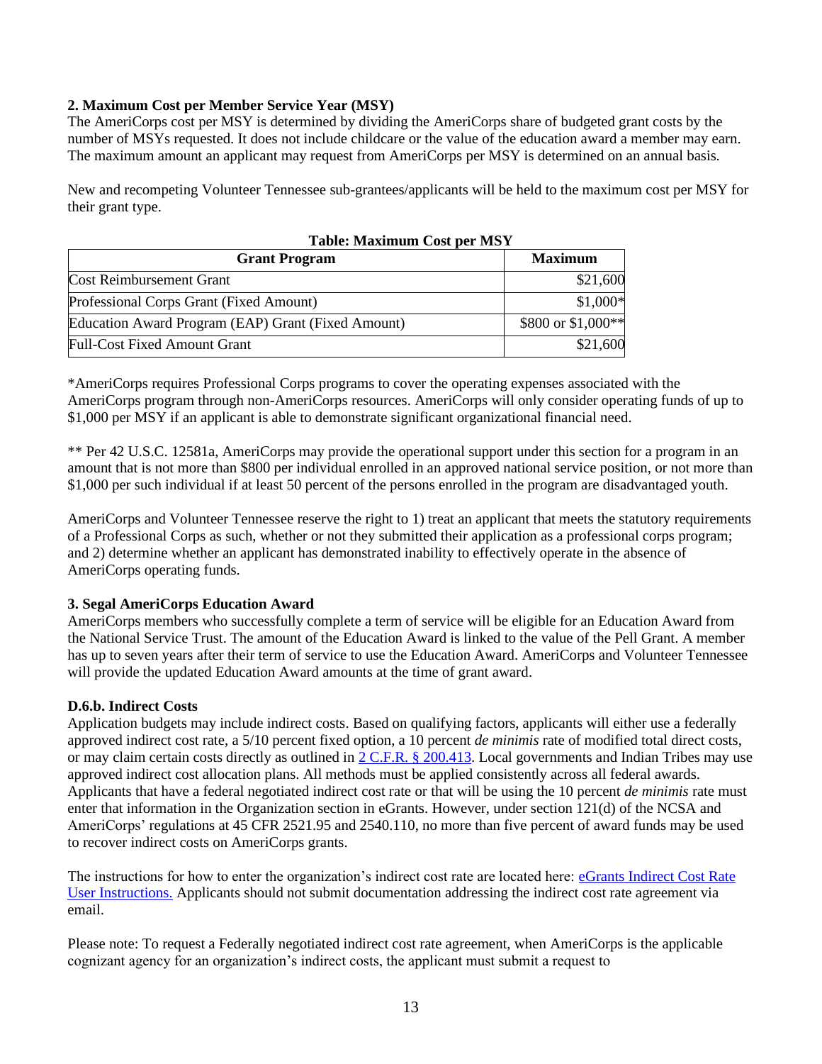**2. Maximum Cost per Member Service Year (MSY)**

The AmeriCorps cost per MSY is determined by dividing the AmeriCorps share of budgeted grant costs by the number of MSYs requested. It does not include childcare or the value of the education award a member may earn. The maximum amount an applicant may request from AmeriCorps per MSY is determined on an annual basis.

New and recompeting Volunteer Tennessee sub-grantees/applicants will be held to the maximum cost per MSY for their grant type.

**Table: Maximum Cost per MSY**

| Grant Program | Maximum |
|---|---|
| Cost Reimbursement Grant | $21,600 |
| Professional Corps Grant (Fixed Amount) | $1,000* |
| Education Award Program (EAP) Grant (Fixed Amount) | $800 or $1,000** |
| Full-Cost Fixed Amount Grant | $21,600 |

*AmeriCorps requires Professional Corps programs to cover the operating expenses associated with the AmeriCorps program through non-AmeriCorps resources. AmeriCorps will only consider operating funds of up to $1,000 per MSY if an applicant is able to demonstrate significant organizational financial need.

** Per 42 U.S.C. 12581a, AmeriCorps may provide the operational support under this section for a program in an amount that is not more than $800 per individual enrolled in an approved national service position, or not more than $1,000 per such individual if at least 50 percent of the persons enrolled in the program are disadvantaged youth.

AmeriCorps and Volunteer Tennessee reserve the right to 1) treat an applicant that meets the statutory requirements of a Professional Corps as such, whether or not they submitted their application as a professional corps program; and 2) determine whether an applicant has demonstrated inability to effectively operate in the absence of AmeriCorps operating funds.

**3. Segal AmeriCorps Education Award**

AmeriCorps members who successfully complete a term of service will be eligible for an Education Award from the National Service Trust. The amount of the Education Award is linked to the value of the Pell Grant. A member has up to seven years after their term of service to use the Education Award. AmeriCorps and Volunteer Tennessee will provide the updated Education Award amounts at the time of grant award.

**D.6.b. Indirect Costs**

Application budgets may include indirect costs. Based on qualifying factors, applicants will either use a federally approved indirect cost rate, a 5/10 percent fixed option, a 10 percent *de minimis* rate of modified total direct costs, or may claim certain costs directly as outlined in [2 C.F.R. § 200.413](). Local governments and Indian Tribes may use approved indirect cost allocation plans. All methods must be applied consistently across all federal awards. Applicants that have a federal negotiated indirect cost rate or that will be using the 10 percent *de minimis* rate must enter that information in the Organization section in eGrants. However, under section 121(d) of the NCSA and AmeriCorps' regulations at 45 CFR 2521.95 and 2540.110, no more than five percent of award funds may be used to recover indirect costs on AmeriCorps grants.

The instructions for how to enter the organization's indirect cost rate are located here: [eGrants Indirect Cost Rate User Instructions.]() Applicants should not submit documentation addressing the indirect cost rate agreement via email.

Please note: To request a Federally negotiated indirect cost rate agreement, when AmeriCorps is the applicable cognizant agency for an organization's indirect costs, the applicant must submit a request to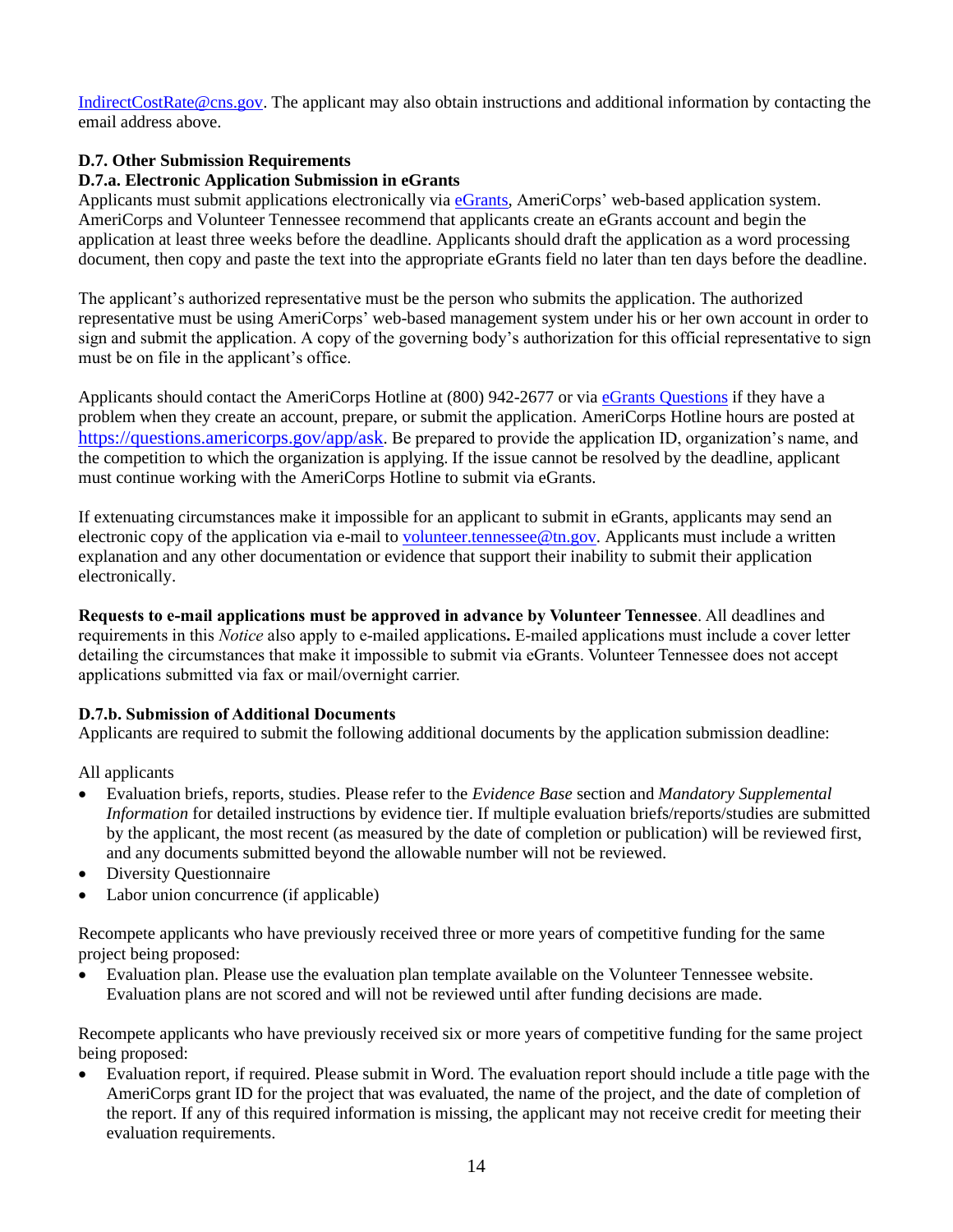IndirectCostRate@cns.gov. The applicant may also obtain instructions and additional information by contacting the email address above.

### D.7. Other Submission Requirements

#### D.7.a. Electronic Application Submission in eGrants

Applicants must submit applications electronically via eGrants, AmeriCorps' web-based application system. AmeriCorps and Volunteer Tennessee recommend that applicants create an eGrants account and begin the application at least three weeks before the deadline. Applicants should draft the application as a word processing document, then copy and paste the text into the appropriate eGrants field no later than ten days before the deadline.

The applicant's authorized representative must be the person who submits the application. The authorized representative must be using AmeriCorps' web-based management system under his or her own account in order to sign and submit the application. A copy of the governing body's authorization for this official representative to sign must be on file in the applicant's office.

Applicants should contact the AmeriCorps Hotline at (800) 942-2677 or via eGrants Questions if they have a problem when they create an account, prepare, or submit the application. AmeriCorps Hotline hours are posted at https://questions.americorps.gov/app/ask. Be prepared to provide the application ID, organization's name, and the competition to which the organization is applying. If the issue cannot be resolved by the deadline, applicant must continue working with the AmeriCorps Hotline to submit via eGrants.

If extenuating circumstances make it impossible for an applicant to submit in eGrants, applicants may send an electronic copy of the application via e-mail to volunteer.tennessee@tn.gov. Applicants must include a written explanation and any other documentation or evidence that support their inability to submit their application electronically.

**Requests to e-mail applications must be approved in advance by Volunteer Tennessee**. All deadlines and requirements in this *Notice* also apply to e-mailed applications**.** E-mailed applications must include a cover letter detailing the circumstances that make it impossible to submit via eGrants. Volunteer Tennessee does not accept applications submitted via fax or mail/overnight carrier.

#### D.7.b. Submission of Additional Documents

Applicants are required to submit the following additional documents by the application submission deadline:

All applicants

- Evaluation briefs, reports, studies. Please refer to the *Evidence Base* section and *Mandatory Supplemental Information* for detailed instructions by evidence tier. If multiple evaluation briefs/reports/studies are submitted by the applicant, the most recent (as measured by the date of completion or publication) will be reviewed first, and any documents submitted beyond the allowable number will not be reviewed.
- Diversity Questionnaire
- Labor union concurrence (if applicable)

Recompete applicants who have previously received three or more years of competitive funding for the same project being proposed:

- Evaluation plan. Please use the evaluation plan template available on the Volunteer Tennessee website. Evaluation plans are not scored and will not be reviewed until after funding decisions are made.

Recompete applicants who have previously received six or more years of competitive funding for the same project being proposed:

- Evaluation report, if required. Please submit in Word. The evaluation report should include a title page with the AmeriCorps grant ID for the project that was evaluated, the name of the project, and the date of completion of the report. If any of this required information is missing, the applicant may not receive credit for meeting their evaluation requirements.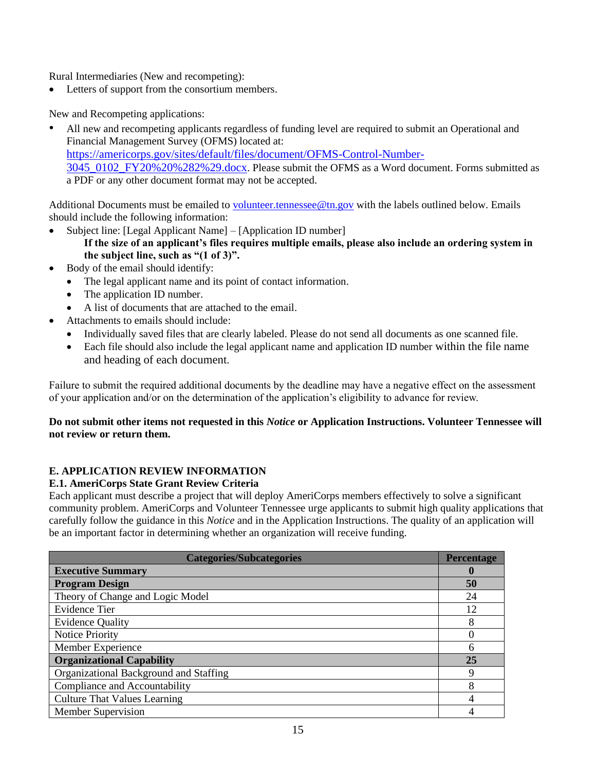Rural Intermediaries (New and recompeting):

- Letters of support from the consortium members.

New and Recompeting applications:

- All new and recompeting applicants regardless of funding level are required to submit an Operational and Financial Management Survey (OFMS) located at: [https://americorps.gov/sites/default/files/document/OFMS-Control-Number-3045_0102_FY20%20%282%29.docx](https://americorps.gov/sites/default/files/document/OFMS-Control-Number-3045_0102_FY20%20%282%29.docx). Please submit the OFMS as a Word document. Forms submitted as a PDF or any other document format may not be accepted.

Additional Documents must be emailed to volunteer.tennessee@tn.gov with the labels outlined below. Emails should include the following information:

- Subject line: [Legal Applicant Name] – [Application ID number]
  **If the size of an applicant's files requires multiple emails, please also include an ordering system in the subject line, such as "(1 of 3)".**
- Body of the email should identify:
  - The legal applicant name and its point of contact information.
  - The application ID number.
  - A list of documents that are attached to the email.
- Attachments to emails should include:
  - Individually saved files that are clearly labeled. Please do not send all documents as one scanned file.
  - Each file should also include the legal applicant name and application ID number within the file name and heading of each document.

Failure to submit the required additional documents by the deadline may have a negative effect on the assessment of your application and/or on the determination of the application's eligibility to advance for review.

**Do not submit other items not requested in this *Notice* or Application Instructions. Volunteer Tennessee will not review or return them.**

## E. APPLICATION REVIEW INFORMATION

### E.1. AmeriCorps State Grant Review Criteria

Each applicant must describe a project that will deploy AmeriCorps members effectively to solve a significant community problem. AmeriCorps and Volunteer Tennessee urge applicants to submit high quality applications that carefully follow the guidance in this *Notice* and in the Application Instructions. The quality of an application will be an important factor in determining whether an organization will receive funding.

| Categories/Subcategories | Percentage |
|---|---|
| **Executive Summary** | **0** |
| **Program Design** | **50** |
| Theory of Change and Logic Model | 24 |
| Evidence Tier | 12 |
| Evidence Quality | 8 |
| Notice Priority | 0 |
| Member Experience | 6 |
| **Organizational Capability** | **25** |
| Organizational Background and Staffing | 9 |
| Compliance and Accountability | 8 |
| Culture That Values Learning | 4 |
| Member Supervision | 4 |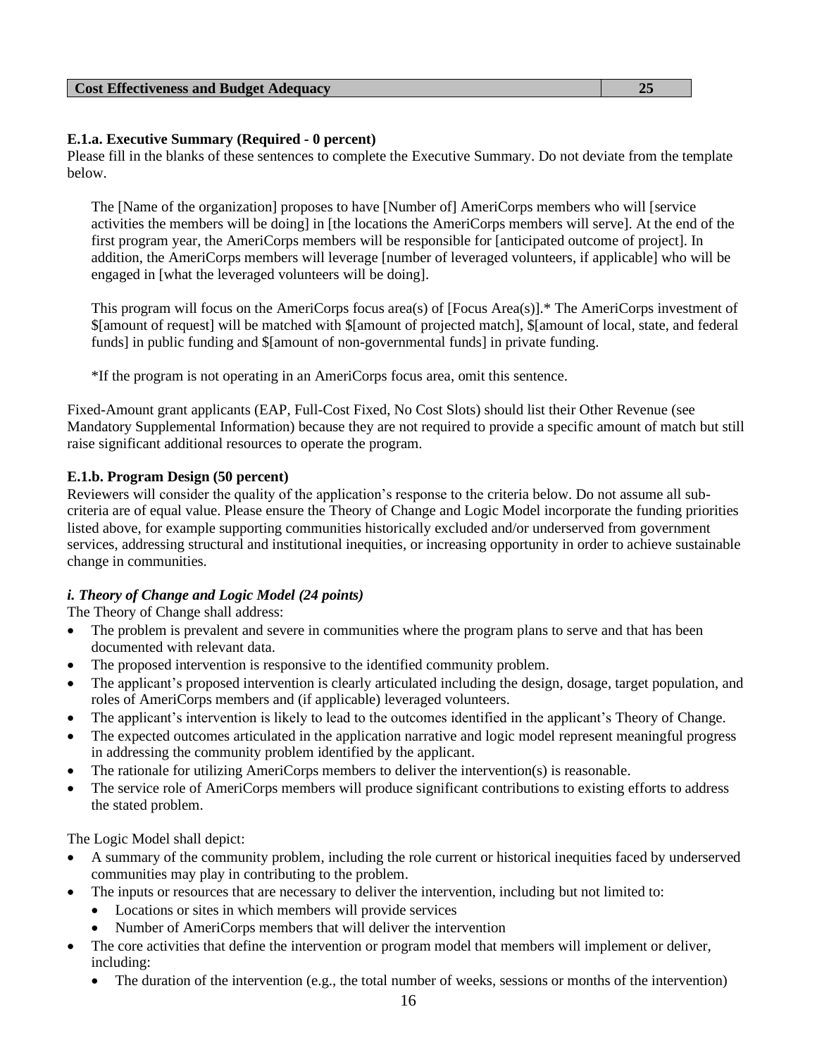| Cost Effectiveness and Budget Adequacy | 25 |
|---|---|

**E.1.a. Executive Summary (Required - 0 percent)**
Please fill in the blanks of these sentences to complete the Executive Summary. Do not deviate from the template below.

> The [Name of the organization] proposes to have [Number of] AmeriCorps members who will [service activities the members will be doing] in [the locations the AmeriCorps members will serve]. At the end of the first program year, the AmeriCorps members will be responsible for [anticipated outcome of project]. In addition, the AmeriCorps members will leverage [number of leveraged volunteers, if applicable] who will be engaged in [what the leveraged volunteers will be doing].
>
> This program will focus on the AmeriCorps focus area(s) of [Focus Area(s)].* The AmeriCorps investment of $[amount of request] will be matched with $[amount of projected match], $[amount of local, state, and federal funds] in public funding and $[amount of non-governmental funds] in private funding.
>
> *If the program is not operating in an AmeriCorps focus area, omit this sentence.

Fixed-Amount grant applicants (EAP, Full-Cost Fixed, No Cost Slots) should list their Other Revenue (see Mandatory Supplemental Information) because they are not required to provide a specific amount of match but still raise significant additional resources to operate the program.

**E.1.b. Program Design (50 percent)**
Reviewers will consider the quality of the application's response to the criteria below. Do not assume all sub-criteria are of equal value. Please ensure the Theory of Change and Logic Model incorporate the funding priorities listed above, for example supporting communities historically excluded and/or underserved from government services, addressing structural and institutional inequities, or increasing opportunity in order to achieve sustainable change in communities.

***i. Theory of Change and Logic Model (24 points)***
The Theory of Change shall address:

- The problem is prevalent and severe in communities where the program plans to serve and that has been documented with relevant data.
- The proposed intervention is responsive to the identified community problem.
- The applicant's proposed intervention is clearly articulated including the design, dosage, target population, and roles of AmeriCorps members and (if applicable) leveraged volunteers.
- The applicant's intervention is likely to lead to the outcomes identified in the applicant's Theory of Change.
- The expected outcomes articulated in the application narrative and logic model represent meaningful progress in addressing the community problem identified by the applicant.
- The rationale for utilizing AmeriCorps members to deliver the intervention(s) is reasonable.
- The service role of AmeriCorps members will produce significant contributions to existing efforts to address the stated problem.

The Logic Model shall depict:

- A summary of the community problem, including the role current or historical inequities faced by underserved communities may play in contributing to the problem.
- The inputs or resources that are necessary to deliver the intervention, including but not limited to:
  - Locations or sites in which members will provide services
  - Number of AmeriCorps members that will deliver the intervention
- The core activities that define the intervention or program model that members will implement or deliver, including:
  - The duration of the intervention (e.g., the total number of weeks, sessions or months of the intervention)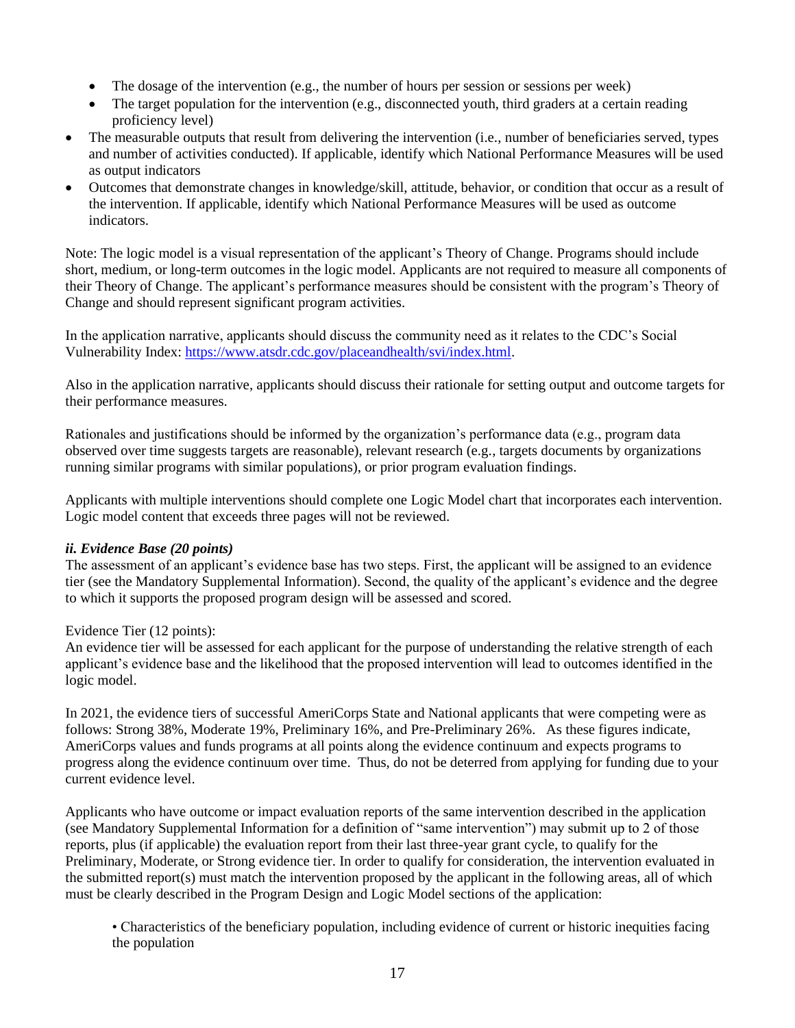- The dosage of the intervention (e.g., the number of hours per session or sessions per week)
- The target population for the intervention (e.g., disconnected youth, third graders at a certain reading proficiency level)

- The measurable outputs that result from delivering the intervention (i.e., number of beneficiaries served, types and number of activities conducted). If applicable, identify which National Performance Measures will be used as output indicators
- Outcomes that demonstrate changes in knowledge/skill, attitude, behavior, or condition that occur as a result of the intervention. If applicable, identify which National Performance Measures will be used as outcome indicators.

Note: The logic model is a visual representation of the applicant's Theory of Change. Programs should include short, medium, or long-term outcomes in the logic model. Applicants are not required to measure all components of their Theory of Change. The applicant's performance measures should be consistent with the program's Theory of Change and should represent significant program activities.

In the application narrative, applicants should discuss the community need as it relates to the CDC's Social Vulnerability Index: [https://www.atsdr.cdc.gov/placeandhealth/svi/index.html](https://www.atsdr.cdc.gov/placeandhealth/svi/index.html).

Also in the application narrative, applicants should discuss their rationale for setting output and outcome targets for their performance measures.

Rationales and justifications should be informed by the organization's performance data (e.g., program data observed over time suggests targets are reasonable), relevant research (e.g., targets documents by organizations running similar programs with similar populations), or prior program evaluation findings.

Applicants with multiple interventions should complete one Logic Model chart that incorporates each intervention. Logic model content that exceeds three pages will not be reviewed.

***ii. Evidence Base (20 points)***

The assessment of an applicant's evidence base has two steps. First, the applicant will be assigned to an evidence tier (see the Mandatory Supplemental Information). Second, the quality of the applicant's evidence and the degree to which it supports the proposed program design will be assessed and scored.

Evidence Tier (12 points):
An evidence tier will be assessed for each applicant for the purpose of understanding the relative strength of each applicant's evidence base and the likelihood that the proposed intervention will lead to outcomes identified in the logic model.

In 2021, the evidence tiers of successful AmeriCorps State and National applicants that were competing were as follows: Strong 38%, Moderate 19%, Preliminary 16%, and Pre-Preliminary 26%. As these figures indicate, AmeriCorps values and funds programs at all points along the evidence continuum and expects programs to progress along the evidence continuum over time. Thus, do not be deterred from applying for funding due to your current evidence level.

Applicants who have outcome or impact evaluation reports of the same intervention described in the application (see Mandatory Supplemental Information for a definition of "same intervention") may submit up to 2 of those reports, plus (if applicable) the evaluation report from their last three-year grant cycle, to qualify for the Preliminary, Moderate, or Strong evidence tier. In order to qualify for consideration, the intervention evaluated in the submitted report(s) must match the intervention proposed by the applicant in the following areas, all of which must be clearly described in the Program Design and Logic Model sections of the application:

- Characteristics of the beneficiary population, including evidence of current or historic inequities facing the population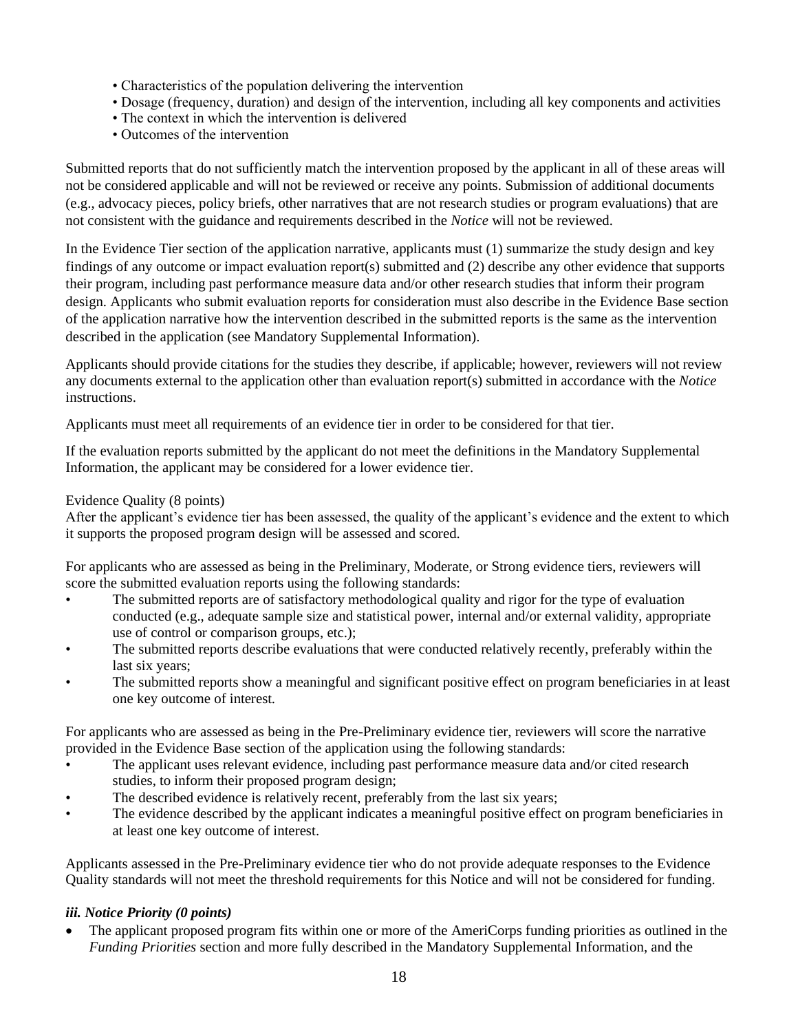- Characteristics of the population delivering the intervention
- Dosage (frequency, duration) and design of the intervention, including all key components and activities
- The context in which the intervention is delivered
- Outcomes of the intervention

Submitted reports that do not sufficiently match the intervention proposed by the applicant in all of these areas will not be considered applicable and will not be reviewed or receive any points. Submission of additional documents (e.g., advocacy pieces, policy briefs, other narratives that are not research studies or program evaluations) that are not consistent with the guidance and requirements described in the *Notice* will not be reviewed.

In the Evidence Tier section of the application narrative, applicants must (1) summarize the study design and key findings of any outcome or impact evaluation report(s) submitted and (2) describe any other evidence that supports their program, including past performance measure data and/or other research studies that inform their program design. Applicants who submit evaluation reports for consideration must also describe in the Evidence Base section of the application narrative how the intervention described in the submitted reports is the same as the intervention described in the application (see Mandatory Supplemental Information).

Applicants should provide citations for the studies they describe, if applicable; however, reviewers will not review any documents external to the application other than evaluation report(s) submitted in accordance with the *Notice* instructions.

Applicants must meet all requirements of an evidence tier in order to be considered for that tier.

If the evaluation reports submitted by the applicant do not meet the definitions in the Mandatory Supplemental Information, the applicant may be considered for a lower evidence tier.

Evidence Quality (8 points)
After the applicant's evidence tier has been assessed, the quality of the applicant's evidence and the extent to which it supports the proposed program design will be assessed and scored.

For applicants who are assessed as being in the Preliminary, Moderate, or Strong evidence tiers, reviewers will score the submitted evaluation reports using the following standards:

- The submitted reports are of satisfactory methodological quality and rigor for the type of evaluation conducted (e.g., adequate sample size and statistical power, internal and/or external validity, appropriate use of control or comparison groups, etc.);
- The submitted reports describe evaluations that were conducted relatively recently, preferably within the last six years;
- The submitted reports show a meaningful and significant positive effect on program beneficiaries in at least one key outcome of interest.

For applicants who are assessed as being in the Pre-Preliminary evidence tier, reviewers will score the narrative provided in the Evidence Base section of the application using the following standards:

- The applicant uses relevant evidence, including past performance measure data and/or cited research studies, to inform their proposed program design;
- The described evidence is relatively recent, preferably from the last six years;
- The evidence described by the applicant indicates a meaningful positive effect on program beneficiaries in at least one key outcome of interest.

Applicants assessed in the Pre-Preliminary evidence tier who do not provide adequate responses to the Evidence Quality standards will not meet the threshold requirements for this Notice and will not be considered for funding.

### *iii. Notice Priority (0 points)*

- The applicant proposed program fits within one or more of the AmeriCorps funding priorities as outlined in the *Funding Priorities* section and more fully described in the Mandatory Supplemental Information, and the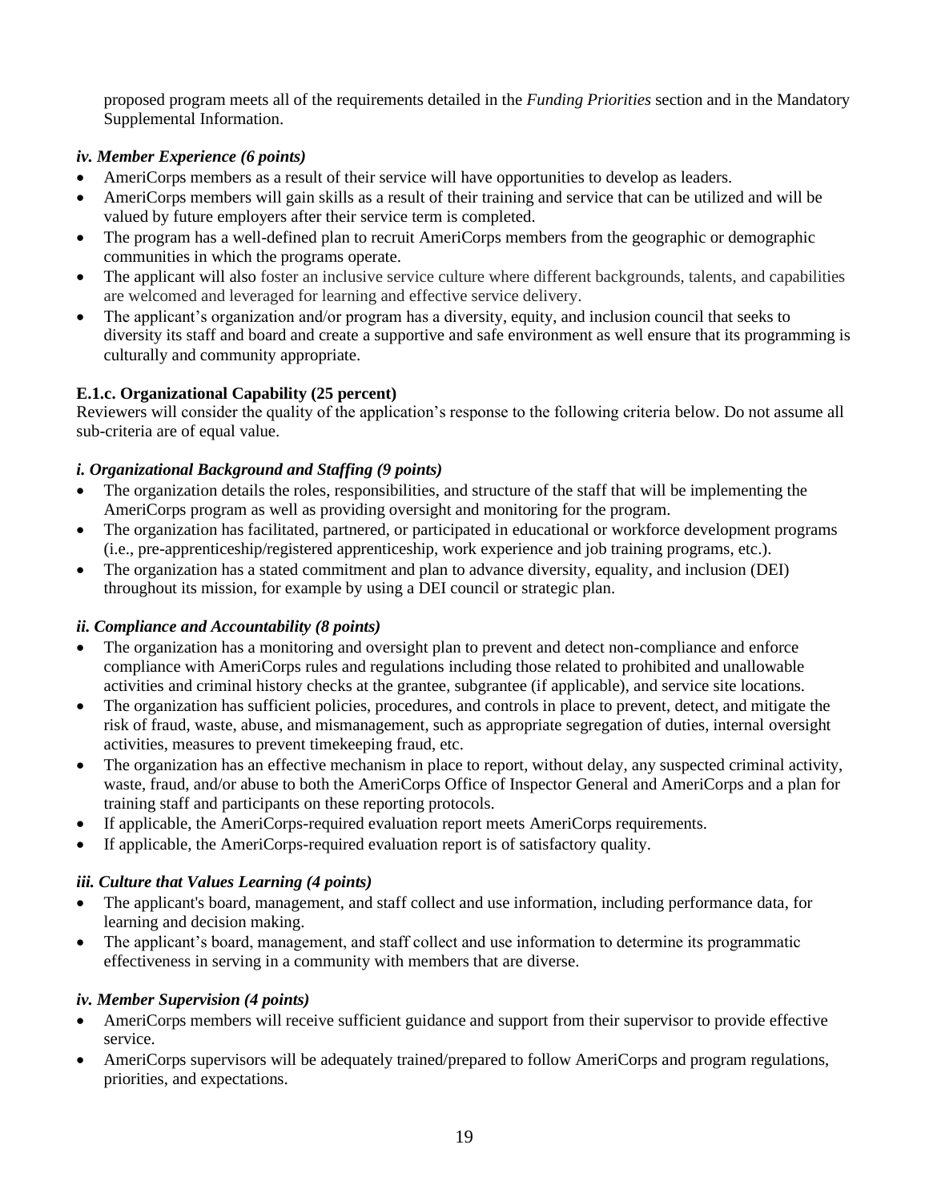proposed program meets all of the requirements detailed in the *Funding Priorities* section and in the Mandatory Supplemental Information.

***iv. Member Experience (6 points)***

- AmeriCorps members as a result of their service will have opportunities to develop as leaders.
- AmeriCorps members will gain skills as a result of their training and service that can be utilized and will be valued by future employers after their service term is completed.
- The program has a well-defined plan to recruit AmeriCorps members from the geographic or demographic communities in which the programs operate.
- The applicant will also foster an inclusive service culture where different backgrounds, talents, and capabilities are welcomed and leveraged for learning and effective service delivery.
- The applicant's organization and/or program has a diversity, equity, and inclusion council that seeks to diversity its staff and board and create a supportive and safe environment as well ensure that its programming is culturally and community appropriate.

**E.1.c. Organizational Capability (25 percent)**

Reviewers will consider the quality of the application's response to the following criteria below. Do not assume all sub-criteria are of equal value.

***i. Organizational Background and Staffing (9 points)***

- The organization details the roles, responsibilities, and structure of the staff that will be implementing the AmeriCorps program as well as providing oversight and monitoring for the program.
- The organization has facilitated, partnered, or participated in educational or workforce development programs (i.e., pre-apprenticeship/registered apprenticeship, work experience and job training programs, etc.).
- The organization has a stated commitment and plan to advance diversity, equality, and inclusion (DEI) throughout its mission, for example by using a DEI council or strategic plan.

***ii. Compliance and Accountability (8 points)***

- The organization has a monitoring and oversight plan to prevent and detect non-compliance and enforce compliance with AmeriCorps rules and regulations including those related to prohibited and unallowable activities and criminal history checks at the grantee, subgrantee (if applicable), and service site locations.
- The organization has sufficient policies, procedures, and controls in place to prevent, detect, and mitigate the risk of fraud, waste, abuse, and mismanagement, such as appropriate segregation of duties, internal oversight activities, measures to prevent timekeeping fraud, etc.
- The organization has an effective mechanism in place to report, without delay, any suspected criminal activity, waste, fraud, and/or abuse to both the AmeriCorps Office of Inspector General and AmeriCorps and a plan for training staff and participants on these reporting protocols.
- If applicable, the AmeriCorps-required evaluation report meets AmeriCorps requirements.
- If applicable, the AmeriCorps-required evaluation report is of satisfactory quality.

***iii. Culture that Values Learning (4 points)***

- The applicant's board, management, and staff collect and use information, including performance data, for learning and decision making.
- The applicant's board, management, and staff collect and use information to determine its programmatic effectiveness in serving in a community with members that are diverse.

***iv. Member Supervision (4 points)***

- AmeriCorps members will receive sufficient guidance and support from their supervisor to provide effective service.
- AmeriCorps supervisors will be adequately trained/prepared to follow AmeriCorps and program regulations, priorities, and expectations.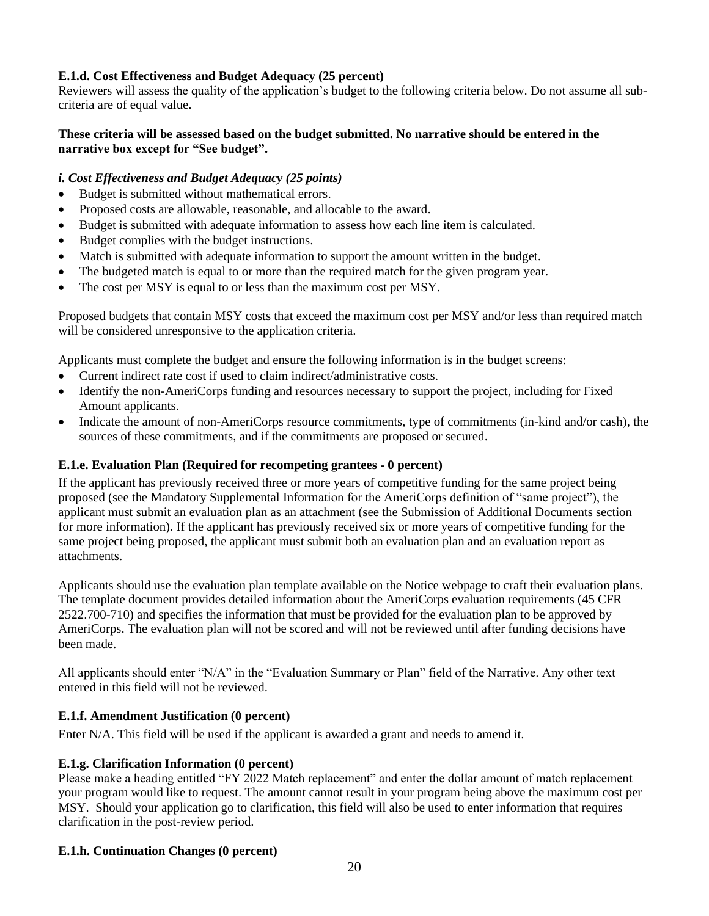### E.1.d. Cost Effectiveness and Budget Adequacy (25 percent)

Reviewers will assess the quality of the application's budget to the following criteria below. Do not assume all sub-criteria are of equal value.

**These criteria will be assessed based on the budget submitted. No narrative should be entered in the narrative box except for "See budget".**

***i. Cost Effectiveness and Budget Adequacy (25 points)***

- Budget is submitted without mathematical errors.
- Proposed costs are allowable, reasonable, and allocable to the award.
- Budget is submitted with adequate information to assess how each line item is calculated.
- Budget complies with the budget instructions.
- Match is submitted with adequate information to support the amount written in the budget.
- The budgeted match is equal to or more than the required match for the given program year.
- The cost per MSY is equal to or less than the maximum cost per MSY.

Proposed budgets that contain MSY costs that exceed the maximum cost per MSY and/or less than required match will be considered unresponsive to the application criteria.

Applicants must complete the budget and ensure the following information is in the budget screens:

- Current indirect rate cost if used to claim indirect/administrative costs.
- Identify the non-AmeriCorps funding and resources necessary to support the project, including for Fixed Amount applicants.
- Indicate the amount of non-AmeriCorps resource commitments, type of commitments (in-kind and/or cash), the sources of these commitments, and if the commitments are proposed or secured.

### E.1.e. Evaluation Plan (Required for recompeting grantees - 0 percent)

If the applicant has previously received three or more years of competitive funding for the same project being proposed (see the Mandatory Supplemental Information for the AmeriCorps definition of "same project"), the applicant must submit an evaluation plan as an attachment (see the Submission of Additional Documents section for more information). If the applicant has previously received six or more years of competitive funding for the same project being proposed, the applicant must submit both an evaluation plan and an evaluation report as attachments.

Applicants should use the evaluation plan template available on the Notice webpage to craft their evaluation plans. The template document provides detailed information about the AmeriCorps evaluation requirements (45 CFR 2522.700-710) and specifies the information that must be provided for the evaluation plan to be approved by AmeriCorps. The evaluation plan will not be scored and will not be reviewed until after funding decisions have been made.

All applicants should enter "N/A" in the "Evaluation Summary or Plan" field of the Narrative. Any other text entered in this field will not be reviewed.

### E.1.f. Amendment Justification (0 percent)

Enter N/A. This field will be used if the applicant is awarded a grant and needs to amend it.

### E.1.g. Clarification Information (0 percent)

Please make a heading entitled "FY 2022 Match replacement" and enter the dollar amount of match replacement your program would like to request. The amount cannot result in your program being above the maximum cost per MSY. Should your application go to clarification, this field will also be used to enter information that requires clarification in the post-review period.

### E.1.h. Continuation Changes (0 percent)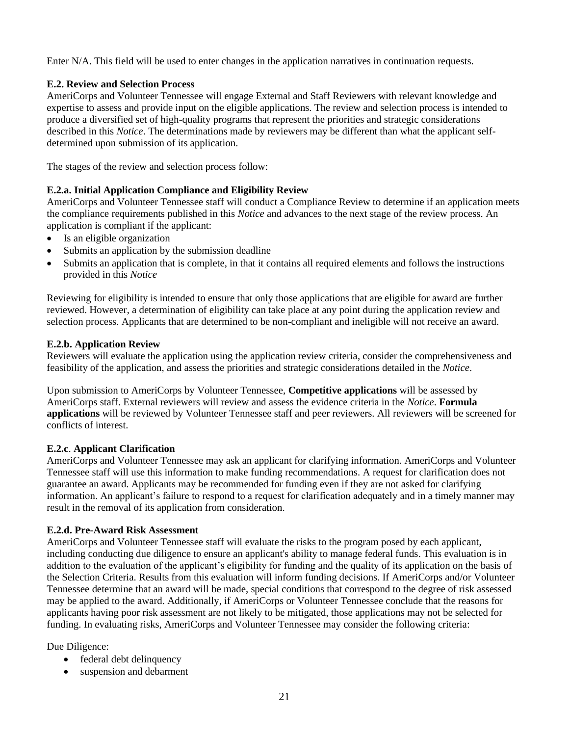Enter N/A. This field will be used to enter changes in the application narratives in continuation requests.

### E.2. Review and Selection Process

AmeriCorps and Volunteer Tennessee will engage External and Staff Reviewers with relevant knowledge and expertise to assess and provide input on the eligible applications. The review and selection process is intended to produce a diversified set of high-quality programs that represent the priorities and strategic considerations described in this *Notice*. The determinations made by reviewers may be different than what the applicant self-determined upon submission of its application.

The stages of the review and selection process follow:

#### E.2.a. Initial Application Compliance and Eligibility Review

AmeriCorps and Volunteer Tennessee staff will conduct a Compliance Review to determine if an application meets the compliance requirements published in this *Notice* and advances to the next stage of the review process. An application is compliant if the applicant:

- Is an eligible organization
- Submits an application by the submission deadline
- Submits an application that is complete, in that it contains all required elements and follows the instructions provided in this *Notice*

Reviewing for eligibility is intended to ensure that only those applications that are eligible for award are further reviewed. However, a determination of eligibility can take place at any point during the application review and selection process. Applicants that are determined to be non-compliant and ineligible will not receive an award.

#### E.2.b. Application Review

Reviewers will evaluate the application using the application review criteria, consider the comprehensiveness and feasibility of the application, and assess the priorities and strategic considerations detailed in the *Notice*.

Upon submission to AmeriCorps by Volunteer Tennessee, **Competitive applications** will be assessed by AmeriCorps staff. External reviewers will review and assess the evidence criteria in the *Notice*. **Formula applications** will be reviewed by Volunteer Tennessee staff and peer reviewers. All reviewers will be screened for conflicts of interest.

#### E.2.c. Applicant Clarification

AmeriCorps and Volunteer Tennessee may ask an applicant for clarifying information. AmeriCorps and Volunteer Tennessee staff will use this information to make funding recommendations. A request for clarification does not guarantee an award. Applicants may be recommended for funding even if they are not asked for clarifying information. An applicant's failure to respond to a request for clarification adequately and in a timely manner may result in the removal of its application from consideration.

#### E.2.d. Pre-Award Risk Assessment

AmeriCorps and Volunteer Tennessee staff will evaluate the risks to the program posed by each applicant, including conducting due diligence to ensure an applicant's ability to manage federal funds. This evaluation is in addition to the evaluation of the applicant's eligibility for funding and the quality of its application on the basis of the Selection Criteria. Results from this evaluation will inform funding decisions. If AmeriCorps and/or Volunteer Tennessee determine that an award will be made, special conditions that correspond to the degree of risk assessed may be applied to the award. Additionally, if AmeriCorps or Volunteer Tennessee conclude that the reasons for applicants having poor risk assessment are not likely to be mitigated, those applications may not be selected for funding. In evaluating risks, AmeriCorps and Volunteer Tennessee may consider the following criteria:

Due Diligence:

- federal debt delinquency
- suspension and debarment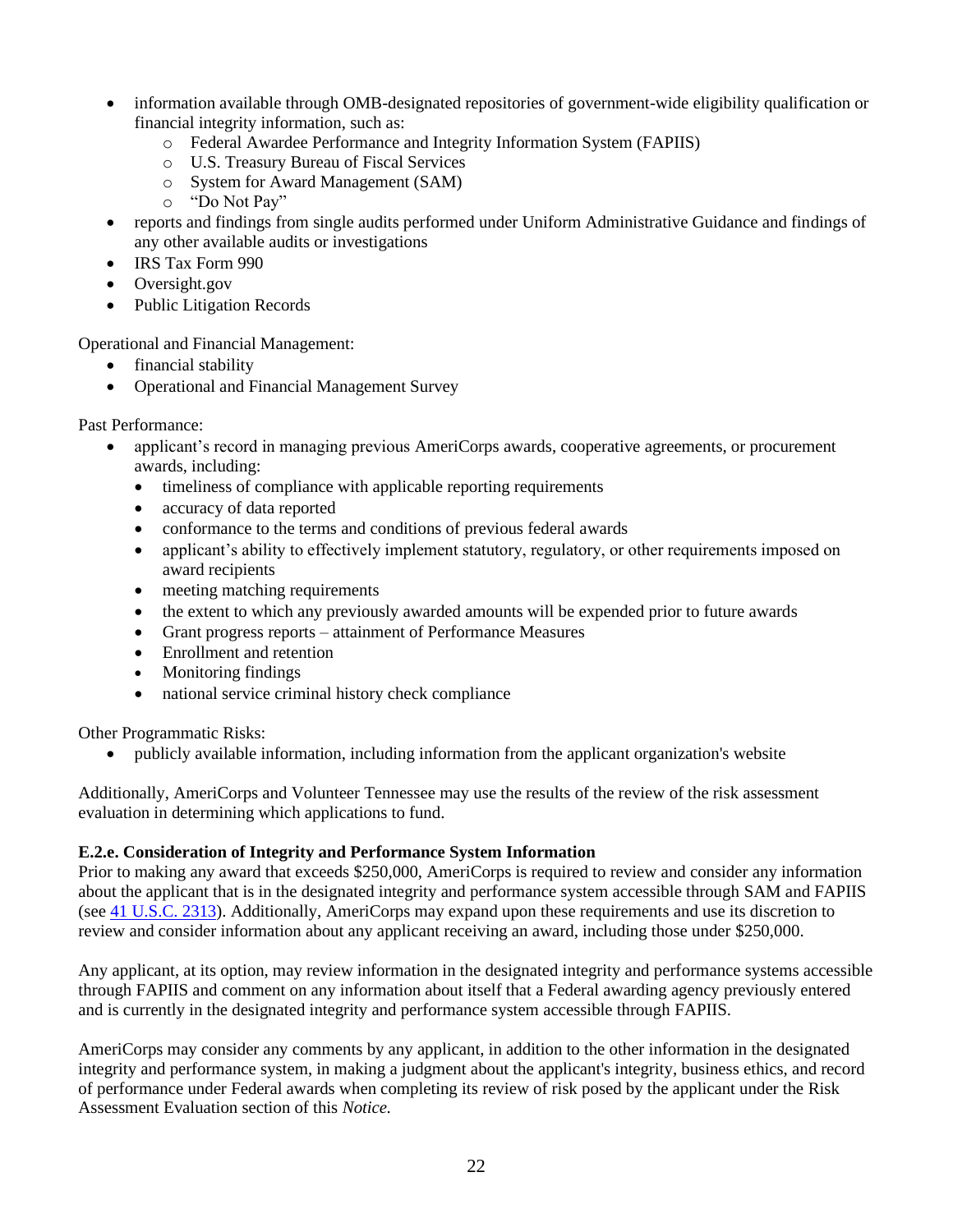- information available through OMB-designated repositories of government-wide eligibility qualification or financial integrity information, such as:
  - Federal Awardee Performance and Integrity Information System (FAPIIS)
  - U.S. Treasury Bureau of Fiscal Services
  - System for Award Management (SAM)
  - "Do Not Pay"
- reports and findings from single audits performed under Uniform Administrative Guidance and findings of any other available audits or investigations
- IRS Tax Form 990
- Oversight.gov
- Public Litigation Records

Operational and Financial Management:

- financial stability
- Operational and Financial Management Survey

Past Performance:

- applicant's record in managing previous AmeriCorps awards, cooperative agreements, or procurement awards, including:
  - timeliness of compliance with applicable reporting requirements
  - accuracy of data reported
  - conformance to the terms and conditions of previous federal awards
  - applicant's ability to effectively implement statutory, regulatory, or other requirements imposed on award recipients
  - meeting matching requirements
  - the extent to which any previously awarded amounts will be expended prior to future awards
  - Grant progress reports – attainment of Performance Measures
  - Enrollment and retention
  - Monitoring findings
  - national service criminal history check compliance

Other Programmatic Risks:

- publicly available information, including information from the applicant organization's website

Additionally, AmeriCorps and Volunteer Tennessee may use the results of the review of the risk assessment evaluation in determining which applications to fund.

**E.2.e. Consideration of Integrity and Performance System Information**

Prior to making any award that exceeds $250,000, AmeriCorps is required to review and consider any information about the applicant that is in the designated integrity and performance system accessible through SAM and FAPIIS (see [41 U.S.C. 2313]). Additionally, AmeriCorps may expand upon these requirements and use its discretion to review and consider information about any applicant receiving an award, including those under $250,000.

Any applicant, at its option, may review information in the designated integrity and performance systems accessible through FAPIIS and comment on any information about itself that a Federal awarding agency previously entered and is currently in the designated integrity and performance system accessible through FAPIIS.

AmeriCorps may consider any comments by any applicant, in addition to the other information in the designated integrity and performance system, in making a judgment about the applicant's integrity, business ethics, and record of performance under Federal awards when completing its review of risk posed by the applicant under the Risk Assessment Evaluation section of this *Notice.*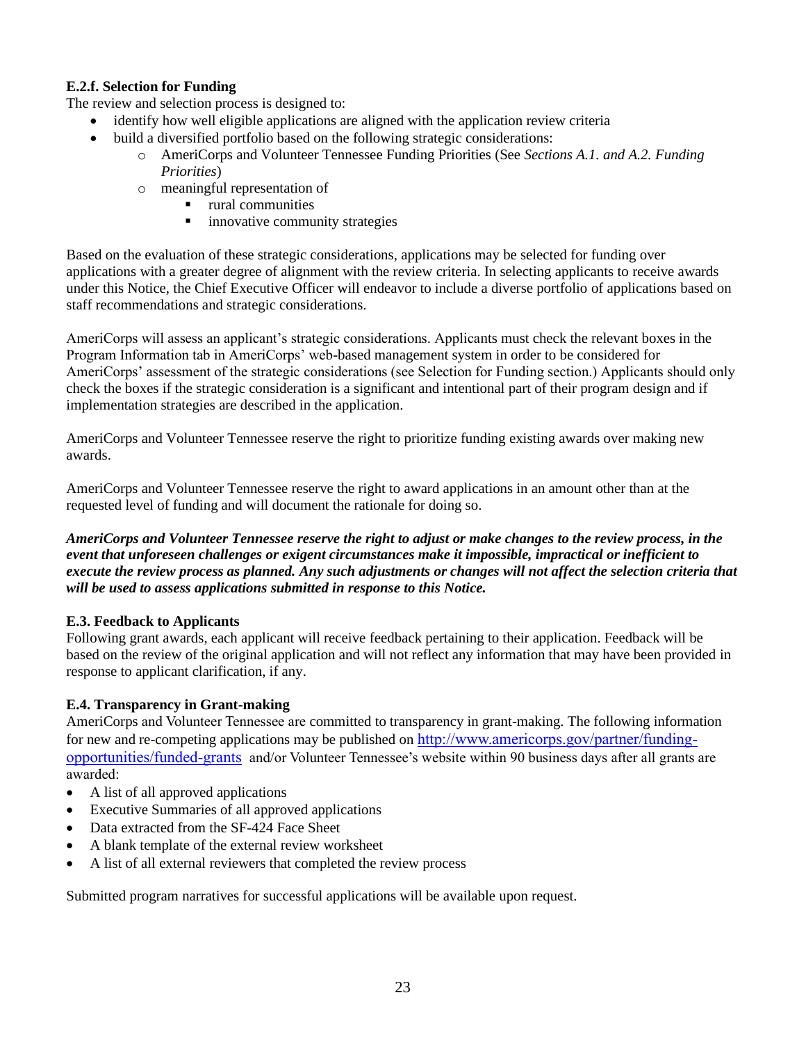**E.2.f. Selection for Funding**

The review and selection process is designed to:

- identify how well eligible applications are aligned with the application review criteria
- build a diversified portfolio based on the following strategic considerations:
    - AmeriCorps and Volunteer Tennessee Funding Priorities (See *Sections A.1. and A.2. Funding Priorities*)
    - meaningful representation of
        - rural communities
        - innovative community strategies

Based on the evaluation of these strategic considerations, applications may be selected for funding over applications with a greater degree of alignment with the review criteria. In selecting applicants to receive awards under this Notice, the Chief Executive Officer will endeavor to include a diverse portfolio of applications based on staff recommendations and strategic considerations.

AmeriCorps will assess an applicant's strategic considerations. Applicants must check the relevant boxes in the Program Information tab in AmeriCorps' web-based management system in order to be considered for AmeriCorps' assessment of the strategic considerations (see Selection for Funding section.) Applicants should only check the boxes if the strategic consideration is a significant and intentional part of their program design and if implementation strategies are described in the application.

AmeriCorps and Volunteer Tennessee reserve the right to prioritize funding existing awards over making new awards.

AmeriCorps and Volunteer Tennessee reserve the right to award applications in an amount other than at the requested level of funding and will document the rationale for doing so.

***AmeriCorps and Volunteer Tennessee reserve the right to adjust or make changes to the review process, in the event that unforeseen challenges or exigent circumstances make it impossible, impractical or inefficient to execute the review process as planned. Any such adjustments or changes will not affect the selection criteria that will be used to assess applications submitted in response to this Notice.***

**E.3. Feedback to Applicants**

Following grant awards, each applicant will receive feedback pertaining to their application. Feedback will be based on the review of the original application and will not reflect any information that may have been provided in response to applicant clarification, if any.

**E.4. Transparency in Grant-making**

AmeriCorps and Volunteer Tennessee are committed to transparency in grant-making. The following information for new and re-competing applications may be published on http://www.americorps.gov/partner/funding-opportunities/funded-grants and/or Volunteer Tennessee's website within 90 business days after all grants are awarded:

- A list of all approved applications
- Executive Summaries of all approved applications
- Data extracted from the SF-424 Face Sheet
- A blank template of the external review worksheet
- A list of all external reviewers that completed the review process

Submitted program narratives for successful applications will be available upon request.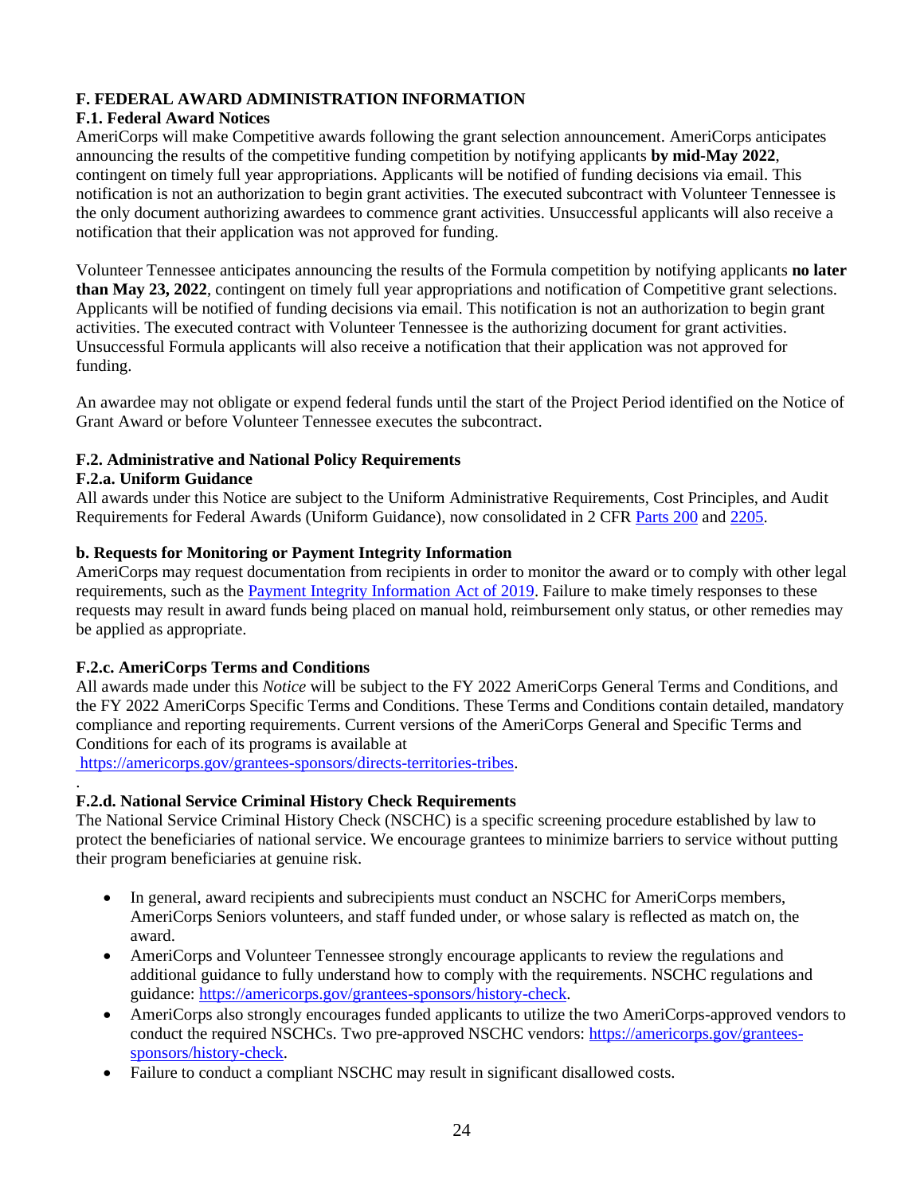## F. FEDERAL AWARD ADMINISTRATION INFORMATION

### F.1. Federal Award Notices

AmeriCorps will make Competitive awards following the grant selection announcement. AmeriCorps anticipates announcing the results of the competitive funding competition by notifying applicants **by mid-May 2022**, contingent on timely full year appropriations. Applicants will be notified of funding decisions via email. This notification is not an authorization to begin grant activities. The executed subcontract with Volunteer Tennessee is the only document authorizing awardees to commence grant activities. Unsuccessful applicants will also receive a notification that their application was not approved for funding.

Volunteer Tennessee anticipates announcing the results of the Formula competition by notifying applicants **no later than May 23, 2022**, contingent on timely full year appropriations and notification of Competitive grant selections. Applicants will be notified of funding decisions via email. This notification is not an authorization to begin grant activities. The executed contract with Volunteer Tennessee is the authorizing document for grant activities. Unsuccessful Formula applicants will also receive a notification that their application was not approved for funding.

An awardee may not obligate or expend federal funds until the start of the Project Period identified on the Notice of Grant Award or before Volunteer Tennessee executes the subcontract.

### F.2. Administrative and National Policy Requirements

#### F.2.a. Uniform Guidance

All awards under this Notice are subject to the Uniform Administrative Requirements, Cost Principles, and Audit Requirements for Federal Awards (Uniform Guidance), now consolidated in 2 CFR Parts 200 and 2205.

#### b. Requests for Monitoring or Payment Integrity Information

AmeriCorps may request documentation from recipients in order to monitor the award or to comply with other legal requirements, such as the Payment Integrity Information Act of 2019. Failure to make timely responses to these requests may result in award funds being placed on manual hold, reimbursement only status, or other remedies may be applied as appropriate.

#### F.2.c. AmeriCorps Terms and Conditions

All awards made under this *Notice* will be subject to the FY 2022 AmeriCorps General Terms and Conditions, and the FY 2022 AmeriCorps Specific Terms and Conditions. These Terms and Conditions contain detailed, mandatory compliance and reporting requirements. Current versions of the AmeriCorps General and Specific Terms and Conditions for each of its programs is available at https://americorps.gov/grantees-sponsors/directs-territories-tribes.

#### F.2.d. National Service Criminal History Check Requirements

The National Service Criminal History Check (NSCHC) is a specific screening procedure established by law to protect the beneficiaries of national service. We encourage grantees to minimize barriers to service without putting their program beneficiaries at genuine risk.

- In general, award recipients and subrecipients must conduct an NSCHC for AmeriCorps members, AmeriCorps Seniors volunteers, and staff funded under, or whose salary is reflected as match on, the award.
- AmeriCorps and Volunteer Tennessee strongly encourage applicants to review the regulations and additional guidance to fully understand how to comply with the requirements. NSCHC regulations and guidance: https://americorps.gov/grantees-sponsors/history-check.
- AmeriCorps also strongly encourages funded applicants to utilize the two AmeriCorps-approved vendors to conduct the required NSCHCs. Two pre-approved NSCHC vendors: https://americorps.gov/grantees-sponsors/history-check.
- Failure to conduct a compliant NSCHC may result in significant disallowed costs.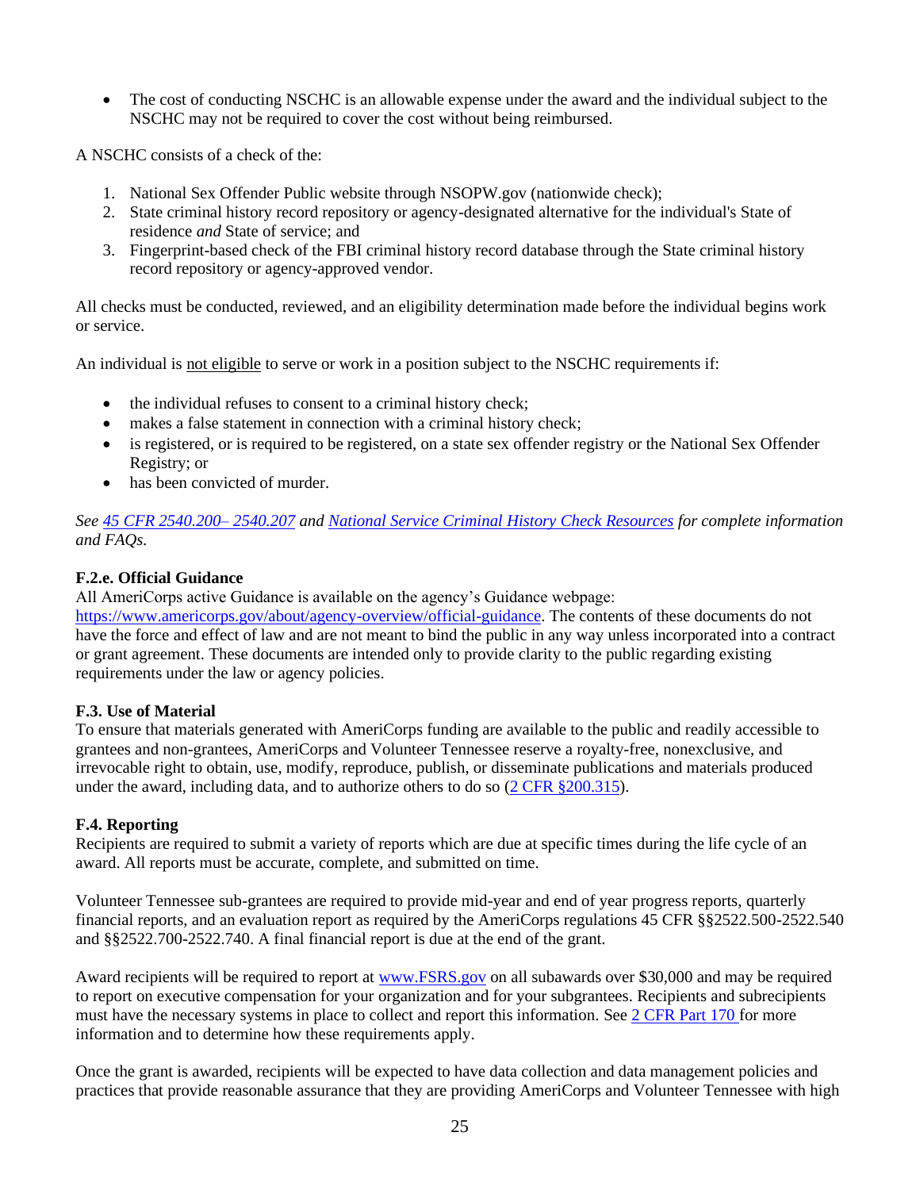- The cost of conducting NSCHC is an allowable expense under the award and the individual subject to the NSCHC may not be required to cover the cost without being reimbursed.

A NSCHC consists of a check of the:

1. National Sex Offender Public website through NSOPW.gov (nationwide check);
2. State criminal history record repository or agency-designated alternative for the individual's State of residence *and* State of service; and
3. Fingerprint-based check of the FBI criminal history record database through the State criminal history record repository or agency-approved vendor.

All checks must be conducted, reviewed, and an eligibility determination made before the individual begins work or service.

An individual is not eligible to serve or work in a position subject to the NSCHC requirements if:

- the individual refuses to consent to a criminal history check;
- makes a false statement in connection with a criminal history check;
- is registered, or is required to be registered, on a state sex offender registry or the National Sex Offender Registry; or
- has been convicted of murder.

*See [45 CFR 2540.200– 2540.207](#) and [National Service Criminal History Check Resources](#) for complete information and FAQs.*

### F.2.e. Official Guidance

All AmeriCorps active Guidance is available on the agency's Guidance webpage: https://www.americorps.gov/about/agency-overview/official-guidance. The contents of these documents do not have the force and effect of law and are not meant to bind the public in any way unless incorporated into a contract or grant agreement. These documents are intended only to provide clarity to the public regarding existing requirements under the law or agency policies.

### F.3. Use of Material

To ensure that materials generated with AmeriCorps funding are available to the public and readily accessible to grantees and non-grantees, AmeriCorps and Volunteer Tennessee reserve a royalty-free, nonexclusive, and irrevocable right to obtain, use, modify, reproduce, publish, or disseminate publications and materials produced under the award, including data, and to authorize others to do so ([2 CFR §200.315](#)).

### F.4. Reporting

Recipients are required to submit a variety of reports which are due at specific times during the life cycle of an award. All reports must be accurate, complete, and submitted on time.

Volunteer Tennessee sub-grantees are required to provide mid-year and end of year progress reports, quarterly financial reports, and an evaluation report as required by the AmeriCorps regulations 45 CFR §§2522.500-2522.540 and §§2522.700-2522.740. A final financial report is due at the end of the grant.

Award recipients will be required to report at [www.FSRS.gov](#) on all subawards over $30,000 and may be required to report on executive compensation for your organization and for your subgrantees. Recipients and subrecipients must have the necessary systems in place to collect and report this information. See [2 CFR Part 170](#) for more information and to determine how these requirements apply.

Once the grant is awarded, recipients will be expected to have data collection and data management policies and practices that provide reasonable assurance that they are providing AmeriCorps and Volunteer Tennessee with high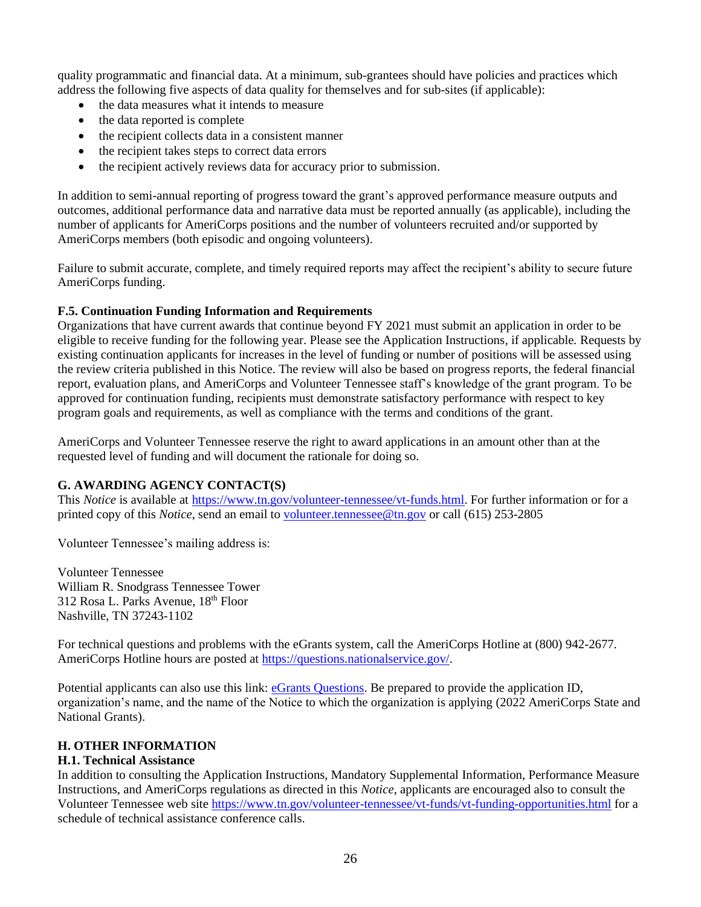quality programmatic and financial data. At a minimum, sub-grantees should have policies and practices which address the following five aspects of data quality for themselves and for sub-sites (if applicable):

- the data measures what it intends to measure
- the data reported is complete
- the recipient collects data in a consistent manner
- the recipient takes steps to correct data errors
- the recipient actively reviews data for accuracy prior to submission.

In addition to semi-annual reporting of progress toward the grant's approved performance measure outputs and outcomes, additional performance data and narrative data must be reported annually (as applicable), including the number of applicants for AmeriCorps positions and the number of volunteers recruited and/or supported by AmeriCorps members (both episodic and ongoing volunteers).

Failure to submit accurate, complete, and timely required reports may affect the recipient's ability to secure future AmeriCorps funding.

### F.5. Continuation Funding Information and Requirements

Organizations that have current awards that continue beyond FY 2021 must submit an application in order to be eligible to receive funding for the following year. Please see the Application Instructions, if applicable. Requests by existing continuation applicants for increases in the level of funding or number of positions will be assessed using the review criteria published in this Notice. The review will also be based on progress reports, the federal financial report, evaluation plans, and AmeriCorps and Volunteer Tennessee staff's knowledge of the grant program. To be approved for continuation funding, recipients must demonstrate satisfactory performance with respect to key program goals and requirements, as well as compliance with the terms and conditions of the grant.

AmeriCorps and Volunteer Tennessee reserve the right to award applications in an amount other than at the requested level of funding and will document the rationale for doing so.

## G. AWARDING AGENCY CONTACT(S)

This *Notice* is available at https://www.tn.gov/volunteer-tennessee/vt-funds.html. For further information or for a printed copy of this *Notice*, send an email to volunteer.tennessee@tn.gov or call (615) 253-2805

Volunteer Tennessee's mailing address is:

Volunteer Tennessee
William R. Snodgrass Tennessee Tower
312 Rosa L. Parks Avenue, 18th Floor
Nashville, TN 37243-1102

For technical questions and problems with the eGrants system, call the AmeriCorps Hotline at (800) 942-2677. AmeriCorps Hotline hours are posted at https://questions.nationalservice.gov/.

Potential applicants can also use this link: eGrants Questions. Be prepared to provide the application ID, organization's name, and the name of the Notice to which the organization is applying (2022 AmeriCorps State and National Grants).

## H. OTHER INFORMATION

### H.1. Technical Assistance

In addition to consulting the Application Instructions, Mandatory Supplemental Information, Performance Measure Instructions, and AmeriCorps regulations as directed in this *Notice*, applicants are encouraged also to consult the Volunteer Tennessee web site https://www.tn.gov/volunteer-tennessee/vt-funds/vt-funding-opportunities.html for a schedule of technical assistance conference calls.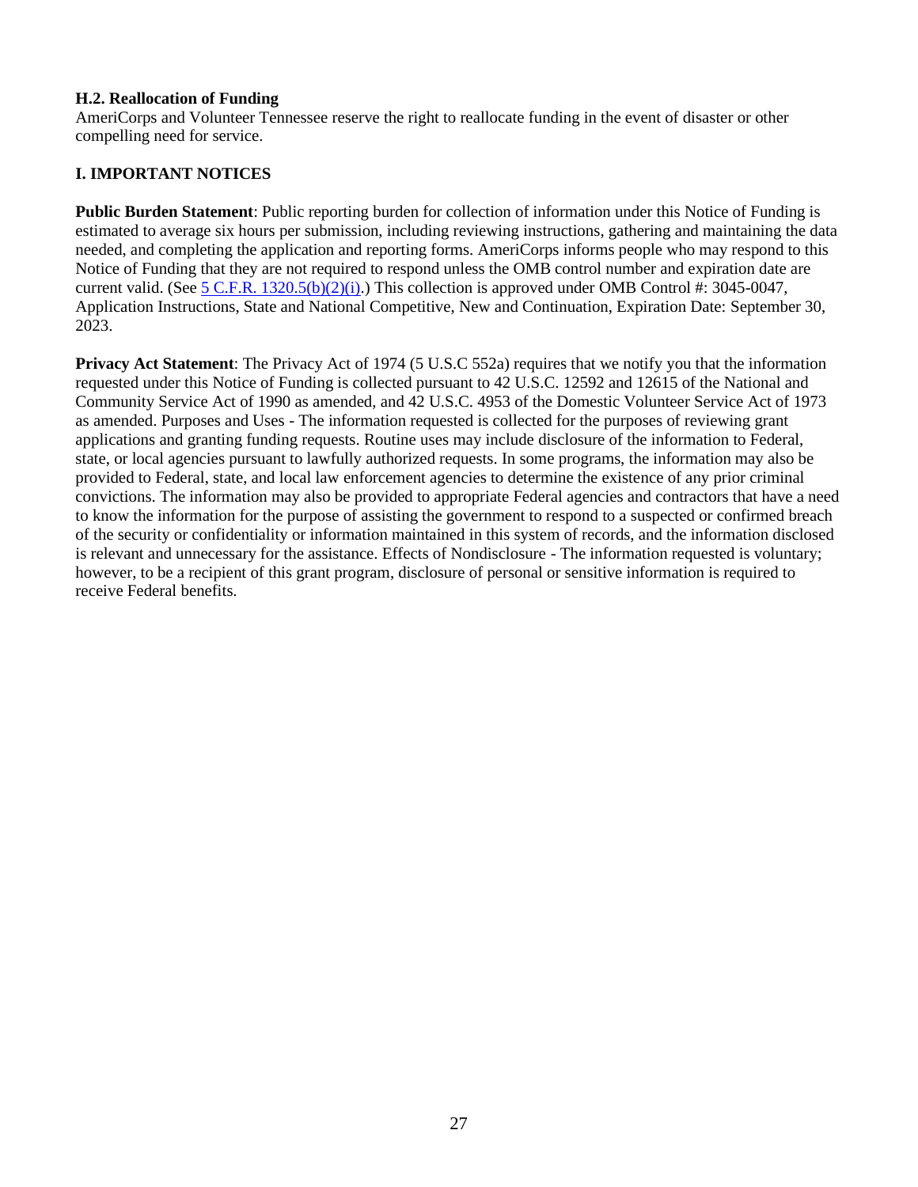### H.2. Reallocation of Funding

AmeriCorps and Volunteer Tennessee reserve the right to reallocate funding in the event of disaster or other compelling need for service.

## I. IMPORTANT NOTICES

**Public Burden Statement**: Public reporting burden for collection of information under this Notice of Funding is estimated to average six hours per submission, including reviewing instructions, gathering and maintaining the data needed, and completing the application and reporting forms. AmeriCorps informs people who may respond to this Notice of Funding that they are not required to respond unless the OMB control number and expiration date are current valid. (See 5 C.F.R. 1320.5(b)(2)(i).) This collection is approved under OMB Control #: 3045-0047, Application Instructions, State and National Competitive, New and Continuation, Expiration Date: September 30, 2023.

**Privacy Act Statement**: The Privacy Act of 1974 (5 U.S.C 552a) requires that we notify you that the information requested under this Notice of Funding is collected pursuant to 42 U.S.C. 12592 and 12615 of the National and Community Service Act of 1990 as amended, and 42 U.S.C. 4953 of the Domestic Volunteer Service Act of 1973 as amended. Purposes and Uses - The information requested is collected for the purposes of reviewing grant applications and granting funding requests. Routine uses may include disclosure of the information to Federal, state, or local agencies pursuant to lawfully authorized requests. In some programs, the information may also be provided to Federal, state, and local law enforcement agencies to determine the existence of any prior criminal convictions. The information may also be provided to appropriate Federal agencies and contractors that have a need to know the information for the purpose of assisting the government to respond to a suspected or confirmed breach of the security or confidentiality or information maintained in this system of records, and the information disclosed is relevant and unnecessary for the assistance. Effects of Nondisclosure - The information requested is voluntary; however, to be a recipient of this grant program, disclosure of personal or sensitive information is required to receive Federal benefits.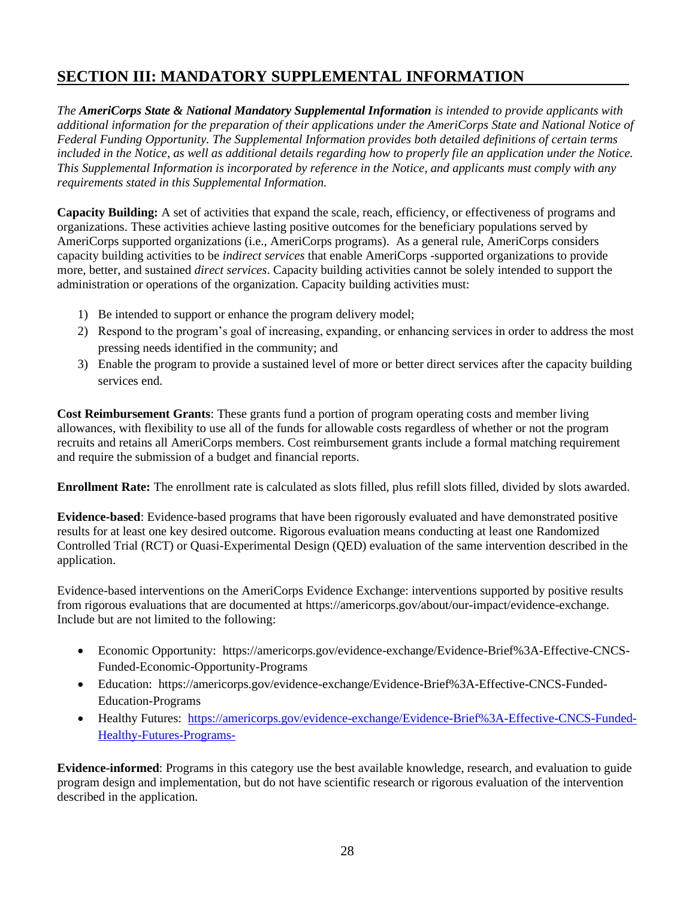## SECTION III: MANDATORY SUPPLEMENTAL INFORMATION

*The **AmeriCorps State & National Mandatory Supplemental Information** is intended to provide applicants with additional information for the preparation of their applications under the AmeriCorps State and National Notice of Federal Funding Opportunity. The Supplemental Information provides both detailed definitions of certain terms included in the Notice, as well as additional details regarding how to properly file an application under the Notice. This Supplemental Information is incorporated by reference in the Notice, and applicants must comply with any requirements stated in this Supplemental Information.*

**Capacity Building:** A set of activities that expand the scale, reach, efficiency, or effectiveness of programs and organizations. These activities achieve lasting positive outcomes for the beneficiary populations served by AmeriCorps supported organizations (i.e., AmeriCorps programs). As a general rule, AmeriCorps considers capacity building activities to be *indirect services* that enable AmeriCorps -supported organizations to provide more, better, and sustained *direct services*. Capacity building activities cannot be solely intended to support the administration or operations of the organization. Capacity building activities must:

1) Be intended to support or enhance the program delivery model;
2) Respond to the program's goal of increasing, expanding, or enhancing services in order to address the most pressing needs identified in the community; and
3) Enable the program to provide a sustained level of more or better direct services after the capacity building services end.

**Cost Reimbursement Grants**: These grants fund a portion of program operating costs and member living allowances, with flexibility to use all of the funds for allowable costs regardless of whether or not the program recruits and retains all AmeriCorps members. Cost reimbursement grants include a formal matching requirement and require the submission of a budget and financial reports.

**Enrollment Rate:** The enrollment rate is calculated as slots filled, plus refill slots filled, divided by slots awarded.

**Evidence-based**: Evidence-based programs that have been rigorously evaluated and have demonstrated positive results for at least one key desired outcome. Rigorous evaluation means conducting at least one Randomized Controlled Trial (RCT) or Quasi-Experimental Design (QED) evaluation of the same intervention described in the application.

Evidence-based interventions on the AmeriCorps Evidence Exchange: interventions supported by positive results from rigorous evaluations that are documented at https://americorps.gov/about/our-impact/evidence-exchange. Include but are not limited to the following:

- Economic Opportunity: https://americorps.gov/evidence-exchange/Evidence-Brief%3A-Effective-CNCS-Funded-Economic-Opportunity-Programs
- Education: https://americorps.gov/evidence-exchange/Evidence-Brief%3A-Effective-CNCS-Funded-Education-Programs
- Healthy Futures: https://americorps.gov/evidence-exchange/Evidence-Brief%3A-Effective-CNCS-Funded-Healthy-Futures-Programs-

**Evidence-informed**: Programs in this category use the best available knowledge, research, and evaluation to guide program design and implementation, but do not have scientific research or rigorous evaluation of the intervention described in the application.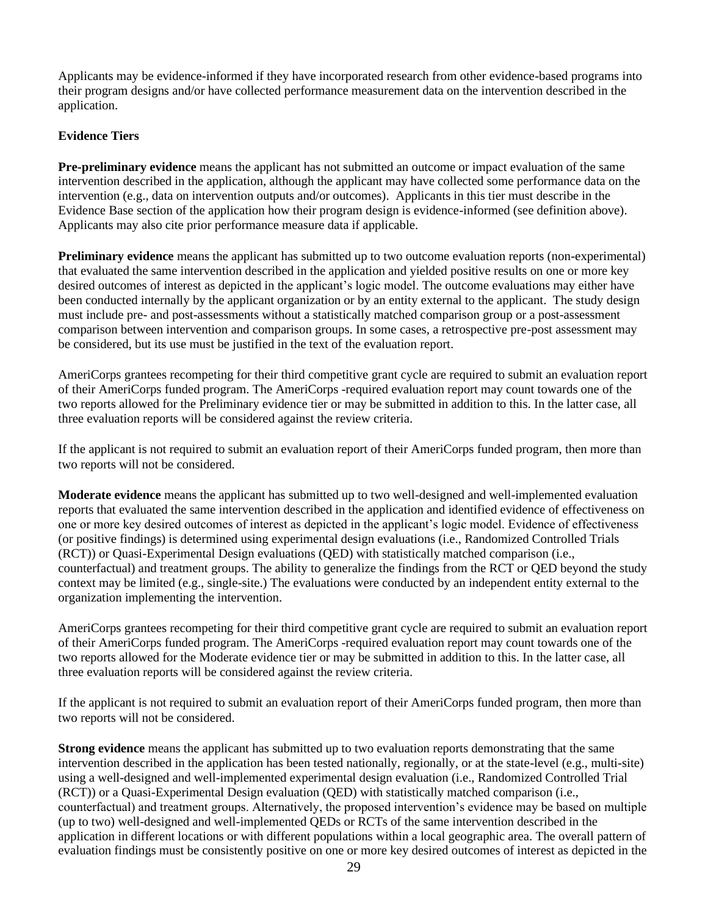Applicants may be evidence-informed if they have incorporated research from other evidence-based programs into their program designs and/or have collected performance measurement data on the intervention described in the application.

**Evidence Tiers**

**Pre-preliminary evidence** means the applicant has not submitted an outcome or impact evaluation of the same intervention described in the application, although the applicant may have collected some performance data on the intervention (e.g., data on intervention outputs and/or outcomes). Applicants in this tier must describe in the Evidence Base section of the application how their program design is evidence-informed (see definition above). Applicants may also cite prior performance measure data if applicable.

**Preliminary evidence** means the applicant has submitted up to two outcome evaluation reports (non-experimental) that evaluated the same intervention described in the application and yielded positive results on one or more key desired outcomes of interest as depicted in the applicant's logic model. The outcome evaluations may either have been conducted internally by the applicant organization or by an entity external to the applicant. The study design must include pre- and post-assessments without a statistically matched comparison group or a post-assessment comparison between intervention and comparison groups. In some cases, a retrospective pre-post assessment may be considered, but its use must be justified in the text of the evaluation report.

AmeriCorps grantees recompeting for their third competitive grant cycle are required to submit an evaluation report of their AmeriCorps funded program. The AmeriCorps -required evaluation report may count towards one of the two reports allowed for the Preliminary evidence tier or may be submitted in addition to this. In the latter case, all three evaluation reports will be considered against the review criteria.

If the applicant is not required to submit an evaluation report of their AmeriCorps funded program, then more than two reports will not be considered.

**Moderate evidence** means the applicant has submitted up to two well-designed and well-implemented evaluation reports that evaluated the same intervention described in the application and identified evidence of effectiveness on one or more key desired outcomes of interest as depicted in the applicant's logic model. Evidence of effectiveness (or positive findings) is determined using experimental design evaluations (i.e., Randomized Controlled Trials (RCT)) or Quasi-Experimental Design evaluations (QED) with statistically matched comparison (i.e., counterfactual) and treatment groups. The ability to generalize the findings from the RCT or QED beyond the study context may be limited (e.g., single-site.) The evaluations were conducted by an independent entity external to the organization implementing the intervention.

AmeriCorps grantees recompeting for their third competitive grant cycle are required to submit an evaluation report of their AmeriCorps funded program. The AmeriCorps -required evaluation report may count towards one of the two reports allowed for the Moderate evidence tier or may be submitted in addition to this. In the latter case, all three evaluation reports will be considered against the review criteria.

If the applicant is not required to submit an evaluation report of their AmeriCorps funded program, then more than two reports will not be considered.

**Strong evidence** means the applicant has submitted up to two evaluation reports demonstrating that the same intervention described in the application has been tested nationally, regionally, or at the state-level (e.g., multi-site) using a well-designed and well-implemented experimental design evaluation (i.e., Randomized Controlled Trial (RCT)) or a Quasi-Experimental Design evaluation (QED) with statistically matched comparison (i.e., counterfactual) and treatment groups. Alternatively, the proposed intervention's evidence may be based on multiple (up to two) well-designed and well-implemented QEDs or RCTs of the same intervention described in the application in different locations or with different populations within a local geographic area. The overall pattern of evaluation findings must be consistently positive on one or more key desired outcomes of interest as depicted in the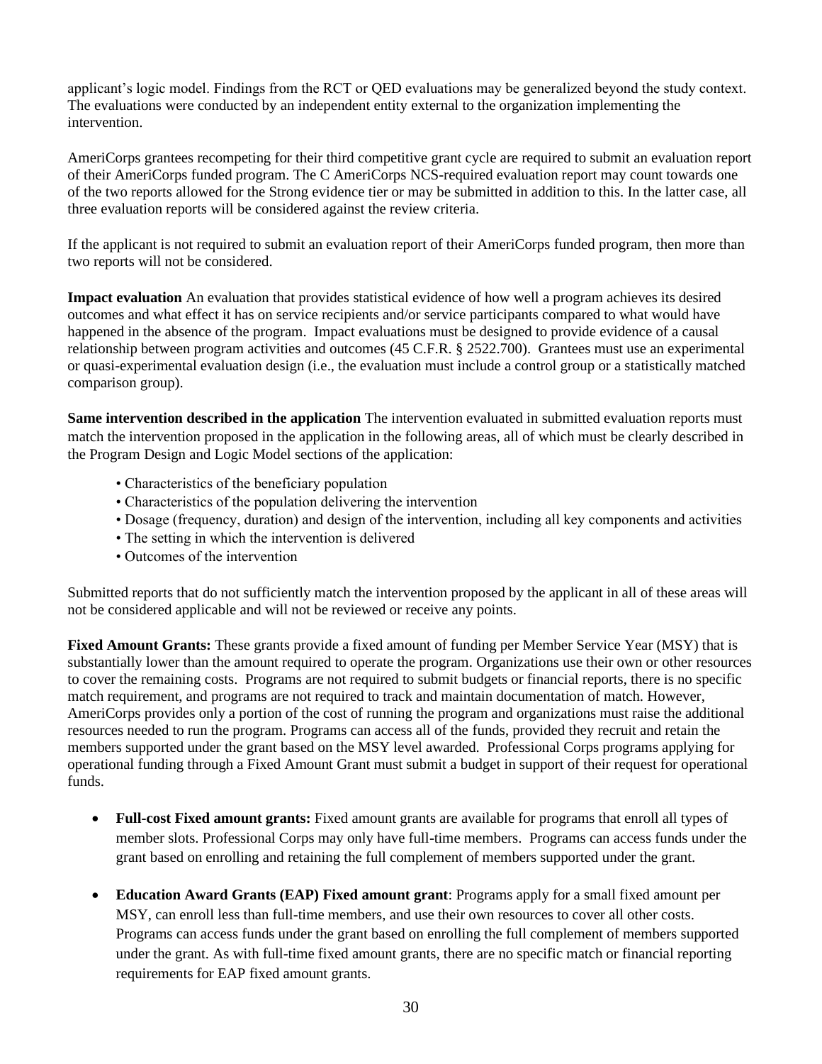applicant's logic model. Findings from the RCT or QED evaluations may be generalized beyond the study context. The evaluations were conducted by an independent entity external to the organization implementing the intervention.

AmeriCorps grantees recompeting for their third competitive grant cycle are required to submit an evaluation report of their AmeriCorps funded program. The C AmeriCorps NCS-required evaluation report may count towards one of the two reports allowed for the Strong evidence tier or may be submitted in addition to this. In the latter case, all three evaluation reports will be considered against the review criteria.

If the applicant is not required to submit an evaluation report of their AmeriCorps funded program, then more than two reports will not be considered.

**Impact evaluation** An evaluation that provides statistical evidence of how well a program achieves its desired outcomes and what effect it has on service recipients and/or service participants compared to what would have happened in the absence of the program. Impact evaluations must be designed to provide evidence of a causal relationship between program activities and outcomes (45 C.F.R. § 2522.700). Grantees must use an experimental or quasi-experimental evaluation design (i.e., the evaluation must include a control group or a statistically matched comparison group).

**Same intervention described in the application** The intervention evaluated in submitted evaluation reports must match the intervention proposed in the application in the following areas, all of which must be clearly described in the Program Design and Logic Model sections of the application:

- Characteristics of the beneficiary population
- Characteristics of the population delivering the intervention
- Dosage (frequency, duration) and design of the intervention, including all key components and activities
- The setting in which the intervention is delivered
- Outcomes of the intervention

Submitted reports that do not sufficiently match the intervention proposed by the applicant in all of these areas will not be considered applicable and will not be reviewed or receive any points.

**Fixed Amount Grants:** These grants provide a fixed amount of funding per Member Service Year (MSY) that is substantially lower than the amount required to operate the program. Organizations use their own or other resources to cover the remaining costs. Programs are not required to submit budgets or financial reports, there is no specific match requirement, and programs are not required to track and maintain documentation of match. However, AmeriCorps provides only a portion of the cost of running the program and organizations must raise the additional resources needed to run the program. Programs can access all of the funds, provided they recruit and retain the members supported under the grant based on the MSY level awarded. Professional Corps programs applying for operational funding through a Fixed Amount Grant must submit a budget in support of their request for operational funds.

- **Full-cost Fixed amount grants:** Fixed amount grants are available for programs that enroll all types of member slots. Professional Corps may only have full-time members. Programs can access funds under the grant based on enrolling and retaining the full complement of members supported under the grant.

- **Education Award Grants (EAP) Fixed amount grant**: Programs apply for a small fixed amount per MSY, can enroll less than full-time members, and use their own resources to cover all other costs. Programs can access funds under the grant based on enrolling the full complement of members supported under the grant. As with full-time fixed amount grants, there are no specific match or financial reporting requirements for EAP fixed amount grants.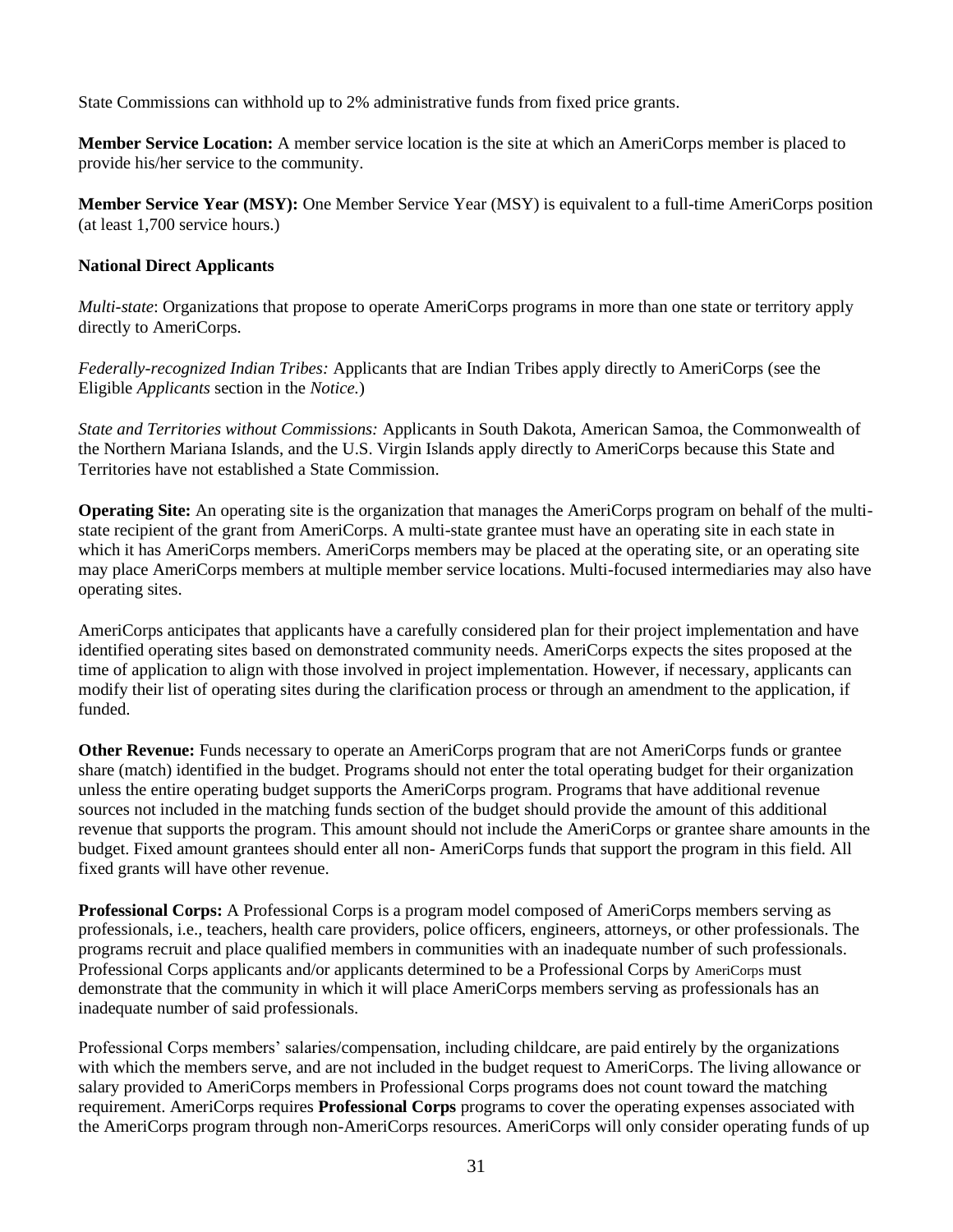State Commissions can withhold up to 2% administrative funds from fixed price grants.

**Member Service Location:** A member service location is the site at which an AmeriCorps member is placed to provide his/her service to the community.

**Member Service Year (MSY):** One Member Service Year (MSY) is equivalent to a full-time AmeriCorps position (at least 1,700 service hours.)

**National Direct Applicants**

*Multi-state*: Organizations that propose to operate AmeriCorps programs in more than one state or territory apply directly to AmeriCorps.

*Federally-recognized Indian Tribes:* Applicants that are Indian Tribes apply directly to AmeriCorps (see the Eligible *Applicants* section in the *Notice.*)

*State and Territories without Commissions:* Applicants in South Dakota, American Samoa, the Commonwealth of the Northern Mariana Islands, and the U.S. Virgin Islands apply directly to AmeriCorps because this State and Territories have not established a State Commission.

**Operating Site:** An operating site is the organization that manages the AmeriCorps program on behalf of the multi-state recipient of the grant from AmeriCorps. A multi-state grantee must have an operating site in each state in which it has AmeriCorps members. AmeriCorps members may be placed at the operating site, or an operating site may place AmeriCorps members at multiple member service locations. Multi-focused intermediaries may also have operating sites.

AmeriCorps anticipates that applicants have a carefully considered plan for their project implementation and have identified operating sites based on demonstrated community needs. AmeriCorps expects the sites proposed at the time of application to align with those involved in project implementation. However, if necessary, applicants can modify their list of operating sites during the clarification process or through an amendment to the application, if funded.

**Other Revenue:** Funds necessary to operate an AmeriCorps program that are not AmeriCorps funds or grantee share (match) identified in the budget. Programs should not enter the total operating budget for their organization unless the entire operating budget supports the AmeriCorps program. Programs that have additional revenue sources not included in the matching funds section of the budget should provide the amount of this additional revenue that supports the program. This amount should not include the AmeriCorps or grantee share amounts in the budget. Fixed amount grantees should enter all non- AmeriCorps funds that support the program in this field. All fixed grants will have other revenue.

**Professional Corps:** A Professional Corps is a program model composed of AmeriCorps members serving as professionals, i.e., teachers, health care providers, police officers, engineers, attorneys, or other professionals. The programs recruit and place qualified members in communities with an inadequate number of such professionals. Professional Corps applicants and/or applicants determined to be a Professional Corps by AmeriCorps must demonstrate that the community in which it will place AmeriCorps members serving as professionals has an inadequate number of said professionals.

Professional Corps members' salaries/compensation, including childcare, are paid entirely by the organizations with which the members serve, and are not included in the budget request to AmeriCorps. The living allowance or salary provided to AmeriCorps members in Professional Corps programs does not count toward the matching requirement. AmeriCorps requires **Professional Corps** programs to cover the operating expenses associated with the AmeriCorps program through non-AmeriCorps resources. AmeriCorps will only consider operating funds of up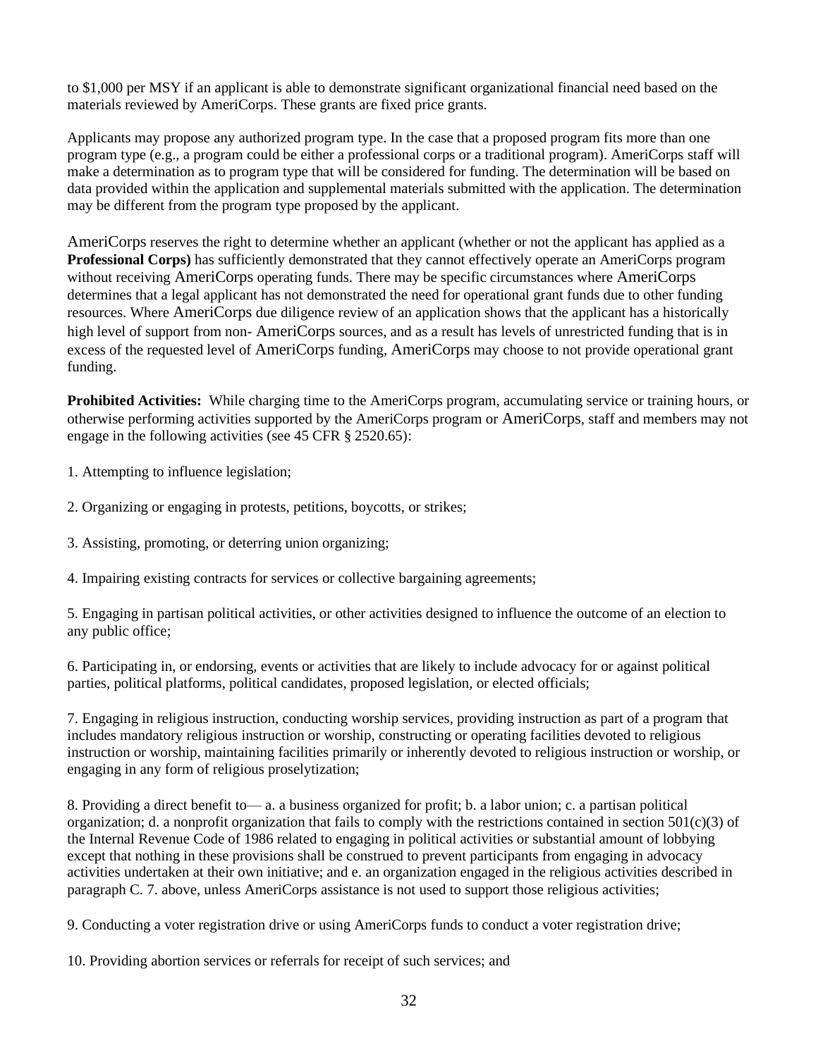to $1,000 per MSY if an applicant is able to demonstrate significant organizational financial need based on the materials reviewed by AmeriCorps. These grants are fixed price grants.

Applicants may propose any authorized program type. In the case that a proposed program fits more than one program type (e.g., a program could be either a professional corps or a traditional program). AmeriCorps staff will make a determination as to program type that will be considered for funding. The determination will be based on data provided within the application and supplemental materials submitted with the application. The determination may be different from the program type proposed by the applicant.

AmeriCorps reserves the right to determine whether an applicant (whether or not the applicant has applied as a **Professional Corps)** has sufficiently demonstrated that they cannot effectively operate an AmeriCorps program without receiving AmeriCorps operating funds. There may be specific circumstances where AmeriCorps determines that a legal applicant has not demonstrated the need for operational grant funds due to other funding resources. Where AmeriCorps due diligence review of an application shows that the applicant has a historically high level of support from non- AmeriCorps sources, and as a result has levels of unrestricted funding that is in excess of the requested level of AmeriCorps funding, AmeriCorps may choose to not provide operational grant funding.

**Prohibited Activities:** While charging time to the AmeriCorps program, accumulating service or training hours, or otherwise performing activities supported by the AmeriCorps program or AmeriCorps, staff and members may not engage in the following activities (see 45 CFR § 2520.65):

1. Attempting to influence legislation;

2. Organizing or engaging in protests, petitions, boycotts, or strikes;

3. Assisting, promoting, or deterring union organizing;

4. Impairing existing contracts for services or collective bargaining agreements;

5. Engaging in partisan political activities, or other activities designed to influence the outcome of an election to any public office;

6. Participating in, or endorsing, events or activities that are likely to include advocacy for or against political parties, political platforms, political candidates, proposed legislation, or elected officials;

7. Engaging in religious instruction, conducting worship services, providing instruction as part of a program that includes mandatory religious instruction or worship, constructing or operating facilities devoted to religious instruction or worship, maintaining facilities primarily or inherently devoted to religious instruction or worship, or engaging in any form of religious proselytization;

8. Providing a direct benefit to— a. a business organized for profit; b. a labor union; c. a partisan political organization; d. a nonprofit organization that fails to comply with the restrictions contained in section 501(c)(3) of the Internal Revenue Code of 1986 related to engaging in political activities or substantial amount of lobbying except that nothing in these provisions shall be construed to prevent participants from engaging in advocacy activities undertaken at their own initiative; and e. an organization engaged in the religious activities described in paragraph C. 7. above, unless AmeriCorps assistance is not used to support those religious activities;

9. Conducting a voter registration drive or using AmeriCorps funds to conduct a voter registration drive;

10. Providing abortion services or referrals for receipt of such services; and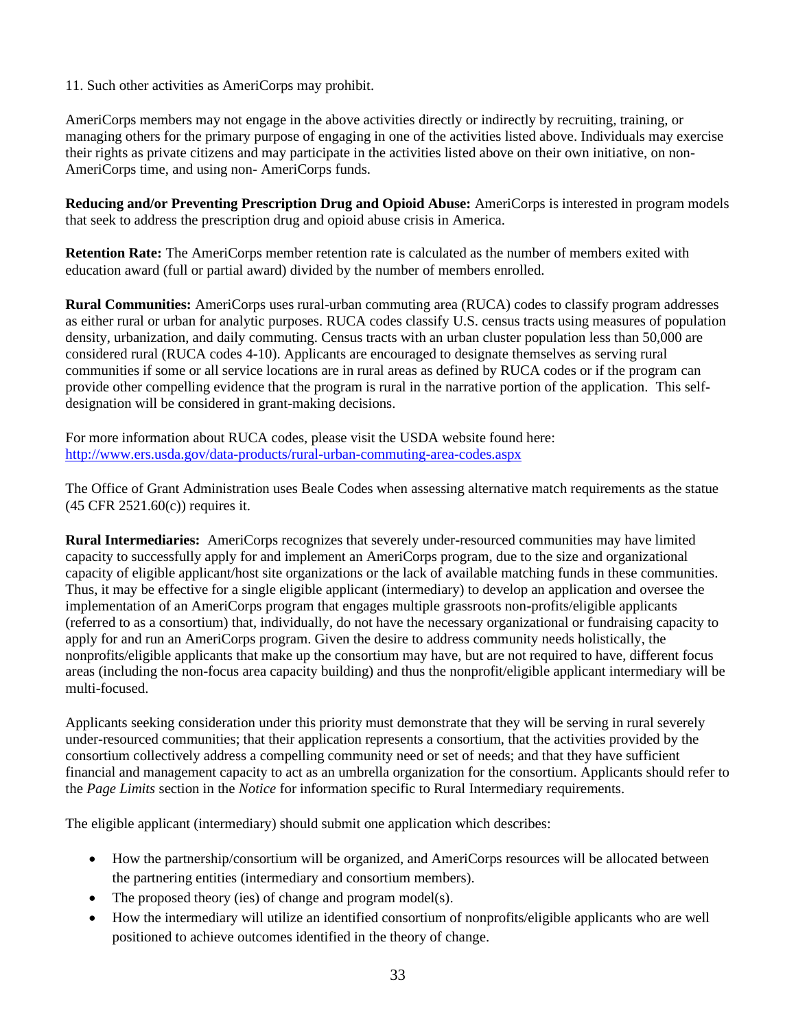11. Such other activities as AmeriCorps may prohibit.

AmeriCorps members may not engage in the above activities directly or indirectly by recruiting, training, or managing others for the primary purpose of engaging in one of the activities listed above. Individuals may exercise their rights as private citizens and may participate in the activities listed above on their own initiative, on non-AmeriCorps time, and using non- AmeriCorps funds.

**Reducing and/or Preventing Prescription Drug and Opioid Abuse:** AmeriCorps is interested in program models that seek to address the prescription drug and opioid abuse crisis in America.

**Retention Rate:** The AmeriCorps member retention rate is calculated as the number of members exited with education award (full or partial award) divided by the number of members enrolled.

**Rural Communities:** AmeriCorps uses rural-urban commuting area (RUCA) codes to classify program addresses as either rural or urban for analytic purposes. RUCA codes classify U.S. census tracts using measures of population density, urbanization, and daily commuting. Census tracts with an urban cluster population less than 50,000 are considered rural (RUCA codes 4-10). Applicants are encouraged to designate themselves as serving rural communities if some or all service locations are in rural areas as defined by RUCA codes or if the program can provide other compelling evidence that the program is rural in the narrative portion of the application. This self-designation will be considered in grant-making decisions.

For more information about RUCA codes, please visit the USDA website found here: [http://www.ers.usda.gov/data-products/rural-urban-commuting-area-codes.aspx](http://www.ers.usda.gov/data-products/rural-urban-commuting-area-codes.aspx)

The Office of Grant Administration uses Beale Codes when assessing alternative match requirements as the statue (45 CFR 2521.60(c)) requires it.

**Rural Intermediaries:** AmeriCorps recognizes that severely under-resourced communities may have limited capacity to successfully apply for and implement an AmeriCorps program, due to the size and organizational capacity of eligible applicant/host site organizations or the lack of available matching funds in these communities. Thus, it may be effective for a single eligible applicant (intermediary) to develop an application and oversee the implementation of an AmeriCorps program that engages multiple grassroots non-profits/eligible applicants (referred to as a consortium) that, individually, do not have the necessary organizational or fundraising capacity to apply for and run an AmeriCorps program. Given the desire to address community needs holistically, the nonprofits/eligible applicants that make up the consortium may have, but are not required to have, different focus areas (including the non-focus area capacity building) and thus the nonprofit/eligible applicant intermediary will be multi-focused.

Applicants seeking consideration under this priority must demonstrate that they will be serving in rural severely under-resourced communities; that their application represents a consortium, that the activities provided by the consortium collectively address a compelling community need or set of needs; and that they have sufficient financial and management capacity to act as an umbrella organization for the consortium. Applicants should refer to the *Page Limits* section in the *Notice* for information specific to Rural Intermediary requirements.

The eligible applicant (intermediary) should submit one application which describes:

- How the partnership/consortium will be organized, and AmeriCorps resources will be allocated between the partnering entities (intermediary and consortium members).
- The proposed theory (ies) of change and program model(s).
- How the intermediary will utilize an identified consortium of nonprofits/eligible applicants who are well positioned to achieve outcomes identified in the theory of change.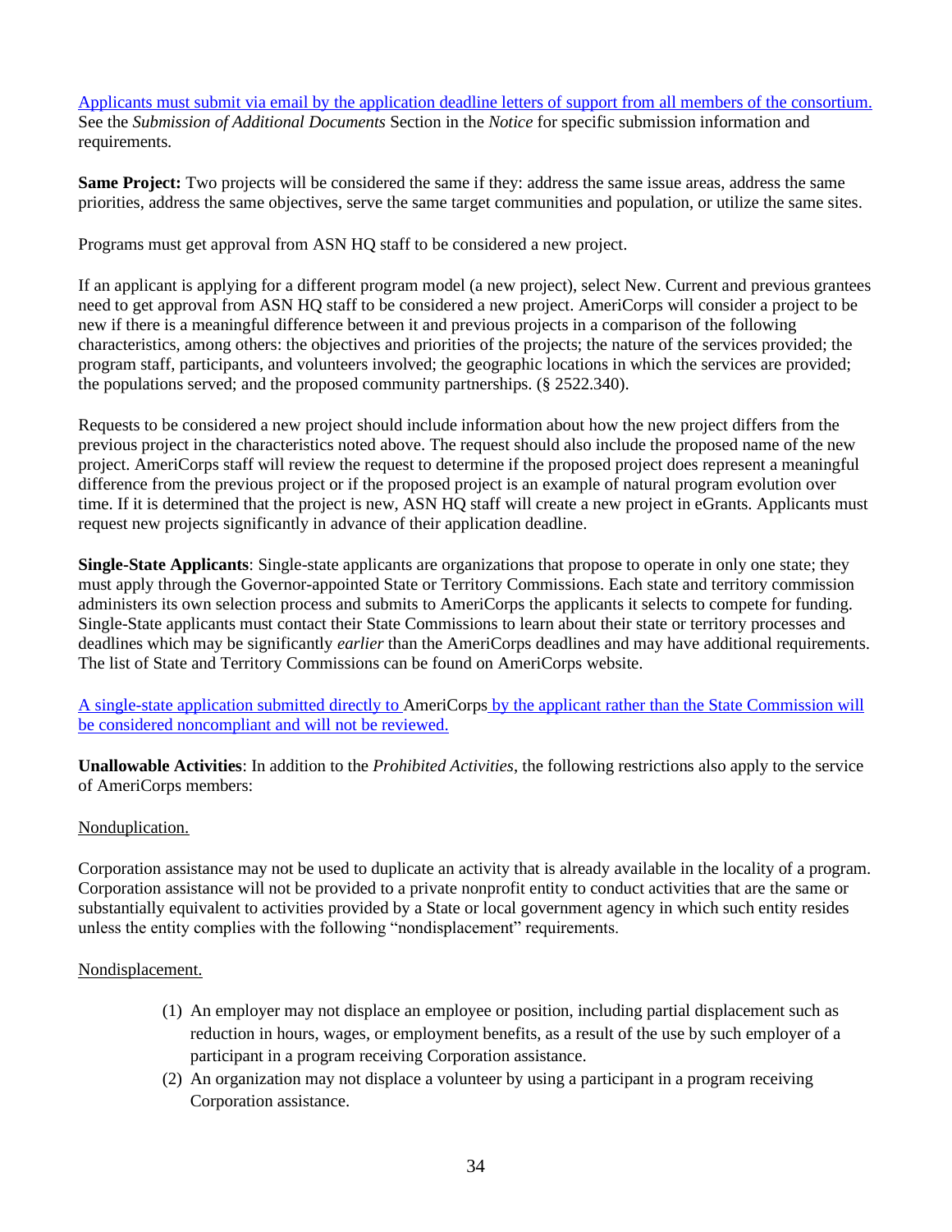Applicants must submit via email by the application deadline letters of support from all members of the consortium. See the *Submission of Additional Documents* Section in the *Notice* for specific submission information and requirements.

**Same Project:** Two projects will be considered the same if they: address the same issue areas, address the same priorities, address the same objectives, serve the same target communities and population, or utilize the same sites.

Programs must get approval from ASN HQ staff to be considered a new project.

If an applicant is applying for a different program model (a new project), select New. Current and previous grantees need to get approval from ASN HQ staff to be considered a new project. AmeriCorps will consider a project to be new if there is a meaningful difference between it and previous projects in a comparison of the following characteristics, among others: the objectives and priorities of the projects; the nature of the services provided; the program staff, participants, and volunteers involved; the geographic locations in which the services are provided; the populations served; and the proposed community partnerships. (§ 2522.340).

Requests to be considered a new project should include information about how the new project differs from the previous project in the characteristics noted above. The request should also include the proposed name of the new project. AmeriCorps staff will review the request to determine if the proposed project does represent a meaningful difference from the previous project or if the proposed project is an example of natural program evolution over time. If it is determined that the project is new, ASN HQ staff will create a new project in eGrants. Applicants must request new projects significantly in advance of their application deadline.

**Single-State Applicants**: Single-state applicants are organizations that propose to operate in only one state; they must apply through the Governor-appointed State or Territory Commissions. Each state and territory commission administers its own selection process and submits to AmeriCorps the applicants it selects to compete for funding. Single-State applicants must contact their State Commissions to learn about their state or territory processes and deadlines which may be significantly *earlier* than the AmeriCorps deadlines and may have additional requirements. The list of State and Territory Commissions can be found on AmeriCorps website.

A single-state application submitted directly to AmeriCorps by the applicant rather than the State Commission will be considered noncompliant and will not be reviewed.

**Unallowable Activities**: In addition to the *Prohibited Activities*, the following restrictions also apply to the service of AmeriCorps members:

Nonduplication.

Corporation assistance may not be used to duplicate an activity that is already available in the locality of a program. Corporation assistance will not be provided to a private nonprofit entity to conduct activities that are the same or substantially equivalent to activities provided by a State or local government agency in which such entity resides unless the entity complies with the following "nondisplacement" requirements.

Nondisplacement.

(1) An employer may not displace an employee or position, including partial displacement such as reduction in hours, wages, or employment benefits, as a result of the use by such employer of a participant in a program receiving Corporation assistance.
(2) An organization may not displace a volunteer by using a participant in a program receiving Corporation assistance.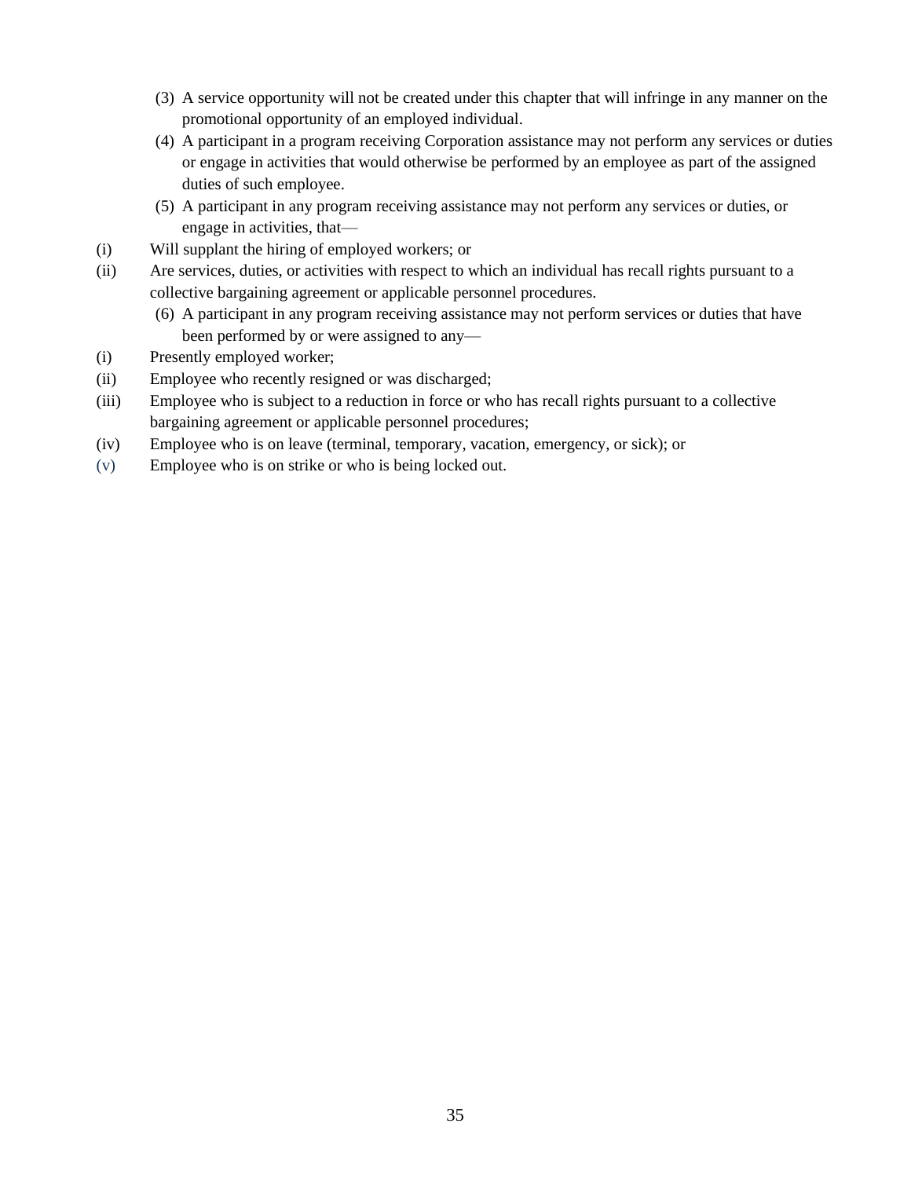(3) A service opportunity will not be created under this chapter that will infringe in any manner on the promotional opportunity of an employed individual.

(4) A participant in a program receiving Corporation assistance may not perform any services or duties or engage in activities that would otherwise be performed by an employee as part of the assigned duties of such employee.

(5) A participant in any program receiving assistance may not perform any services or duties, or engage in activities, that—

(i) Will supplant the hiring of employed workers; or

(ii) Are services, duties, or activities with respect to which an individual has recall rights pursuant to a collective bargaining agreement or applicable personnel procedures.

(6) A participant in any program receiving assistance may not perform services or duties that have been performed by or were assigned to any—

(i) Presently employed worker;

(ii) Employee who recently resigned or was discharged;

(iii) Employee who is subject to a reduction in force or who has recall rights pursuant to a collective bargaining agreement or applicable personnel procedures;

(iv) Employee who is on leave (terminal, temporary, vacation, emergency, or sick); or

(v) Employee who is on strike or who is being locked out.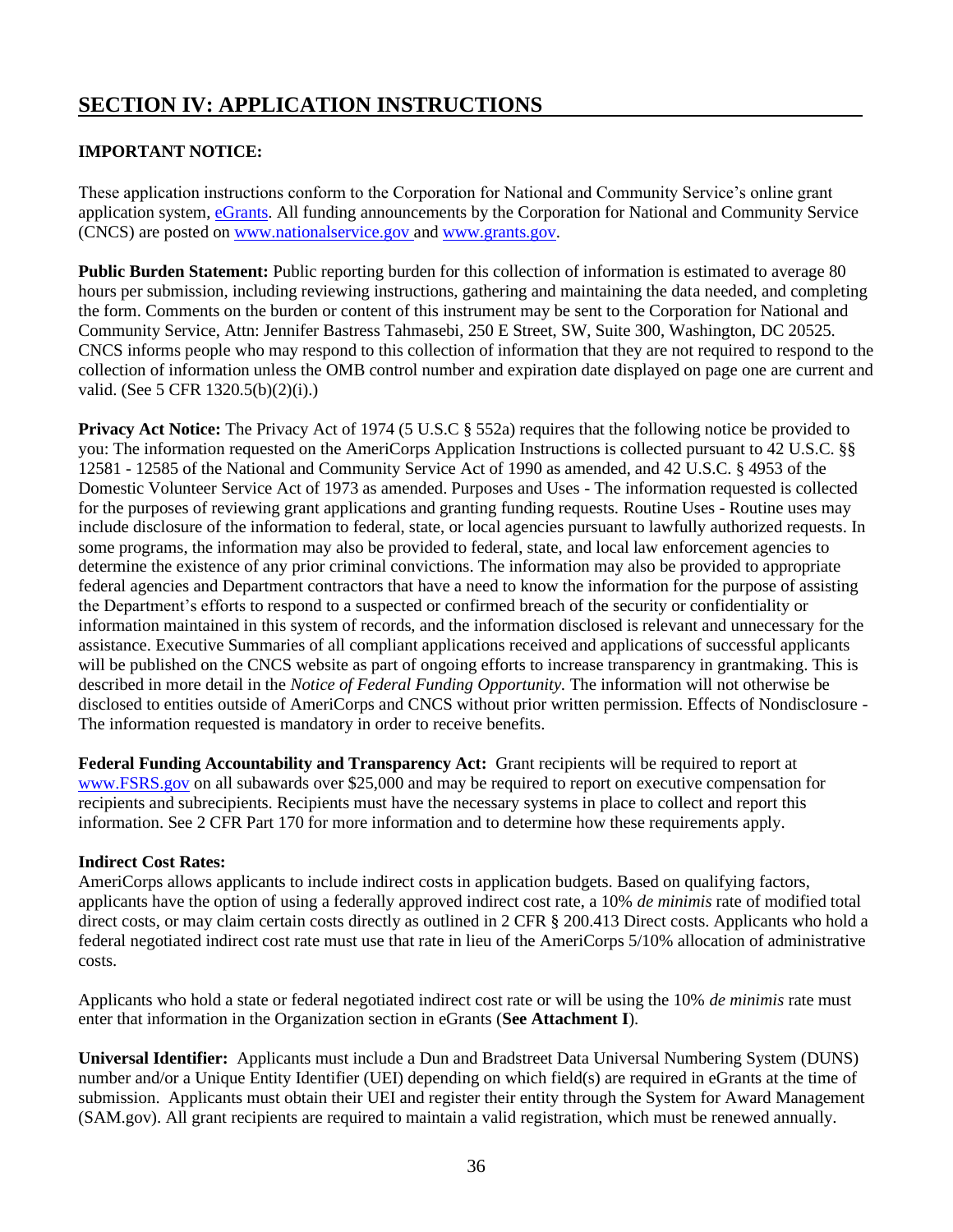# SECTION IV: APPLICATION INSTRUCTIONS

**IMPORTANT NOTICE:**

These application instructions conform to the Corporation for National and Community Service's online grant application system, [eGrants](eGrants). All funding announcements by the Corporation for National and Community Service (CNCS) are posted on [www.nationalservice.gov](www.nationalservice.gov) and [www.grants.gov](www.grants.gov).

**Public Burden Statement:** Public reporting burden for this collection of information is estimated to average 80 hours per submission, including reviewing instructions, gathering and maintaining the data needed, and completing the form. Comments on the burden or content of this instrument may be sent to the Corporation for National and Community Service, Attn: Jennifer Bastress Tahmasebi, 250 E Street, SW, Suite 300, Washington, DC 20525. CNCS informs people who may respond to this collection of information that they are not required to respond to the collection of information unless the OMB control number and expiration date displayed on page one are current and valid. (See 5 CFR 1320.5(b)(2)(i).)

**Privacy Act Notice:** The Privacy Act of 1974 (5 U.S.C § 552a) requires that the following notice be provided to you: The information requested on the AmeriCorps Application Instructions is collected pursuant to 42 U.S.C. §§ 12581 - 12585 of the National and Community Service Act of 1990 as amended, and 42 U.S.C. § 4953 of the Domestic Volunteer Service Act of 1973 as amended. Purposes and Uses - The information requested is collected for the purposes of reviewing grant applications and granting funding requests. Routine Uses - Routine uses may include disclosure of the information to federal, state, or local agencies pursuant to lawfully authorized requests. In some programs, the information may also be provided to federal, state, and local law enforcement agencies to determine the existence of any prior criminal convictions. The information may also be provided to appropriate federal agencies and Department contractors that have a need to know the information for the purpose of assisting the Department's efforts to respond to a suspected or confirmed breach of the security or confidentiality or information maintained in this system of records, and the information disclosed is relevant and unnecessary for the assistance. Executive Summaries of all compliant applications received and applications of successful applicants will be published on the CNCS website as part of ongoing efforts to increase transparency in grantmaking. This is described in more detail in the *Notice of Federal Funding Opportunity.* The information will not otherwise be disclosed to entities outside of AmeriCorps and CNCS without prior written permission. Effects of Nondisclosure - The information requested is mandatory in order to receive benefits.

**Federal Funding Accountability and Transparency Act:** Grant recipients will be required to report at [www.FSRS.gov](www.FSRS.gov) on all subawards over $25,000 and may be required to report on executive compensation for recipients and subrecipients. Recipients must have the necessary systems in place to collect and report this information. See 2 CFR Part 170 for more information and to determine how these requirements apply.

**Indirect Cost Rates:**
AmeriCorps allows applicants to include indirect costs in application budgets. Based on qualifying factors, applicants have the option of using a federally approved indirect cost rate, a 10% *de minimis* rate of modified total direct costs, or may claim certain costs directly as outlined in 2 CFR § 200.413 Direct costs. Applicants who hold a federal negotiated indirect cost rate must use that rate in lieu of the AmeriCorps 5/10% allocation of administrative costs.

Applicants who hold a state or federal negotiated indirect cost rate or will be using the 10% *de minimis* rate must enter that information in the Organization section in eGrants (**See Attachment I**).

**Universal Identifier:** Applicants must include a Dun and Bradstreet Data Universal Numbering System (DUNS) number and/or a Unique Entity Identifier (UEI) depending on which field(s) are required in eGrants at the time of submission. Applicants must obtain their UEI and register their entity through the System for Award Management (SAM.gov). All grant recipients are required to maintain a valid registration, which must be renewed annually.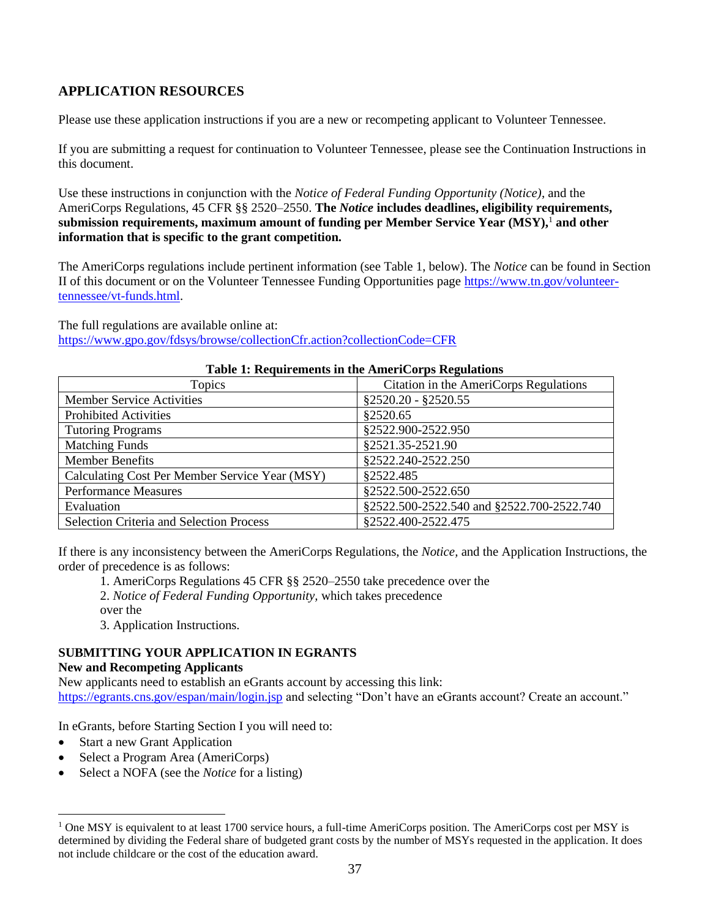## APPLICATION RESOURCES

Please use these application instructions if you are a new or recompeting applicant to Volunteer Tennessee.

If you are submitting a request for continuation to Volunteer Tennessee, please see the Continuation Instructions in this document.

Use these instructions in conjunction with the *Notice of Federal Funding Opportunity (Notice)*, and the AmeriCorps Regulations, 45 CFR §§ 2520–2550. **The *Notice* includes deadlines, eligibility requirements, submission requirements, maximum amount of funding per Member Service Year (MSY),**[1] **and other information that is specific to the grant competition.**

The AmeriCorps regulations include pertinent information (see Table 1, below). The *Notice* can be found in Section II of this document or on the Volunteer Tennessee Funding Opportunities page https://www.tn.gov/volunteer-tennessee/vt-funds.html.

The full regulations are available online at:
https://www.gpo.gov/fdsys/browse/collectionCfr.action?collectionCode=CFR

**Table 1: Requirements in the AmeriCorps Regulations**

| Topics | Citation in the AmeriCorps Regulations |
|---|---|
| Member Service Activities | §2520.20 - §2520.55 |
| Prohibited Activities | §2520.65 |
| Tutoring Programs | §2522.900-2522.950 |
| Matching Funds | §2521.35-2521.90 |
| Member Benefits | §2522.240-2522.250 |
| Calculating Cost Per Member Service Year (MSY) | §2522.485 |
| Performance Measures | §2522.500-2522.650 |
| Evaluation | §2522.500-2522.540 and §2522.700-2522.740 |
| Selection Criteria and Selection Process | §2522.400-2522.475 |

If there is any inconsistency between the AmeriCorps Regulations, the *Notice*, and the Application Instructions, the order of precedence is as follows:

1. AmeriCorps Regulations 45 CFR §§ 2520–2550 take precedence over the
2. *Notice of Federal Funding Opportunity*, which takes precedence over the
3. Application Instructions.

### SUBMITTING YOUR APPLICATION IN EGRANTS

**New and Recompeting Applicants**

New applicants need to establish an eGrants account by accessing this link: https://egrants.cns.gov/espan/main/login.jsp and selecting "Don't have an eGrants account? Create an account."

In eGrants, before Starting Section I you will need to:

- Start a new Grant Application
- Select a Program Area (AmeriCorps)
- Select a NOFA (see the *Notice* for a listing)

---

[1] One MSY is equivalent to at least 1700 service hours, a full-time AmeriCorps position. The AmeriCorps cost per MSY is determined by dividing the Federal share of budgeted grant costs by the number of MSYs requested in the application. It does not include childcare or the cost of the education award.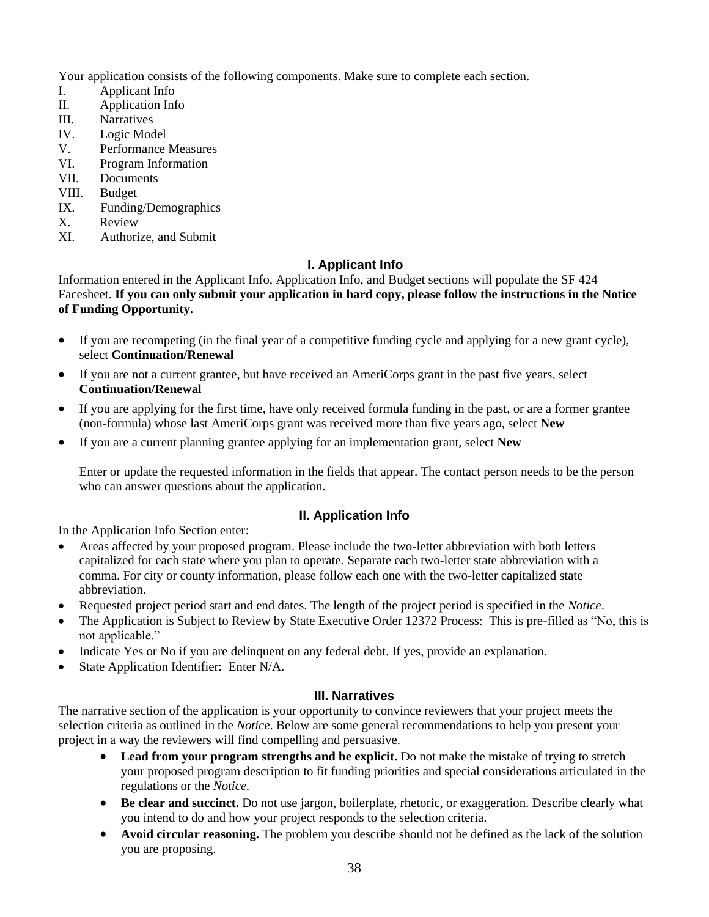Your application consists of the following components. Make sure to complete each section.

I. Applicant Info
II. Application Info
III. Narratives
IV. Logic Model
V. Performance Measures
VI. Program Information
VII. Documents
VIII. Budget
IX. Funding/Demographics
X. Review
XI. Authorize, and Submit

## I. Applicant Info

Information entered in the Applicant Info, Application Info, and Budget sections will populate the SF 424 Facesheet. **If you can only submit your application in hard copy, please follow the instructions in the Notice of Funding Opportunity.**

- If you are recompeting (in the final year of a competitive funding cycle and applying for a new grant cycle), select **Continuation/Renewal**
- If you are not a current grantee, but have received an AmeriCorps grant in the past five years, select **Continuation/Renewal**
- If you are applying for the first time, have only received formula funding in the past, or are a former grantee (non-formula) whose last AmeriCorps grant was received more than five years ago, select **New**
- If you are a current planning grantee applying for an implementation grant, select **New**

Enter or update the requested information in the fields that appear. The contact person needs to be the person who can answer questions about the application.

## II. Application Info

In the Application Info Section enter:

- Areas affected by your proposed program. Please include the two-letter abbreviation with both letters capitalized for each state where you plan to operate. Separate each two-letter state abbreviation with a comma. For city or county information, please follow each one with the two-letter capitalized state abbreviation.
- Requested project period start and end dates. The length of the project period is specified in the *Notice*.
- The Application is Subject to Review by State Executive Order 12372 Process: This is pre-filled as "No, this is not applicable."
- Indicate Yes or No if you are delinquent on any federal debt. If yes, provide an explanation.
- State Application Identifier: Enter N/A.

## III. Narratives

The narrative section of the application is your opportunity to convince reviewers that your project meets the selection criteria as outlined in the *Notice*. Below are some general recommendations to help you present your project in a way the reviewers will find compelling and persuasive.

- **Lead from your program strengths and be explicit.** Do not make the mistake of trying to stretch your proposed program description to fit funding priorities and special considerations articulated in the regulations or the *Notice.*
- **Be clear and succinct.** Do not use jargon, boilerplate, rhetoric, or exaggeration. Describe clearly what you intend to do and how your project responds to the selection criteria.
- **Avoid circular reasoning.** The problem you describe should not be defined as the lack of the solution you are proposing.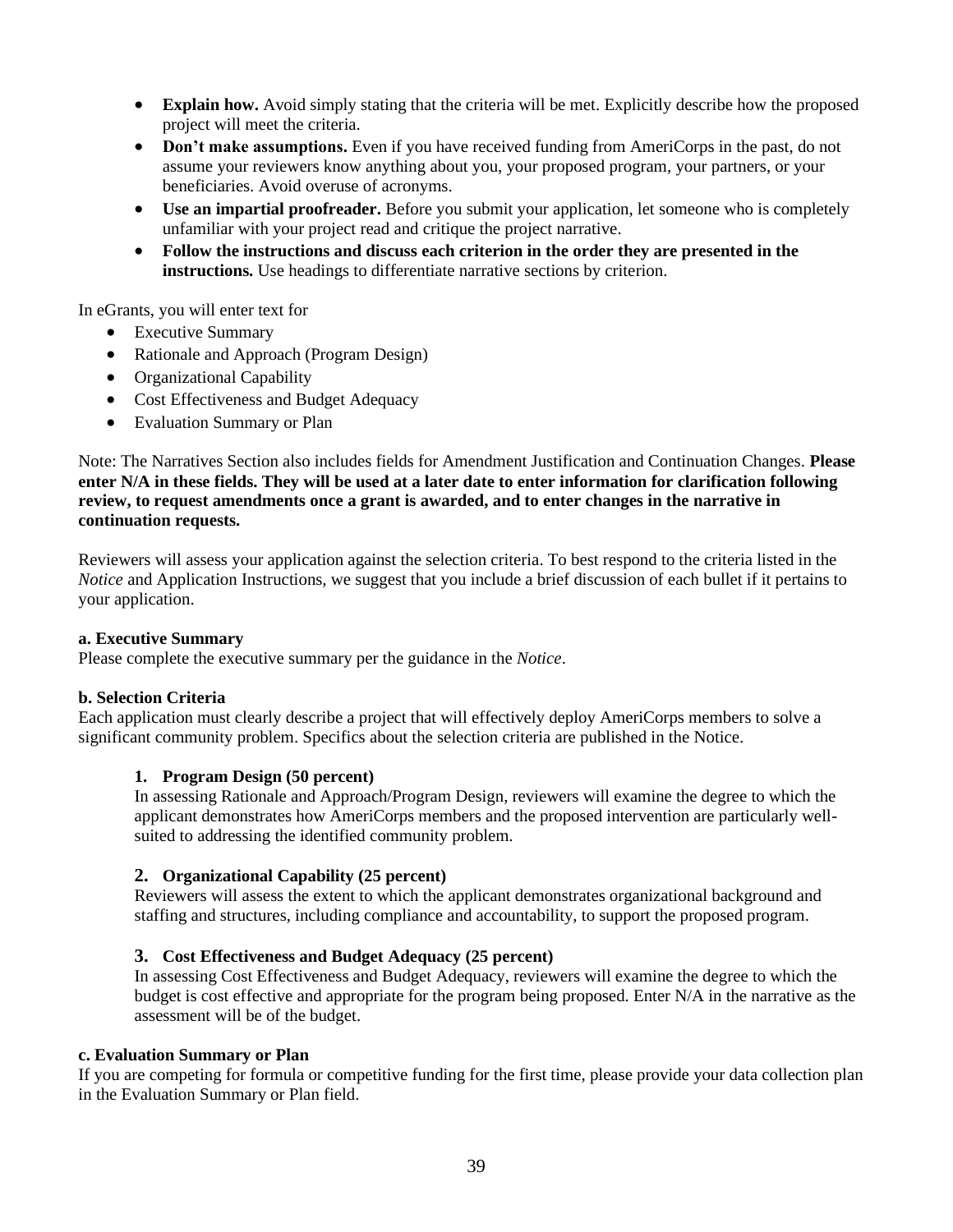- **Explain how.** Avoid simply stating that the criteria will be met. Explicitly describe how the proposed project will meet the criteria.
- **Don't make assumptions.** Even if you have received funding from AmeriCorps in the past, do not assume your reviewers know anything about you, your proposed program, your partners, or your beneficiaries. Avoid overuse of acronyms.
- **Use an impartial proofreader.** Before you submit your application, let someone who is completely unfamiliar with your project read and critique the project narrative.
- **Follow the instructions and discuss each criterion in the order they are presented in the instructions.** Use headings to differentiate narrative sections by criterion.

In eGrants, you will enter text for

- Executive Summary
- Rationale and Approach (Program Design)
- Organizational Capability
- Cost Effectiveness and Budget Adequacy
- Evaluation Summary or Plan

Note: The Narratives Section also includes fields for Amendment Justification and Continuation Changes. **Please enter N/A in these fields. They will be used at a later date to enter information for clarification following review, to request amendments once a grant is awarded, and to enter changes in the narrative in continuation requests.**

Reviewers will assess your application against the selection criteria. To best respond to the criteria listed in the *Notice* and Application Instructions, we suggest that you include a brief discussion of each bullet if it pertains to your application.

**a. Executive Summary**

Please complete the executive summary per the guidance in the *Notice*.

**b. Selection Criteria**

Each application must clearly describe a project that will effectively deploy AmeriCorps members to solve a significant community problem. Specifics about the selection criteria are published in the Notice.

1. **Program Design (50 percent)**

   In assessing Rationale and Approach/Program Design, reviewers will examine the degree to which the applicant demonstrates how AmeriCorps members and the proposed intervention are particularly well-suited to addressing the identified community problem.

2. **Organizational Capability (25 percent)**

   Reviewers will assess the extent to which the applicant demonstrates organizational background and staffing and structures, including compliance and accountability, to support the proposed program.

3. **Cost Effectiveness and Budget Adequacy (25 percent)**

   In assessing Cost Effectiveness and Budget Adequacy, reviewers will examine the degree to which the budget is cost effective and appropriate for the program being proposed. Enter N/A in the narrative as the assessment will be of the budget.

**c. Evaluation Summary or Plan**

If you are competing for formula or competitive funding for the first time, please provide your data collection plan in the Evaluation Summary or Plan field.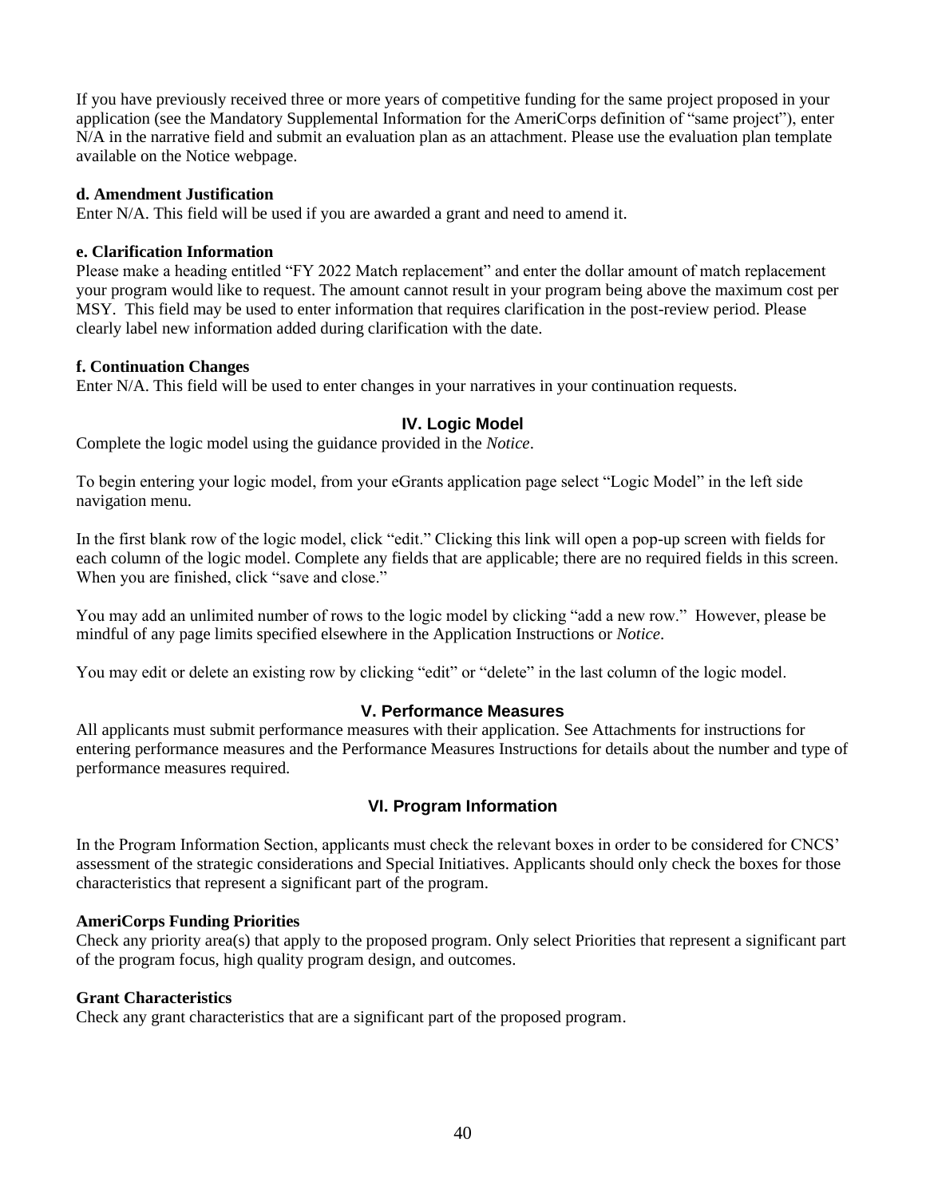If you have previously received three or more years of competitive funding for the same project proposed in your application (see the Mandatory Supplemental Information for the AmeriCorps definition of "same project"), enter N/A in the narrative field and submit an evaluation plan as an attachment. Please use the evaluation plan template available on the Notice webpage.

**d. Amendment Justification**

Enter N/A. This field will be used if you are awarded a grant and need to amend it.

**e. Clarification Information**

Please make a heading entitled "FY 2022 Match replacement" and enter the dollar amount of match replacement your program would like to request. The amount cannot result in your program being above the maximum cost per MSY. This field may be used to enter information that requires clarification in the post-review period. Please clearly label new information added during clarification with the date.

**f. Continuation Changes**

Enter N/A. This field will be used to enter changes in your narratives in your continuation requests.

## IV. Logic Model

Complete the logic model using the guidance provided in the *Notice*.

To begin entering your logic model, from your eGrants application page select "Logic Model" in the left side navigation menu.

In the first blank row of the logic model, click "edit." Clicking this link will open a pop-up screen with fields for each column of the logic model. Complete any fields that are applicable; there are no required fields in this screen. When you are finished, click "save and close."

You may add an unlimited number of rows to the logic model by clicking "add a new row." However, please be mindful of any page limits specified elsewhere in the Application Instructions or *Notice*.

You may edit or delete an existing row by clicking "edit" or "delete" in the last column of the logic model.

## V. Performance Measures

All applicants must submit performance measures with their application. See Attachments for instructions for entering performance measures and the Performance Measures Instructions for details about the number and type of performance measures required.

## VI. Program Information

In the Program Information Section, applicants must check the relevant boxes in order to be considered for CNCS' assessment of the strategic considerations and Special Initiatives. Applicants should only check the boxes for those characteristics that represent a significant part of the program.

**AmeriCorps Funding Priorities**

Check any priority area(s) that apply to the proposed program. Only select Priorities that represent a significant part of the program focus, high quality program design, and outcomes.

**Grant Characteristics**

Check any grant characteristics that are a significant part of the proposed program.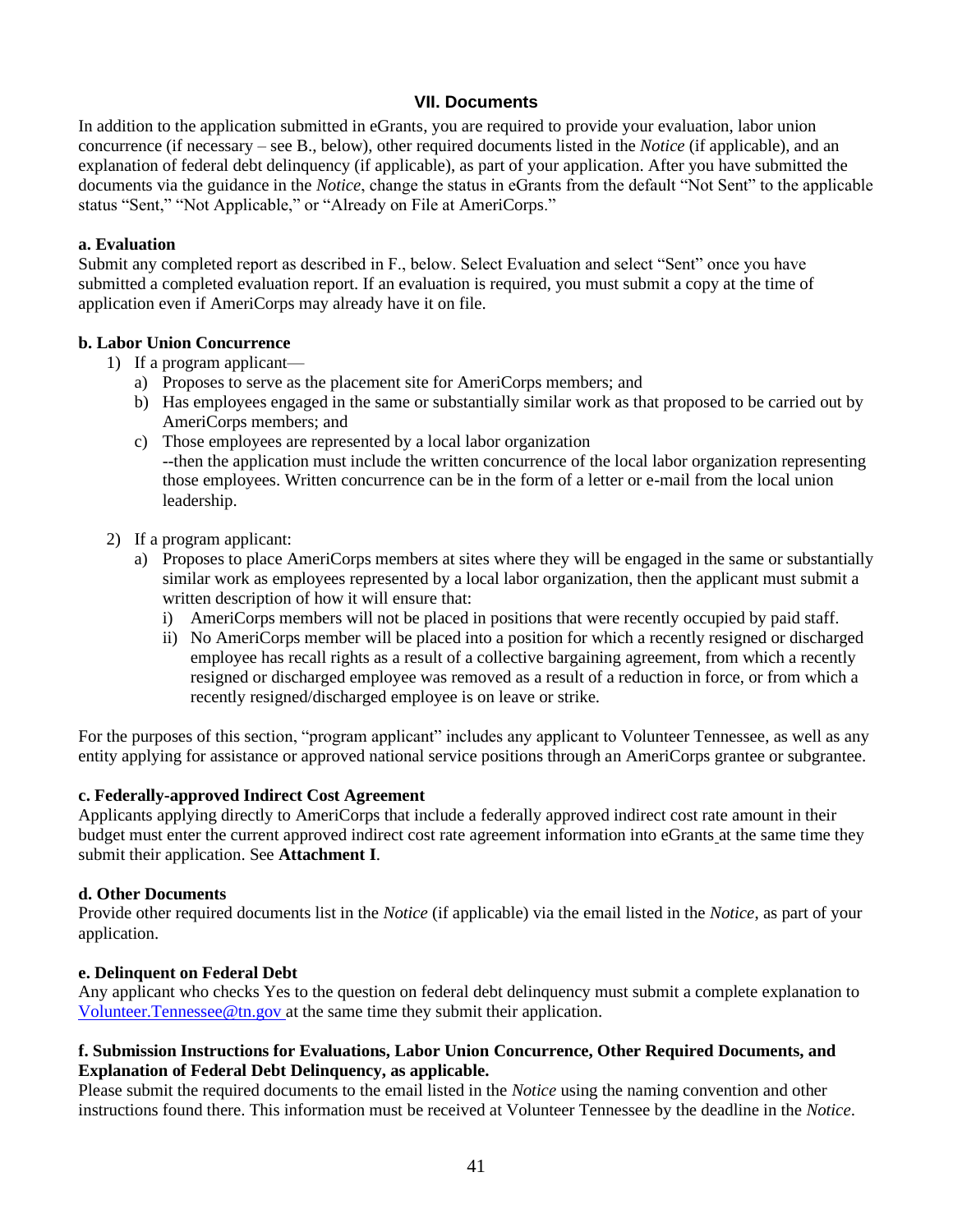## VII. Documents

In addition to the application submitted in eGrants, you are required to provide your evaluation, labor union concurrence (if necessary – see B., below), other required documents listed in the *Notice* (if applicable), and an explanation of federal debt delinquency (if applicable), as part of your application. After you have submitted the documents via the guidance in the *Notice*, change the status in eGrants from the default "Not Sent" to the applicable status "Sent," "Not Applicable," or "Already on File at AmeriCorps."

### a. Evaluation

Submit any completed report as described in F., below. Select Evaluation and select "Sent" once you have submitted a completed evaluation report. If an evaluation is required, you must submit a copy at the time of application even if AmeriCorps may already have it on file.

### b. Labor Union Concurrence

1) If a program applicant—
   a) Proposes to serve as the placement site for AmeriCorps members; and
   b) Has employees engaged in the same or substantially similar work as that proposed to be carried out by AmeriCorps members; and
   c) Those employees are represented by a local labor organization
   --then the application must include the written concurrence of the local labor organization representing those employees. Written concurrence can be in the form of a letter or e-mail from the local union leadership.

2) If a program applicant:
   a) Proposes to place AmeriCorps members at sites where they will be engaged in the same or substantially similar work as employees represented by a local labor organization, then the applicant must submit a written description of how it will ensure that:
      i) AmeriCorps members will not be placed in positions that were recently occupied by paid staff.
      ii) No AmeriCorps member will be placed into a position for which a recently resigned or discharged employee has recall rights as a result of a collective bargaining agreement, from which a recently resigned or discharged employee was removed as a result of a reduction in force, or from which a recently resigned/discharged employee is on leave or strike.

For the purposes of this section, "program applicant" includes any applicant to Volunteer Tennessee, as well as any entity applying for assistance or approved national service positions through an AmeriCorps grantee or subgrantee.

### c. Federally-approved Indirect Cost Agreement

Applicants applying directly to AmeriCorps that include a federally approved indirect cost rate amount in their budget must enter the current approved indirect cost rate agreement information into eGrants at the same time they submit their application. See **Attachment I**.

### d. Other Documents

Provide other required documents list in the *Notice* (if applicable) via the email listed in the *Notice*, as part of your application.

### e. Delinquent on Federal Debt

Any applicant who checks Yes to the question on federal debt delinquency must submit a complete explanation to Volunteer.Tennessee@tn.gov at the same time they submit their application.

### f. Submission Instructions for Evaluations, Labor Union Concurrence, Other Required Documents, and Explanation of Federal Debt Delinquency, as applicable.

Please submit the required documents to the email listed in the *Notice* using the naming convention and other instructions found there. This information must be received at Volunteer Tennessee by the deadline in the *Notice*.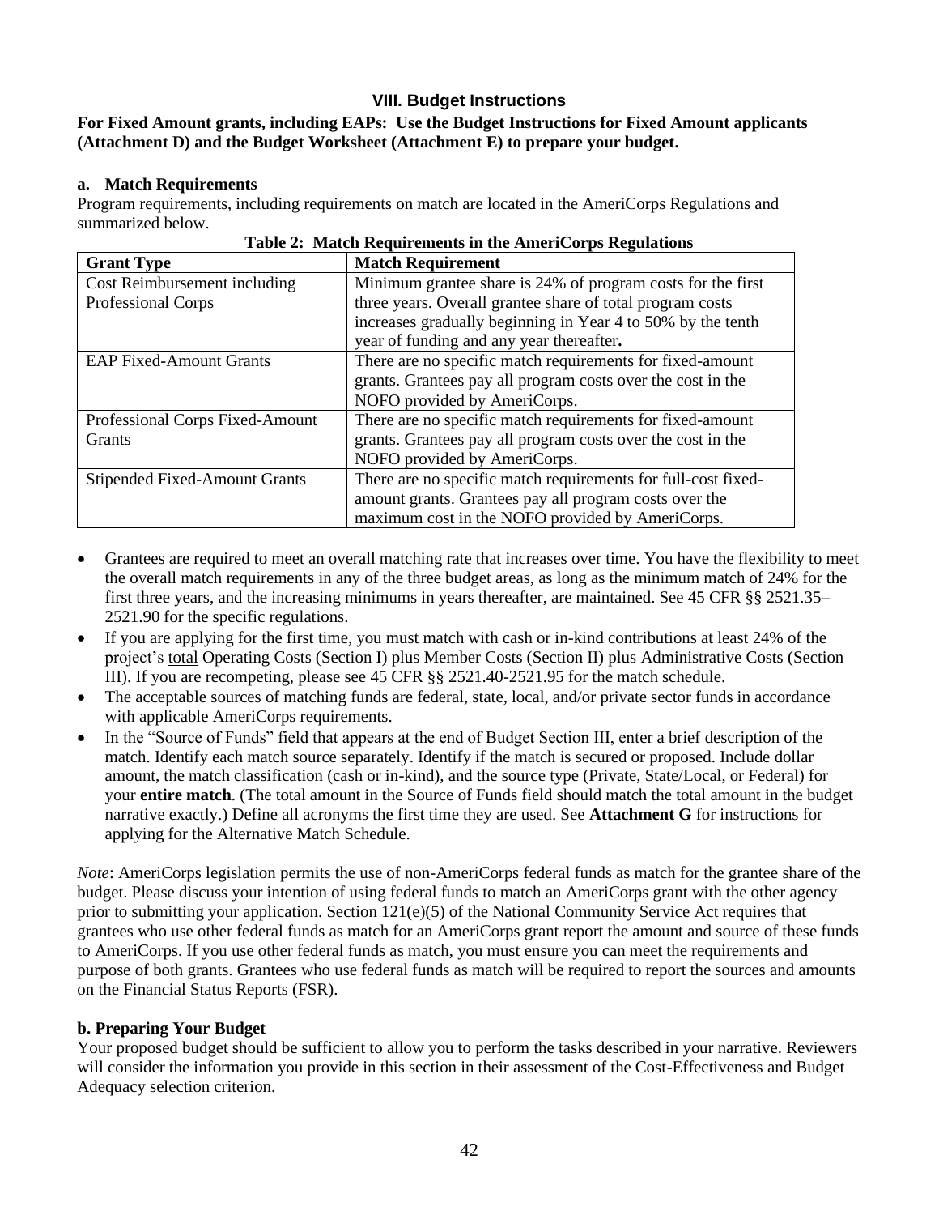## VIII. Budget Instructions

**For Fixed Amount grants, including EAPs: Use the Budget Instructions for Fixed Amount applicants (Attachment D) and the Budget Worksheet (Attachment E) to prepare your budget.**

### a. Match Requirements

Program requirements, including requirements on match are located in the AmeriCorps Regulations and summarized below.

**Table 2: Match Requirements in the AmeriCorps Regulations**

| Grant Type | Match Requirement |
|---|---|
| Cost Reimbursement including Professional Corps | Minimum grantee share is 24% of program costs for the first three years. Overall grantee share of total program costs increases gradually beginning in Year 4 to 50% by the tenth year of funding and any year thereafter**.** |
| EAP Fixed-Amount Grants | There are no specific match requirements for fixed-amount grants. Grantees pay all program costs over the cost in the NOFO provided by AmeriCorps. |
| Professional Corps Fixed-Amount Grants | There are no specific match requirements for fixed-amount grants. Grantees pay all program costs over the cost in the NOFO provided by AmeriCorps. |
| Stipended Fixed-Amount Grants | There are no specific match requirements for full-cost fixed-amount grants. Grantees pay all program costs over the maximum cost in the NOFO provided by AmeriCorps. |

- Grantees are required to meet an overall matching rate that increases over time. You have the flexibility to meet the overall match requirements in any of the three budget areas, as long as the minimum match of 24% for the first three years, and the increasing minimums in years thereafter, are maintained. See 45 CFR §§ 2521.35–2521.90 for the specific regulations.
- If you are applying for the first time, you must match with cash or in-kind contributions at least 24% of the project's total Operating Costs (Section I) plus Member Costs (Section II) plus Administrative Costs (Section III). If you are recompeting, please see 45 CFR §§ 2521.40-2521.95 for the match schedule.
- The acceptable sources of matching funds are federal, state, local, and/or private sector funds in accordance with applicable AmeriCorps requirements.
- In the "Source of Funds" field that appears at the end of Budget Section III, enter a brief description of the match. Identify each match source separately. Identify if the match is secured or proposed. Include dollar amount, the match classification (cash or in-kind), and the source type (Private, State/Local, or Federal) for your **entire match**. (The total amount in the Source of Funds field should match the total amount in the budget narrative exactly.) Define all acronyms the first time they are used. See **Attachment G** for instructions for applying for the Alternative Match Schedule.

*Note*: AmeriCorps legislation permits the use of non-AmeriCorps federal funds as match for the grantee share of the budget. Please discuss your intention of using federal funds to match an AmeriCorps grant with the other agency prior to submitting your application. Section 121(e)(5) of the National Community Service Act requires that grantees who use other federal funds as match for an AmeriCorps grant report the amount and source of these funds to AmeriCorps. If you use other federal funds as match, you must ensure you can meet the requirements and purpose of both grants. Grantees who use federal funds as match will be required to report the sources and amounts on the Financial Status Reports (FSR).

### b. Preparing Your Budget

Your proposed budget should be sufficient to allow you to perform the tasks described in your narrative. Reviewers will consider the information you provide in this section in their assessment of the Cost-Effectiveness and Budget Adequacy selection criterion.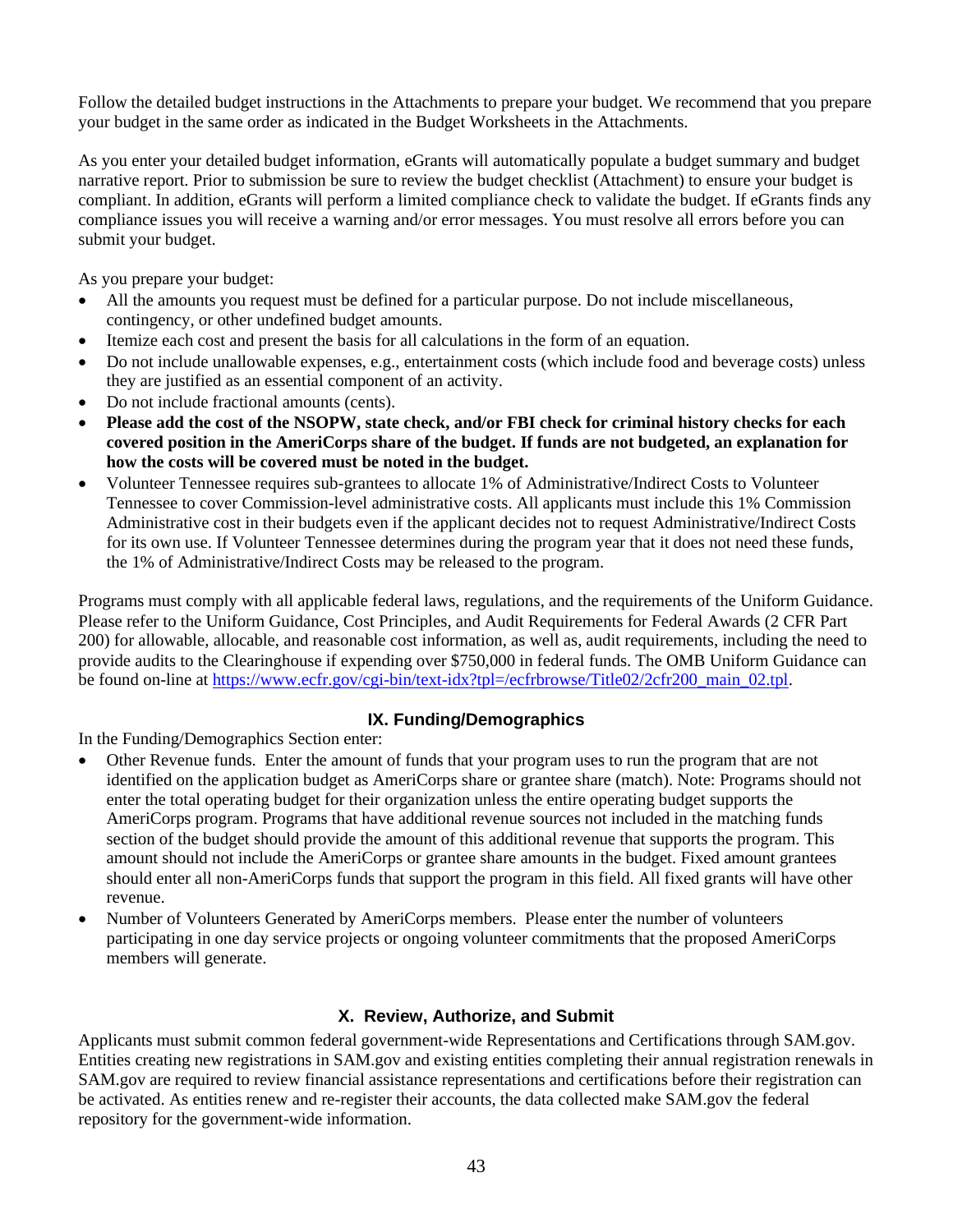Follow the detailed budget instructions in the Attachments to prepare your budget. We recommend that you prepare your budget in the same order as indicated in the Budget Worksheets in the Attachments.

As you enter your detailed budget information, eGrants will automatically populate a budget summary and budget narrative report. Prior to submission be sure to review the budget checklist (Attachment) to ensure your budget is compliant. In addition, eGrants will perform a limited compliance check to validate the budget. If eGrants finds any compliance issues you will receive a warning and/or error messages. You must resolve all errors before you can submit your budget.

As you prepare your budget:

- All the amounts you request must be defined for a particular purpose. Do not include miscellaneous, contingency, or other undefined budget amounts.
- Itemize each cost and present the basis for all calculations in the form of an equation.
- Do not include unallowable expenses, e.g., entertainment costs (which include food and beverage costs) unless they are justified as an essential component of an activity.
- Do not include fractional amounts (cents).
- **Please add the cost of the NSOPW, state check, and/or FBI check for criminal history checks for each covered position in the AmeriCorps share of the budget. If funds are not budgeted, an explanation for how the costs will be covered must be noted in the budget.**
- Volunteer Tennessee requires sub-grantees to allocate 1% of Administrative/Indirect Costs to Volunteer Tennessee to cover Commission-level administrative costs. All applicants must include this 1% Commission Administrative cost in their budgets even if the applicant decides not to request Administrative/Indirect Costs for its own use. If Volunteer Tennessee determines during the program year that it does not need these funds, the 1% of Administrative/Indirect Costs may be released to the program.

Programs must comply with all applicable federal laws, regulations, and the requirements of the Uniform Guidance. Please refer to the Uniform Guidance, Cost Principles, and Audit Requirements for Federal Awards (2 CFR Part 200) for allowable, allocable, and reasonable cost information, as well as, audit requirements, including the need to provide audits to the Clearinghouse if expending over $750,000 in federal funds. The OMB Uniform Guidance can be found on-line at https://www.ecfr.gov/cgi-bin/text-idx?tpl=/ecfrbrowse/Title02/2cfr200_main_02.tpl.

## IX. Funding/Demographics

In the Funding/Demographics Section enter:

- Other Revenue funds. Enter the amount of funds that your program uses to run the program that are not identified on the application budget as AmeriCorps share or grantee share (match). Note: Programs should not enter the total operating budget for their organization unless the entire operating budget supports the AmeriCorps program. Programs that have additional revenue sources not included in the matching funds section of the budget should provide the amount of this additional revenue that supports the program. This amount should not include the AmeriCorps or grantee share amounts in the budget. Fixed amount grantees should enter all non-AmeriCorps funds that support the program in this field. All fixed grants will have other revenue.
- Number of Volunteers Generated by AmeriCorps members. Please enter the number of volunteers participating in one day service projects or ongoing volunteer commitments that the proposed AmeriCorps members will generate.

## X. Review, Authorize, and Submit

Applicants must submit common federal government-wide Representations and Certifications through SAM.gov. Entities creating new registrations in SAM.gov and existing entities completing their annual registration renewals in SAM.gov are required to review financial assistance representations and certifications before their registration can be activated. As entities renew and re-register their accounts, the data collected make SAM.gov the federal repository for the government-wide information.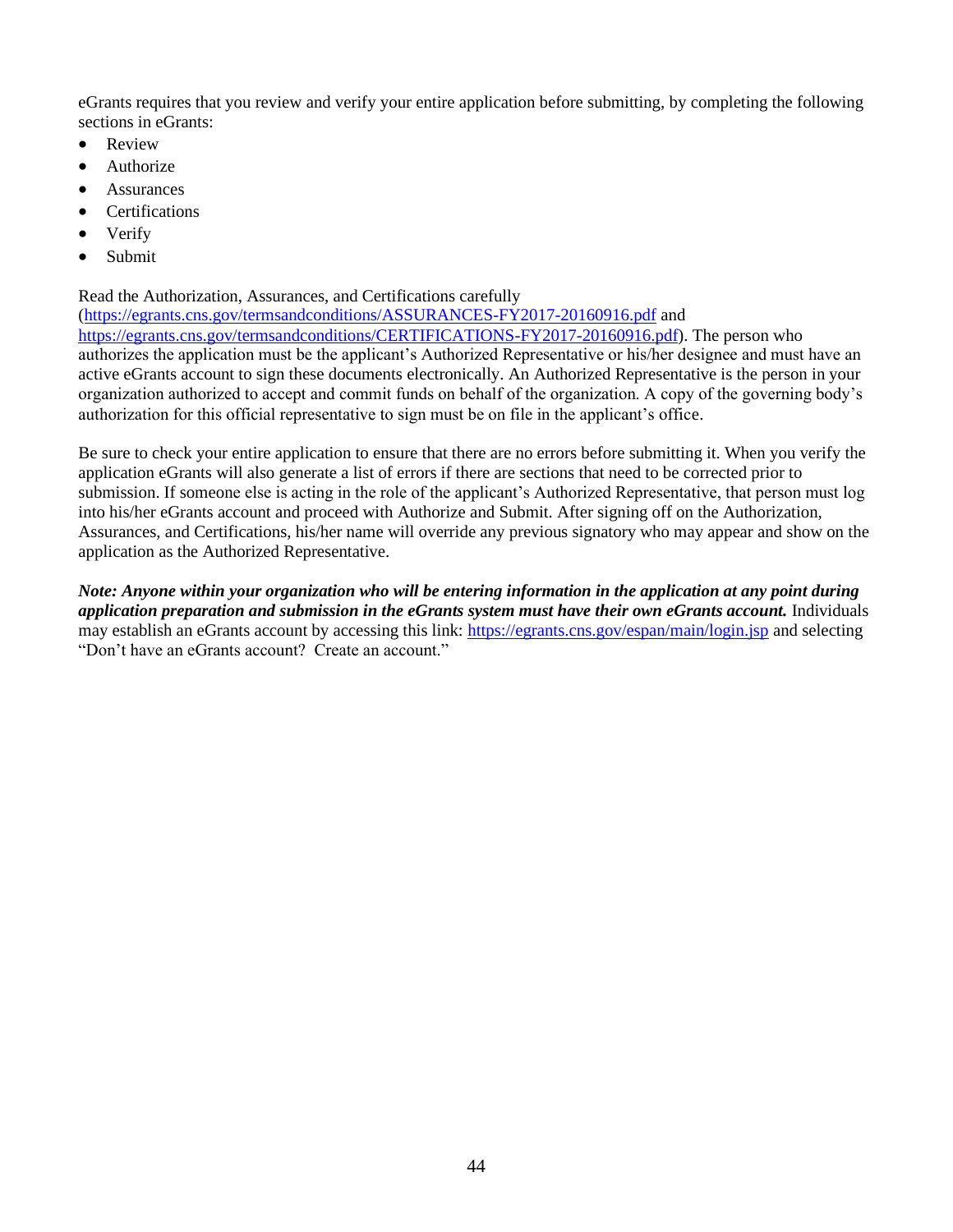eGrants requires that you review and verify your entire application before submitting, by completing the following sections in eGrants:

- Review
- Authorize
- Assurances
- Certifications
- Verify
- Submit

Read the Authorization, Assurances, and Certifications carefully (https://egrants.cns.gov/termsandconditions/ASSURANCES-FY2017-20160916.pdf and https://egrants.cns.gov/termsandconditions/CERTIFICATIONS-FY2017-20160916.pdf). The person who authorizes the application must be the applicant's Authorized Representative or his/her designee and must have an active eGrants account to sign these documents electronically. An Authorized Representative is the person in your organization authorized to accept and commit funds on behalf of the organization. A copy of the governing body's authorization for this official representative to sign must be on file in the applicant's office.

Be sure to check your entire application to ensure that there are no errors before submitting it. When you verify the application eGrants will also generate a list of errors if there are sections that need to be corrected prior to submission. If someone else is acting in the role of the applicant's Authorized Representative, that person must log into his/her eGrants account and proceed with Authorize and Submit. After signing off on the Authorization, Assurances, and Certifications, his/her name will override any previous signatory who may appear and show on the application as the Authorized Representative.

***Note: Anyone within your organization who will be entering information in the application at any point during application preparation and submission in the eGrants system must have their own eGrants account.*** Individuals may establish an eGrants account by accessing this link: https://egrants.cns.gov/espan/main/login.jsp and selecting "Don't have an eGrants account? Create an account."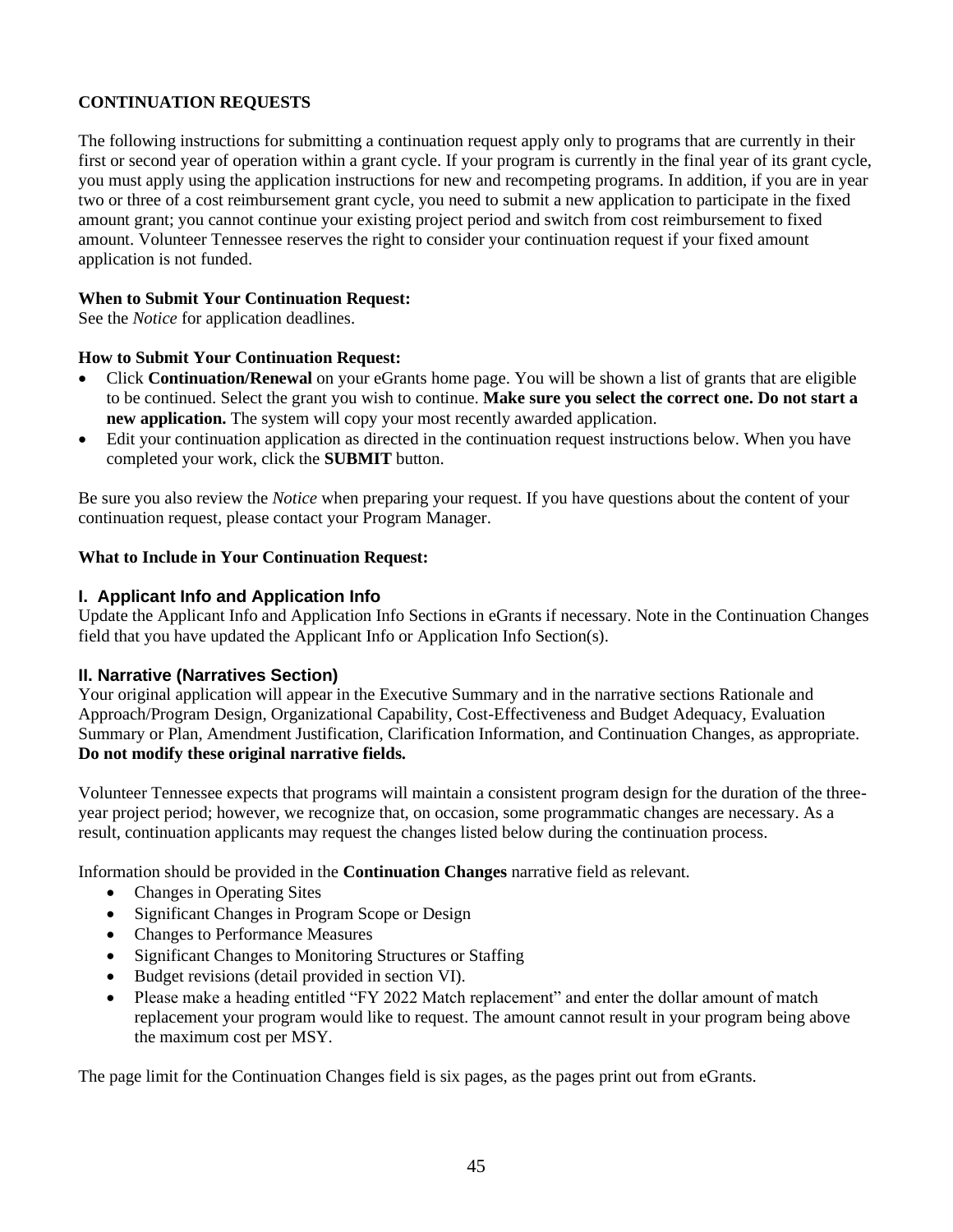**CONTINUATION REQUESTS**

The following instructions for submitting a continuation request apply only to programs that are currently in their first or second year of operation within a grant cycle. If your program is currently in the final year of its grant cycle, you must apply using the application instructions for new and recompeting programs. In addition, if you are in year two or three of a cost reimbursement grant cycle, you need to submit a new application to participate in the fixed amount grant; you cannot continue your existing project period and switch from cost reimbursement to fixed amount. Volunteer Tennessee reserves the right to consider your continuation request if your fixed amount application is not funded.

**When to Submit Your Continuation Request:**
See the *Notice* for application deadlines.

**How to Submit Your Continuation Request:**

- Click **Continuation/Renewal** on your eGrants home page. You will be shown a list of grants that are eligible to be continued. Select the grant you wish to continue. **Make sure you select the correct one. Do not start a new application.** The system will copy your most recently awarded application.
- Edit your continuation application as directed in the continuation request instructions below. When you have completed your work, click the **SUBMIT** button.

Be sure you also review the *Notice* when preparing your request. If you have questions about the content of your continuation request, please contact your Program Manager.

**What to Include in Your Continuation Request:**

### I. Applicant Info and Application Info

Update the Applicant Info and Application Info Sections in eGrants if necessary. Note in the Continuation Changes field that you have updated the Applicant Info or Application Info Section(s).

### II. Narrative (Narratives Section)

Your original application will appear in the Executive Summary and in the narrative sections Rationale and Approach/Program Design, Organizational Capability, Cost-Effectiveness and Budget Adequacy, Evaluation Summary or Plan, Amendment Justification, Clarification Information, and Continuation Changes, as appropriate. **Do not modify these original narrative fields.**

Volunteer Tennessee expects that programs will maintain a consistent program design for the duration of the three-year project period; however, we recognize that, on occasion, some programmatic changes are necessary. As a result, continuation applicants may request the changes listed below during the continuation process.

Information should be provided in the **Continuation Changes** narrative field as relevant.

- Changes in Operating Sites
- Significant Changes in Program Scope or Design
- Changes to Performance Measures
- Significant Changes to Monitoring Structures or Staffing
- Budget revisions (detail provided in section VI).
- Please make a heading entitled "FY 2022 Match replacement" and enter the dollar amount of match replacement your program would like to request. The amount cannot result in your program being above the maximum cost per MSY.

The page limit for the Continuation Changes field is six pages, as the pages print out from eGrants.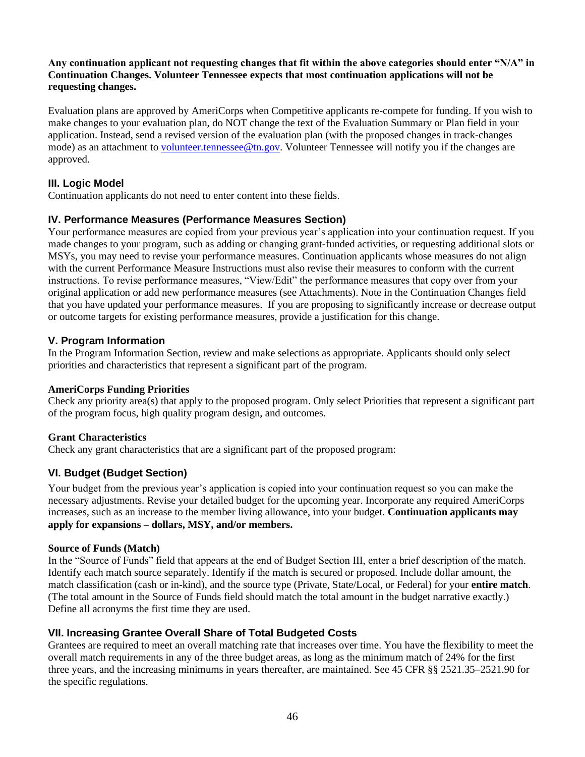**Any continuation applicant not requesting changes that fit within the above categories should enter "N/A" in Continuation Changes. Volunteer Tennessee expects that most continuation applications will not be requesting changes.**

Evaluation plans are approved by AmeriCorps when Competitive applicants re-compete for funding. If you wish to make changes to your evaluation plan, do NOT change the text of the Evaluation Summary or Plan field in your application. Instead, send a revised version of the evaluation plan (with the proposed changes in track-changes mode) as an attachment to volunteer.tennessee@tn.gov. Volunteer Tennessee will notify you if the changes are approved.

### III. Logic Model

Continuation applicants do not need to enter content into these fields.

### IV. Performance Measures (Performance Measures Section)

Your performance measures are copied from your previous year's application into your continuation request. If you made changes to your program, such as adding or changing grant-funded activities, or requesting additional slots or MSYs, you may need to revise your performance measures. Continuation applicants whose measures do not align with the current Performance Measure Instructions must also revise their measures to conform with the current instructions. To revise performance measures, "View/Edit" the performance measures that copy over from your original application or add new performance measures (see Attachments). Note in the Continuation Changes field that you have updated your performance measures. If you are proposing to significantly increase or decrease output or outcome targets for existing performance measures, provide a justification for this change.

### V. Program Information

In the Program Information Section, review and make selections as appropriate. Applicants should only select priorities and characteristics that represent a significant part of the program.

**AmeriCorps Funding Priorities**

Check any priority area(s) that apply to the proposed program. Only select Priorities that represent a significant part of the program focus, high quality program design, and outcomes.

**Grant Characteristics**

Check any grant characteristics that are a significant part of the proposed program:

### VI. Budget (Budget Section)

Your budget from the previous year's application is copied into your continuation request so you can make the necessary adjustments. Revise your detailed budget for the upcoming year. Incorporate any required AmeriCorps increases, such as an increase to the member living allowance, into your budget. **Continuation applicants may apply for expansions – dollars, MSY, and/or members.**

**Source of Funds (Match)**

In the "Source of Funds" field that appears at the end of Budget Section III, enter a brief description of the match. Identify each match source separately. Identify if the match is secured or proposed. Include dollar amount, the match classification (cash or in-kind), and the source type (Private, State/Local, or Federal) for your **entire match**. (The total amount in the Source of Funds field should match the total amount in the budget narrative exactly.) Define all acronyms the first time they are used.

### VII. Increasing Grantee Overall Share of Total Budgeted Costs

Grantees are required to meet an overall matching rate that increases over time. You have the flexibility to meet the overall match requirements in any of the three budget areas, as long as the minimum match of 24% for the first three years, and the increasing minimums in years thereafter, are maintained. See 45 CFR §§ 2521.35–2521.90 for the specific regulations.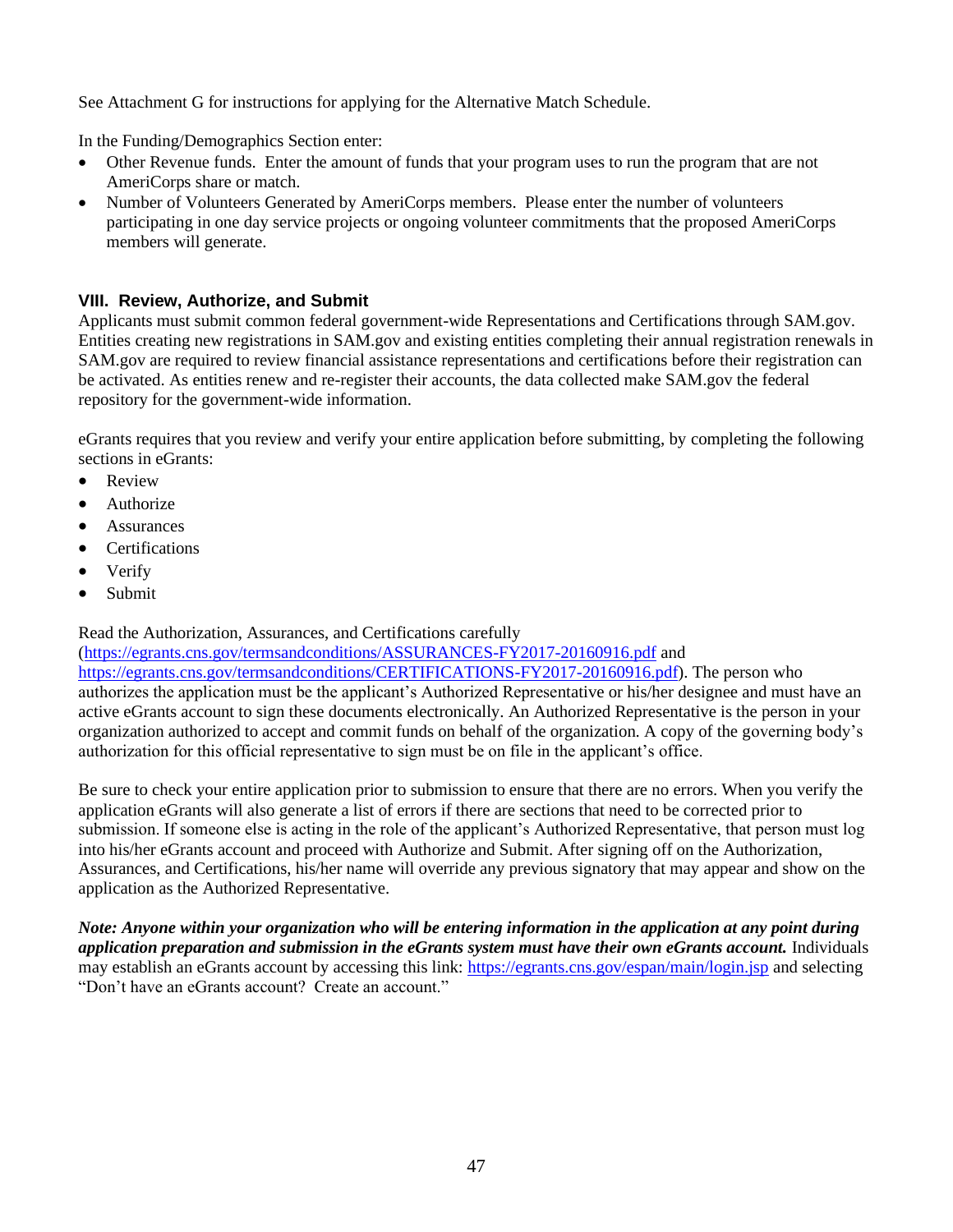See Attachment G for instructions for applying for the Alternative Match Schedule.

In the Funding/Demographics Section enter:

- Other Revenue funds. Enter the amount of funds that your program uses to run the program that are not AmeriCorps share or match.
- Number of Volunteers Generated by AmeriCorps members. Please enter the number of volunteers participating in one day service projects or ongoing volunteer commitments that the proposed AmeriCorps members will generate.

### VIII. Review, Authorize, and Submit

Applicants must submit common federal government-wide Representations and Certifications through SAM.gov. Entities creating new registrations in SAM.gov and existing entities completing their annual registration renewals in SAM.gov are required to review financial assistance representations and certifications before their registration can be activated. As entities renew and re-register their accounts, the data collected make SAM.gov the federal repository for the government-wide information.

eGrants requires that you review and verify your entire application before submitting, by completing the following sections in eGrants:

- Review
- Authorize
- Assurances
- Certifications
- Verify
- Submit

Read the Authorization, Assurances, and Certifications carefully (https://egrants.cns.gov/termsandconditions/ASSURANCES-FY2017-20160916.pdf and https://egrants.cns.gov/termsandconditions/CERTIFICATIONS-FY2017-20160916.pdf). The person who authorizes the application must be the applicant's Authorized Representative or his/her designee and must have an active eGrants account to sign these documents electronically. An Authorized Representative is the person in your organization authorized to accept and commit funds on behalf of the organization. A copy of the governing body's authorization for this official representative to sign must be on file in the applicant's office.

Be sure to check your entire application prior to submission to ensure that there are no errors. When you verify the application eGrants will also generate a list of errors if there are sections that need to be corrected prior to submission. If someone else is acting in the role of the applicant's Authorized Representative, that person must log into his/her eGrants account and proceed with Authorize and Submit. After signing off on the Authorization, Assurances, and Certifications, his/her name will override any previous signatory that may appear and show on the application as the Authorized Representative.

***Note: Anyone within your organization who will be entering information in the application at any point during application preparation and submission in the eGrants system must have their own eGrants account.*** Individuals may establish an eGrants account by accessing this link: https://egrants.cns.gov/espan/main/login.jsp and selecting "Don't have an eGrants account? Create an account."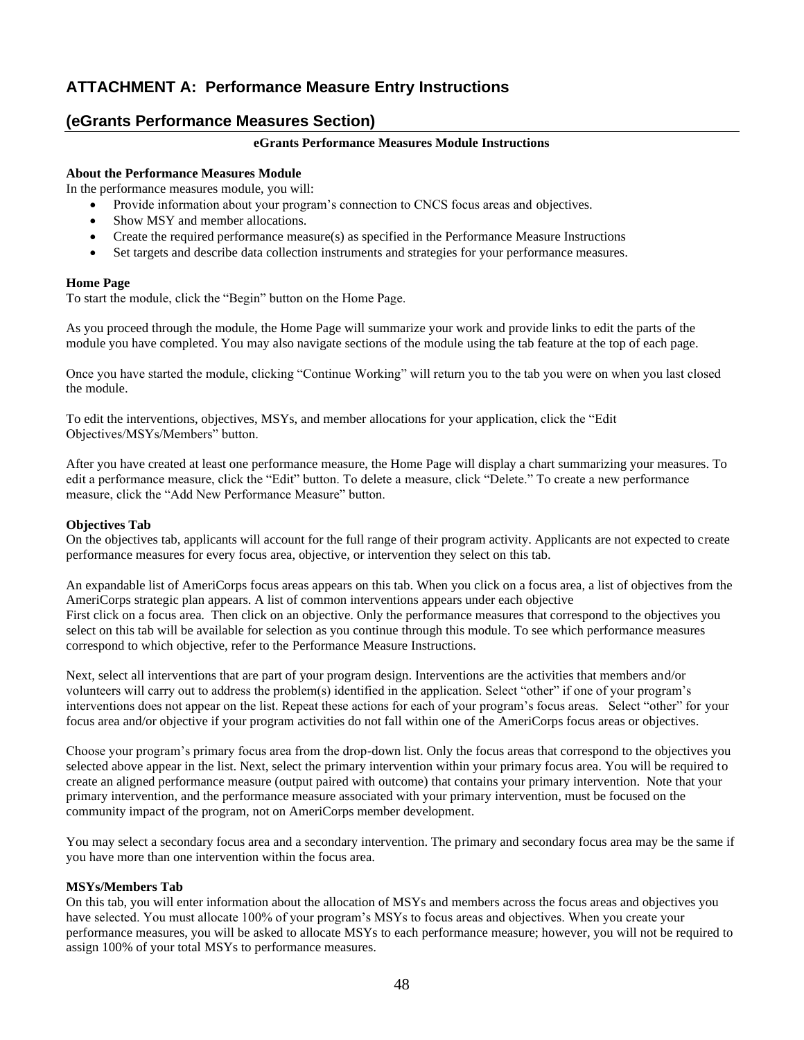## ATTACHMENT A: Performance Measure Entry Instructions

## (eGrants Performance Measures Section)

**eGrants Performance Measures Module Instructions**

**About the Performance Measures Module**

In the performance measures module, you will:

- Provide information about your program's connection to CNCS focus areas and objectives.
- Show MSY and member allocations.
- Create the required performance measure(s) as specified in the Performance Measure Instructions
- Set targets and describe data collection instruments and strategies for your performance measures.

**Home Page**

To start the module, click the "Begin" button on the Home Page.

As you proceed through the module, the Home Page will summarize your work and provide links to edit the parts of the module you have completed. You may also navigate sections of the module using the tab feature at the top of each page.

Once you have started the module, clicking "Continue Working" will return you to the tab you were on when you last closed the module.

To edit the interventions, objectives, MSYs, and member allocations for your application, click the "Edit Objectives/MSYs/Members" button.

After you have created at least one performance measure, the Home Page will display a chart summarizing your measures. To edit a performance measure, click the "Edit" button. To delete a measure, click "Delete." To create a new performance measure, click the "Add New Performance Measure" button.

**Objectives Tab**

On the objectives tab, applicants will account for the full range of their program activity. Applicants are not expected to create performance measures for every focus area, objective, or intervention they select on this tab.

An expandable list of AmeriCorps focus areas appears on this tab. When you click on a focus area, a list of objectives from the AmeriCorps strategic plan appears. A list of common interventions appears under each objective
First click on a focus area. Then click on an objective. Only the performance measures that correspond to the objectives you select on this tab will be available for selection as you continue through this module. To see which performance measures correspond to which objective, refer to the Performance Measure Instructions.

Next, select all interventions that are part of your program design. Interventions are the activities that members and/or volunteers will carry out to address the problem(s) identified in the application. Select "other" if one of your program's interventions does not appear on the list. Repeat these actions for each of your program's focus areas. Select "other" for your focus area and/or objective if your program activities do not fall within one of the AmeriCorps focus areas or objectives.

Choose your program's primary focus area from the drop-down list. Only the focus areas that correspond to the objectives you selected above appear in the list. Next, select the primary intervention within your primary focus area. You will be required to create an aligned performance measure (output paired with outcome) that contains your primary intervention. Note that your primary intervention, and the performance measure associated with your primary intervention, must be focused on the community impact of the program, not on AmeriCorps member development.

You may select a secondary focus area and a secondary intervention. The primary and secondary focus area may be the same if you have more than one intervention within the focus area.

**MSYs/Members Tab**

On this tab, you will enter information about the allocation of MSYs and members across the focus areas and objectives you have selected. You must allocate 100% of your program's MSYs to focus areas and objectives. When you create your performance measures, you will be asked to allocate MSYs to each performance measure; however, you will not be required to assign 100% of your total MSYs to performance measures.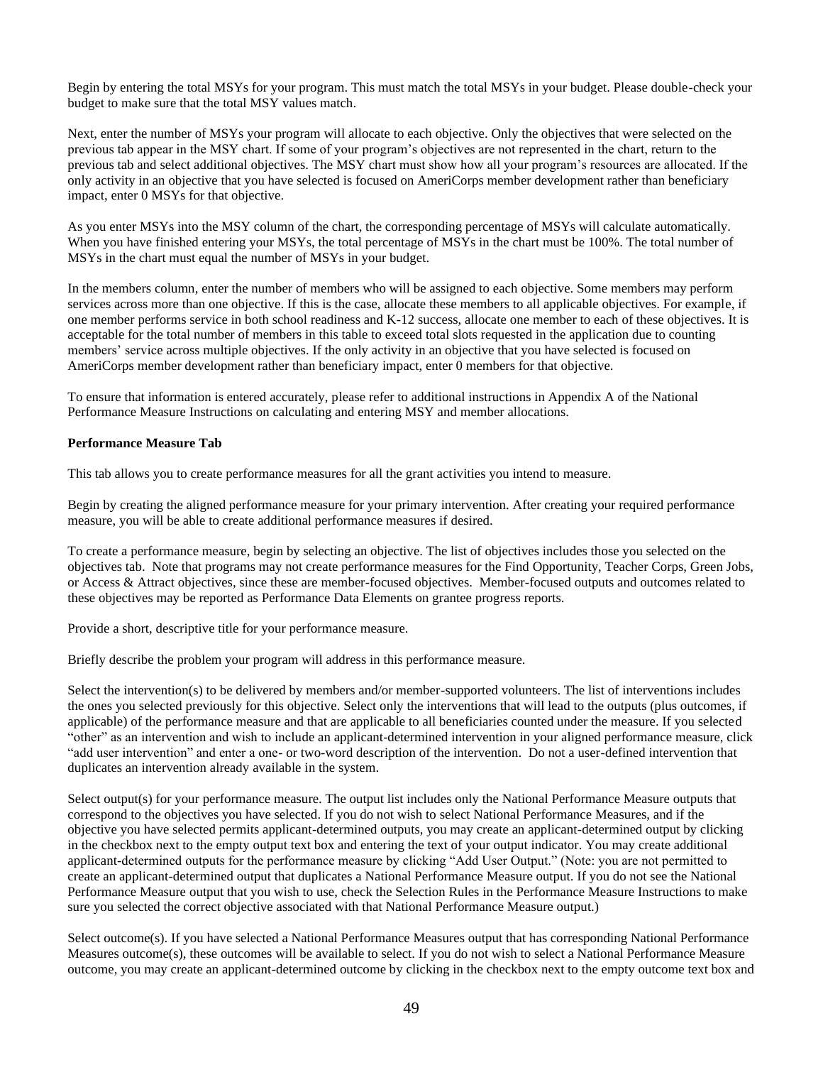Begin by entering the total MSYs for your program. This must match the total MSYs in your budget. Please double-check your budget to make sure that the total MSY values match.

Next, enter the number of MSYs your program will allocate to each objective. Only the objectives that were selected on the previous tab appear in the MSY chart. If some of your program's objectives are not represented in the chart, return to the previous tab and select additional objectives. The MSY chart must show how all your program's resources are allocated. If the only activity in an objective that you have selected is focused on AmeriCorps member development rather than beneficiary impact, enter 0 MSYs for that objective.

As you enter MSYs into the MSY column of the chart, the corresponding percentage of MSYs will calculate automatically. When you have finished entering your MSYs, the total percentage of MSYs in the chart must be 100%. The total number of MSYs in the chart must equal the number of MSYs in your budget.

In the members column, enter the number of members who will be assigned to each objective. Some members may perform services across more than one objective. If this is the case, allocate these members to all applicable objectives. For example, if one member performs service in both school readiness and K-12 success, allocate one member to each of these objectives. It is acceptable for the total number of members in this table to exceed total slots requested in the application due to counting members' service across multiple objectives. If the only activity in an objective that you have selected is focused on AmeriCorps member development rather than beneficiary impact, enter 0 members for that objective.

To ensure that information is entered accurately, please refer to additional instructions in Appendix A of the National Performance Measure Instructions on calculating and entering MSY and member allocations.

**Performance Measure Tab**

This tab allows you to create performance measures for all the grant activities you intend to measure.

Begin by creating the aligned performance measure for your primary intervention. After creating your required performance measure, you will be able to create additional performance measures if desired.

To create a performance measure, begin by selecting an objective. The list of objectives includes those you selected on the objectives tab. Note that programs may not create performance measures for the Find Opportunity, Teacher Corps, Green Jobs, or Access & Attract objectives, since these are member-focused objectives. Member-focused outputs and outcomes related to these objectives may be reported as Performance Data Elements on grantee progress reports.

Provide a short, descriptive title for your performance measure.

Briefly describe the problem your program will address in this performance measure.

Select the intervention(s) to be delivered by members and/or member-supported volunteers. The list of interventions includes the ones you selected previously for this objective. Select only the interventions that will lead to the outputs (plus outcomes, if applicable) of the performance measure and that are applicable to all beneficiaries counted under the measure. If you selected "other" as an intervention and wish to include an applicant-determined intervention in your aligned performance measure, click "add user intervention" and enter a one- or two-word description of the intervention. Do not a user-defined intervention that duplicates an intervention already available in the system.

Select output(s) for your performance measure. The output list includes only the National Performance Measure outputs that correspond to the objectives you have selected. If you do not wish to select National Performance Measures, and if the objective you have selected permits applicant-determined outputs, you may create an applicant-determined output by clicking in the checkbox next to the empty output text box and entering the text of your output indicator. You may create additional applicant-determined outputs for the performance measure by clicking "Add User Output." (Note: you are not permitted to create an applicant-determined output that duplicates a National Performance Measure output. If you do not see the National Performance Measure output that you wish to use, check the Selection Rules in the Performance Measure Instructions to make sure you selected the correct objective associated with that National Performance Measure output.)

Select outcome(s). If you have selected a National Performance Measures output that has corresponding National Performance Measures outcome(s), these outcomes will be available to select. If you do not wish to select a National Performance Measure outcome, you may create an applicant-determined outcome by clicking in the checkbox next to the empty outcome text box and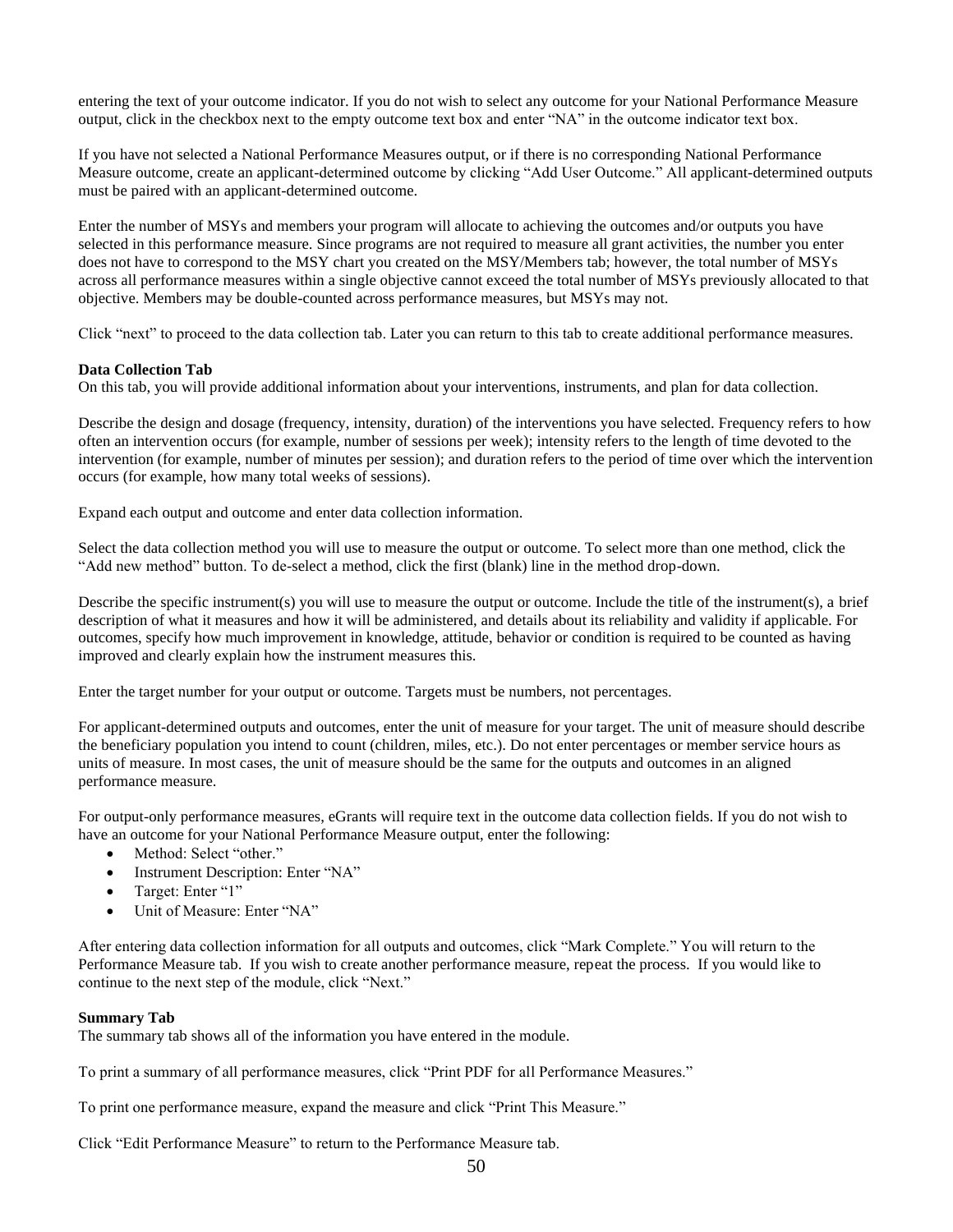entering the text of your outcome indicator. If you do not wish to select any outcome for your National Performance Measure output, click in the checkbox next to the empty outcome text box and enter "NA" in the outcome indicator text box.

If you have not selected a National Performance Measures output, or if there is no corresponding National Performance Measure outcome, create an applicant-determined outcome by clicking "Add User Outcome." All applicant-determined outputs must be paired with an applicant-determined outcome.

Enter the number of MSYs and members your program will allocate to achieving the outcomes and/or outputs you have selected in this performance measure. Since programs are not required to measure all grant activities, the number you enter does not have to correspond to the MSY chart you created on the MSY/Members tab; however, the total number of MSYs across all performance measures within a single objective cannot exceed the total number of MSYs previously allocated to that objective. Members may be double-counted across performance measures, but MSYs may not.

Click "next" to proceed to the data collection tab. Later you can return to this tab to create additional performance measures.

**Data Collection Tab**
On this tab, you will provide additional information about your interventions, instruments, and plan for data collection.

Describe the design and dosage (frequency, intensity, duration) of the interventions you have selected. Frequency refers to how often an intervention occurs (for example, number of sessions per week); intensity refers to the length of time devoted to the intervention (for example, number of minutes per session); and duration refers to the period of time over which the intervention occurs (for example, how many total weeks of sessions).

Expand each output and outcome and enter data collection information.

Select the data collection method you will use to measure the output or outcome. To select more than one method, click the "Add new method" button. To de-select a method, click the first (blank) line in the method drop-down.

Describe the specific instrument(s) you will use to measure the output or outcome. Include the title of the instrument(s), a brief description of what it measures and how it will be administered, and details about its reliability and validity if applicable. For outcomes, specify how much improvement in knowledge, attitude, behavior or condition is required to be counted as having improved and clearly explain how the instrument measures this.

Enter the target number for your output or outcome. Targets must be numbers, not percentages.

For applicant-determined outputs and outcomes, enter the unit of measure for your target. The unit of measure should describe the beneficiary population you intend to count (children, miles, etc.). Do not enter percentages or member service hours as units of measure. In most cases, the unit of measure should be the same for the outputs and outcomes in an aligned performance measure.

For output-only performance measures, eGrants will require text in the outcome data collection fields. If you do not wish to have an outcome for your National Performance Measure output, enter the following:

- Method: Select "other."
- Instrument Description: Enter "NA"
- Target: Enter "1"
- Unit of Measure: Enter "NA"

After entering data collection information for all outputs and outcomes, click "Mark Complete." You will return to the Performance Measure tab. If you wish to create another performance measure, repeat the process. If you would like to continue to the next step of the module, click "Next."

**Summary Tab**
The summary tab shows all of the information you have entered in the module.

To print a summary of all performance measures, click "Print PDF for all Performance Measures."

To print one performance measure, expand the measure and click "Print This Measure."

Click "Edit Performance Measure" to return to the Performance Measure tab.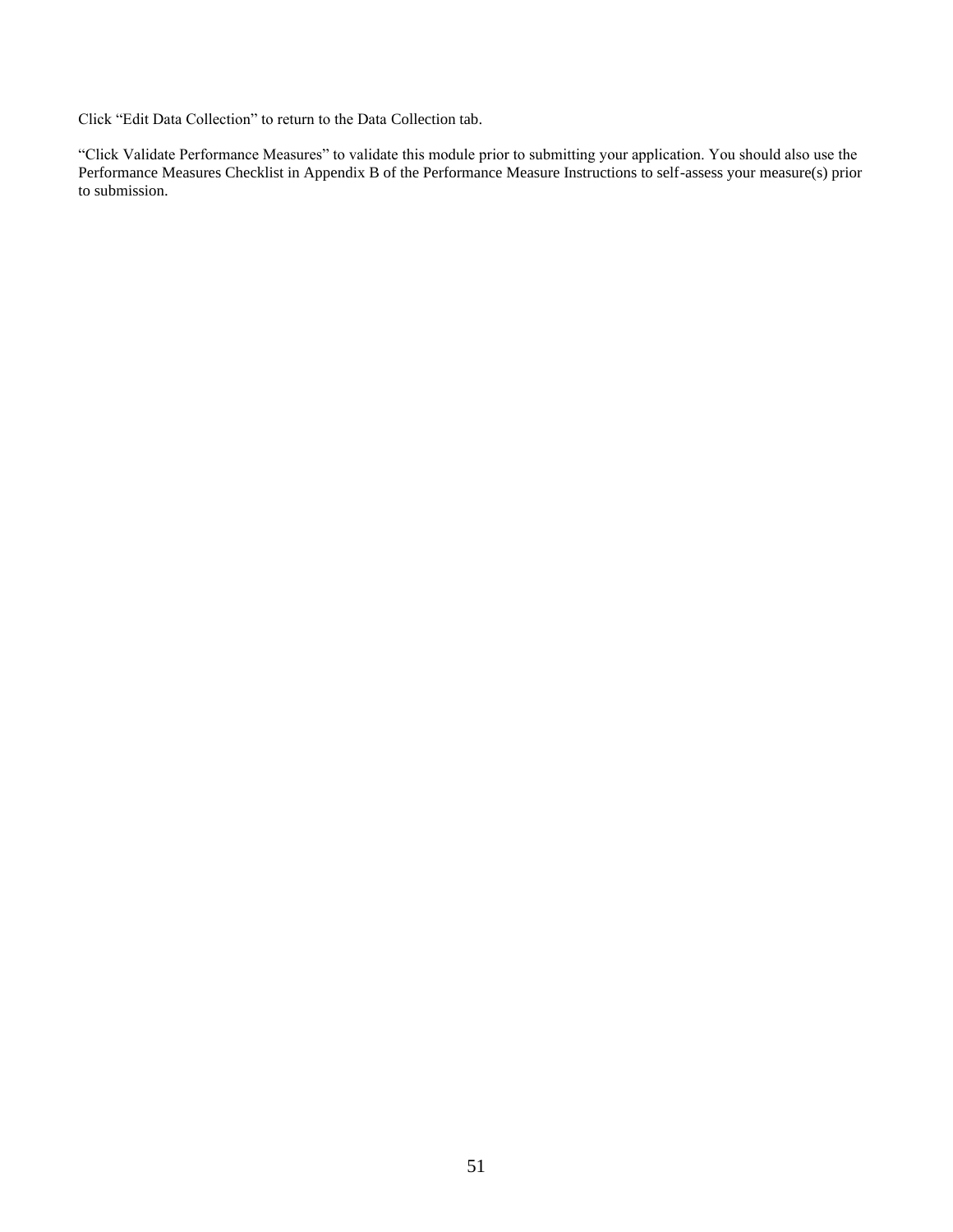Click “Edit Data Collection” to return to the Data Collection tab.

“Click Validate Performance Measures” to validate this module prior to submitting your application. You should also use the Performance Measures Checklist in Appendix B of the Performance Measure Instructions to self-assess your measure(s) prior to submission.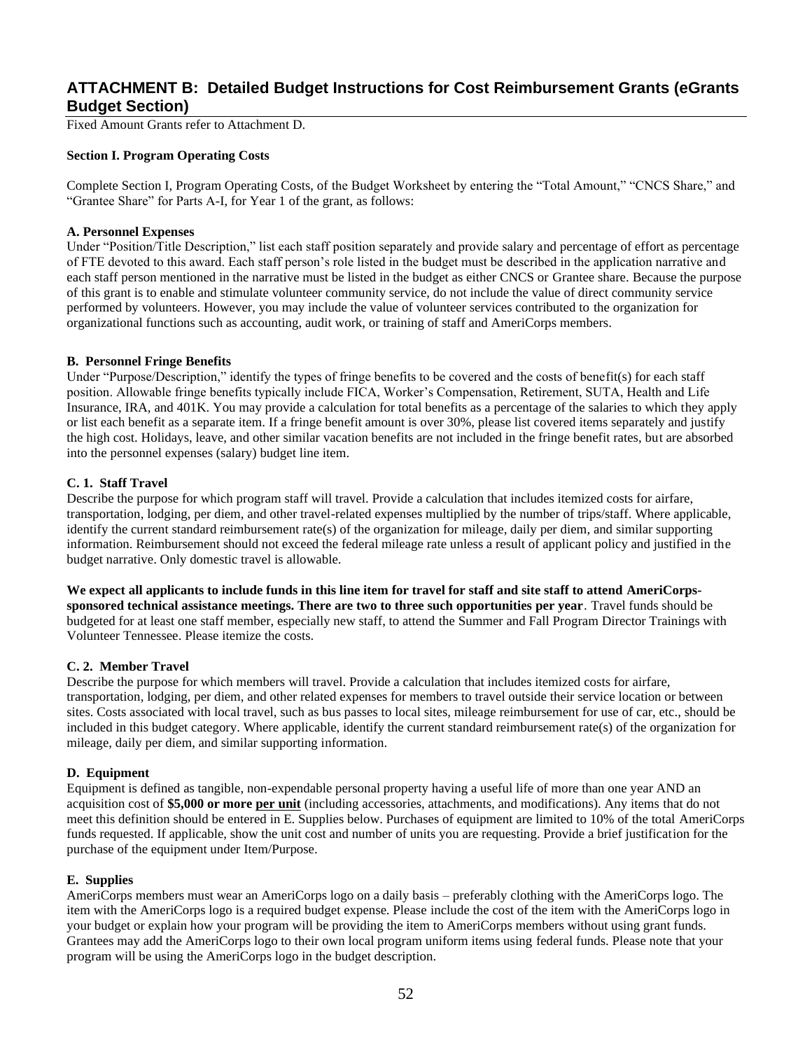## ATTACHMENT B: Detailed Budget Instructions for Cost Reimbursement Grants (eGrants Budget Section)

Fixed Amount Grants refer to Attachment D.

**Section I. Program Operating Costs**

Complete Section I, Program Operating Costs, of the Budget Worksheet by entering the "Total Amount," "CNCS Share," and "Grantee Share" for Parts A-I, for Year 1 of the grant, as follows:

**A. Personnel Expenses**

Under "Position/Title Description," list each staff position separately and provide salary and percentage of effort as percentage of FTE devoted to this award. Each staff person's role listed in the budget must be described in the application narrative and each staff person mentioned in the narrative must be listed in the budget as either CNCS or Grantee share. Because the purpose of this grant is to enable and stimulate volunteer community service, do not include the value of direct community service performed by volunteers. However, you may include the value of volunteer services contributed to the organization for organizational functions such as accounting, audit work, or training of staff and AmeriCorps members.

**B. Personnel Fringe Benefits**

Under "Purpose/Description," identify the types of fringe benefits to be covered and the costs of benefit(s) for each staff position. Allowable fringe benefits typically include FICA, Worker's Compensation, Retirement, SUTA, Health and Life Insurance, IRA, and 401K. You may provide a calculation for total benefits as a percentage of the salaries to which they apply or list each benefit as a separate item. If a fringe benefit amount is over 30%, please list covered items separately and justify the high cost. Holidays, leave, and other similar vacation benefits are not included in the fringe benefit rates, but are absorbed into the personnel expenses (salary) budget line item.

**C. 1. Staff Travel**

Describe the purpose for which program staff will travel. Provide a calculation that includes itemized costs for airfare, transportation, lodging, per diem, and other travel-related expenses multiplied by the number of trips/staff. Where applicable, identify the current standard reimbursement rate(s) of the organization for mileage, daily per diem, and similar supporting information. Reimbursement should not exceed the federal mileage rate unless a result of applicant policy and justified in the budget narrative. Only domestic travel is allowable.

**We expect all applicants to include funds in this line item for travel for staff and site staff to attend AmeriCorps-sponsored technical assistance meetings. There are two to three such opportunities per year**. Travel funds should be budgeted for at least one staff member, especially new staff, to attend the Summer and Fall Program Director Trainings with Volunteer Tennessee. Please itemize the costs.

**C. 2. Member Travel**

Describe the purpose for which members will travel. Provide a calculation that includes itemized costs for airfare, transportation, lodging, per diem, and other related expenses for members to travel outside their service location or between sites. Costs associated with local travel, such as bus passes to local sites, mileage reimbursement for use of car, etc., should be included in this budget category. Where applicable, identify the current standard reimbursement rate(s) of the organization for mileage, daily per diem, and similar supporting information.

**D. Equipment**

Equipment is defined as tangible, non-expendable personal property having a useful life of more than one year AND an acquisition cost of **$5,000 or more <u>per unit</u>** (including accessories, attachments, and modifications). Any items that do not meet this definition should be entered in E. Supplies below. Purchases of equipment are limited to 10% of the total AmeriCorps funds requested. If applicable, show the unit cost and number of units you are requesting. Provide a brief justification for the purchase of the equipment under Item/Purpose.

**E. Supplies**

AmeriCorps members must wear an AmeriCorps logo on a daily basis – preferably clothing with the AmeriCorps logo. The item with the AmeriCorps logo is a required budget expense. Please include the cost of the item with the AmeriCorps logo in your budget or explain how your program will be providing the item to AmeriCorps members without using grant funds. Grantees may add the AmeriCorps logo to their own local program uniform items using federal funds. Please note that your program will be using the AmeriCorps logo in the budget description.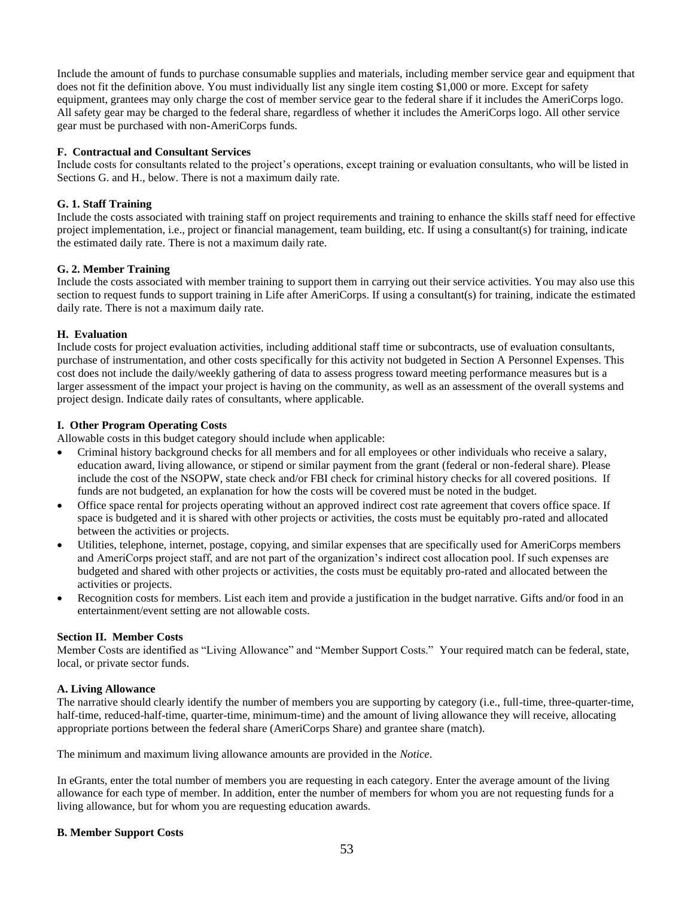Include the amount of funds to purchase consumable supplies and materials, including member service gear and equipment that does not fit the definition above. You must individually list any single item costing $1,000 or more. Except for safety equipment, grantees may only charge the cost of member service gear to the federal share if it includes the AmeriCorps logo. All safety gear may be charged to the federal share, regardless of whether it includes the AmeriCorps logo. All other service gear must be purchased with non-AmeriCorps funds.

**F. Contractual and Consultant Services**
Include costs for consultants related to the project's operations, except training or evaluation consultants, who will be listed in Sections G. and H., below. There is not a maximum daily rate.

**G. 1. Staff Training**
Include the costs associated with training staff on project requirements and training to enhance the skills staff need for effective project implementation, i.e., project or financial management, team building, etc. If using a consultant(s) for training, indicate the estimated daily rate. There is not a maximum daily rate.

**G. 2. Member Training**
Include the costs associated with member training to support them in carrying out their service activities. You may also use this section to request funds to support training in Life after AmeriCorps. If using a consultant(s) for training, indicate the estimated daily rate. There is not a maximum daily rate.

**H. Evaluation**
Include costs for project evaluation activities, including additional staff time or subcontracts, use of evaluation consultants, purchase of instrumentation, and other costs specifically for this activity not budgeted in Section A Personnel Expenses. This cost does not include the daily/weekly gathering of data to assess progress toward meeting performance measures but is a larger assessment of the impact your project is having on the community, as well as an assessment of the overall systems and project design. Indicate daily rates of consultants, where applicable.

**I. Other Program Operating Costs**
Allowable costs in this budget category should include when applicable:

- Criminal history background checks for all members and for all employees or other individuals who receive a salary, education award, living allowance, or stipend or similar payment from the grant (federal or non-federal share). Please include the cost of the NSOPW, state check and/or FBI check for criminal history checks for all covered positions. If funds are not budgeted, an explanation for how the costs will be covered must be noted in the budget.
- Office space rental for projects operating without an approved indirect cost rate agreement that covers office space. If space is budgeted and it is shared with other projects or activities, the costs must be equitably pro-rated and allocated between the activities or projects.
- Utilities, telephone, internet, postage, copying, and similar expenses that are specifically used for AmeriCorps members and AmeriCorps project staff, and are not part of the organization's indirect cost allocation pool. If such expenses are budgeted and shared with other projects or activities, the costs must be equitably pro-rated and allocated between the activities or projects.
- Recognition costs for members. List each item and provide a justification in the budget narrative. Gifts and/or food in an entertainment/event setting are not allowable costs.

**Section II. Member Costs**
Member Costs are identified as "Living Allowance" and "Member Support Costs." Your required match can be federal, state, local, or private sector funds.

**A. Living Allowance**
The narrative should clearly identify the number of members you are supporting by category (i.e., full-time, three-quarter-time, half-time, reduced-half-time, quarter-time, minimum-time) and the amount of living allowance they will receive, allocating appropriate portions between the federal share (AmeriCorps Share) and grantee share (match).

The minimum and maximum living allowance amounts are provided in the *Notice*.

In eGrants, enter the total number of members you are requesting in each category. Enter the average amount of the living allowance for each type of member. In addition, enter the number of members for whom you are not requesting funds for a living allowance, but for whom you are requesting education awards.

**B. Member Support Costs**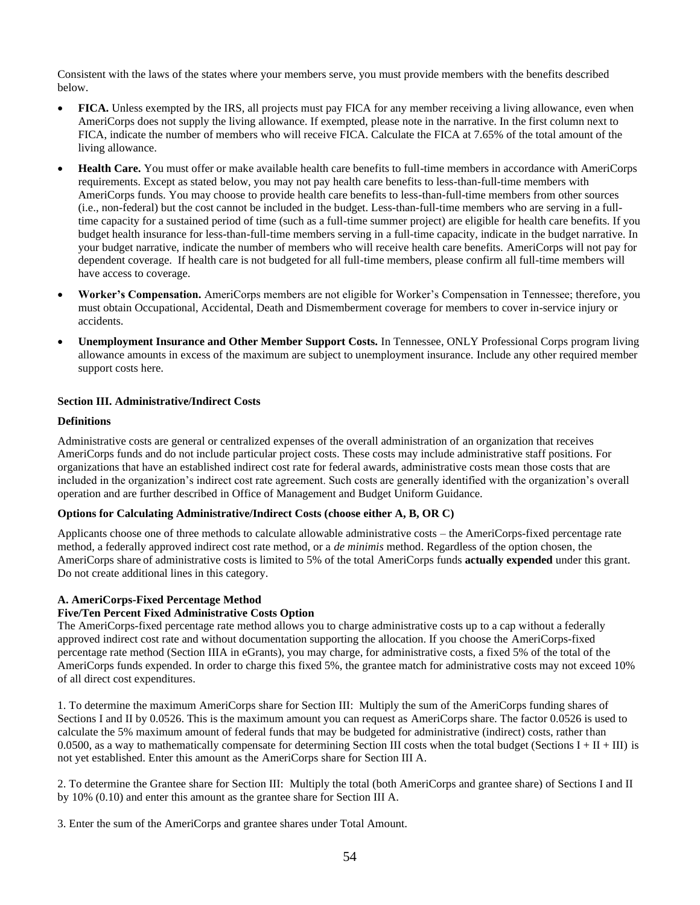Consistent with the laws of the states where your members serve, you must provide members with the benefits described below.

- **FICA.** Unless exempted by the IRS, all projects must pay FICA for any member receiving a living allowance, even when AmeriCorps does not supply the living allowance. If exempted, please note in the narrative. In the first column next to FICA, indicate the number of members who will receive FICA. Calculate the FICA at 7.65% of the total amount of the living allowance.
- **Health Care.** You must offer or make available health care benefits to full-time members in accordance with AmeriCorps requirements. Except as stated below, you may not pay health care benefits to less-than-full-time members with AmeriCorps funds. You may choose to provide health care benefits to less-than-full-time members from other sources (i.e., non-federal) but the cost cannot be included in the budget. Less-than-full-time members who are serving in a full-time capacity for a sustained period of time (such as a full-time summer project) are eligible for health care benefits. If you budget health insurance for less-than-full-time members serving in a full-time capacity, indicate in the budget narrative. In your budget narrative, indicate the number of members who will receive health care benefits. AmeriCorps will not pay for dependent coverage. If health care is not budgeted for all full-time members, please confirm all full-time members will have access to coverage.
- **Worker's Compensation.** AmeriCorps members are not eligible for Worker's Compensation in Tennessee; therefore, you must obtain Occupational, Accidental, Death and Dismemberment coverage for members to cover in-service injury or accidents.
- **Unemployment Insurance and Other Member Support Costs.** In Tennessee, ONLY Professional Corps program living allowance amounts in excess of the maximum are subject to unemployment insurance. Include any other required member support costs here.

### Section III. Administrative/Indirect Costs

**Definitions**

Administrative costs are general or centralized expenses of the overall administration of an organization that receives AmeriCorps funds and do not include particular project costs. These costs may include administrative staff positions. For organizations that have an established indirect cost rate for federal awards, administrative costs mean those costs that are included in the organization's indirect cost rate agreement. Such costs are generally identified with the organization's overall operation and are further described in Office of Management and Budget Uniform Guidance.

**Options for Calculating Administrative/Indirect Costs (choose either A, B, OR C)**

Applicants choose one of three methods to calculate allowable administrative costs – the AmeriCorps-fixed percentage rate method, a federally approved indirect cost rate method, or a *de minimis* method. Regardless of the option chosen, the AmeriCorps share of administrative costs is limited to 5% of the total AmeriCorps funds **actually expended** under this grant. Do not create additional lines in this category.

**A. AmeriCorps-Fixed Percentage Method**
**Five/Ten Percent Fixed Administrative Costs Option**

The AmeriCorps-fixed percentage rate method allows you to charge administrative costs up to a cap without a federally approved indirect cost rate and without documentation supporting the allocation. If you choose the AmeriCorps-fixed percentage rate method (Section IIIA in eGrants), you may charge, for administrative costs, a fixed 5% of the total of the AmeriCorps funds expended. In order to charge this fixed 5%, the grantee match for administrative costs may not exceed 10% of all direct cost expenditures.

1. To determine the maximum AmeriCorps share for Section III: Multiply the sum of the AmeriCorps funding shares of Sections I and II by 0.0526. This is the maximum amount you can request as AmeriCorps share. The factor 0.0526 is used to calculate the 5% maximum amount of federal funds that may be budgeted for administrative (indirect) costs, rather than 0.0500, as a way to mathematically compensate for determining Section III costs when the total budget (Sections I + II + III) is not yet established. Enter this amount as the AmeriCorps share for Section III A.

2. To determine the Grantee share for Section III: Multiply the total (both AmeriCorps and grantee share) of Sections I and II by 10% (0.10) and enter this amount as the grantee share for Section III A.

3. Enter the sum of the AmeriCorps and grantee shares under Total Amount.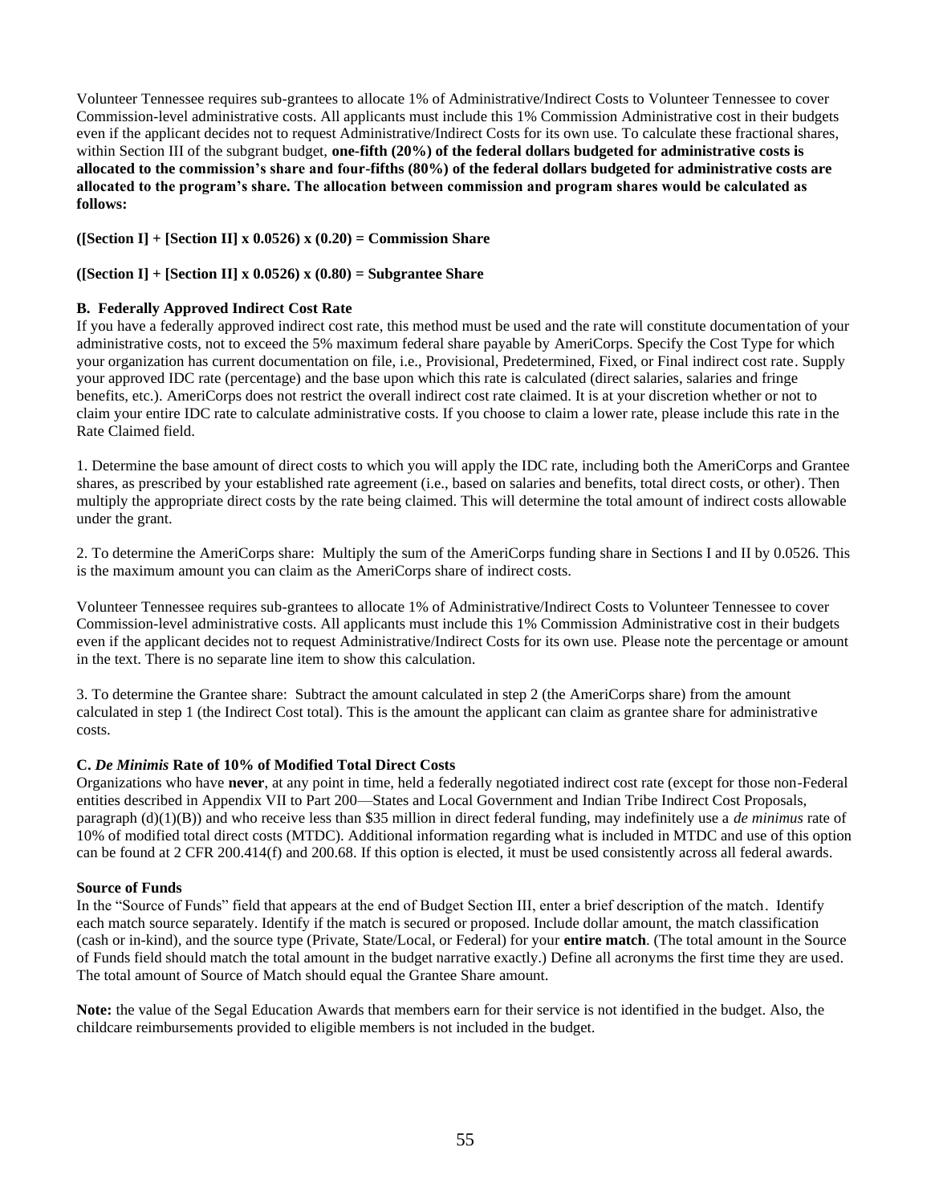Volunteer Tennessee requires sub-grantees to allocate 1% of Administrative/Indirect Costs to Volunteer Tennessee to cover Commission-level administrative costs. All applicants must include this 1% Commission Administrative cost in their budgets even if the applicant decides not to request Administrative/Indirect Costs for its own use. To calculate these fractional shares, within Section III of the subgrant budget, **one-fifth (20%) of the federal dollars budgeted for administrative costs is allocated to the commission's share and four-fifths (80%) of the federal dollars budgeted for administrative costs are allocated to the program's share. The allocation between commission and program shares would be calculated as follows:**

**([Section I] + [Section II] x 0.0526) x (0.20) = Commission Share**

**([Section I] + [Section II] x 0.0526) x (0.80) = Subgrantee Share**

**B. Federally Approved Indirect Cost Rate**

If you have a federally approved indirect cost rate, this method must be used and the rate will constitute documentation of your administrative costs, not to exceed the 5% maximum federal share payable by AmeriCorps. Specify the Cost Type for which your organization has current documentation on file, i.e., Provisional, Predetermined, Fixed, or Final indirect cost rate. Supply your approved IDC rate (percentage) and the base upon which this rate is calculated (direct salaries, salaries and fringe benefits, etc.). AmeriCorps does not restrict the overall indirect cost rate claimed. It is at your discretion whether or not to claim your entire IDC rate to calculate administrative costs. If you choose to claim a lower rate, please include this rate in the Rate Claimed field.

1. Determine the base amount of direct costs to which you will apply the IDC rate, including both the AmeriCorps and Grantee shares, as prescribed by your established rate agreement (i.e., based on salaries and benefits, total direct costs, or other). Then multiply the appropriate direct costs by the rate being claimed. This will determine the total amount of indirect costs allowable under the grant.

2. To determine the AmeriCorps share: Multiply the sum of the AmeriCorps funding share in Sections I and II by 0.0526. This is the maximum amount you can claim as the AmeriCorps share of indirect costs.

Volunteer Tennessee requires sub-grantees to allocate 1% of Administrative/Indirect Costs to Volunteer Tennessee to cover Commission-level administrative costs. All applicants must include this 1% Commission Administrative cost in their budgets even if the applicant decides not to request Administrative/Indirect Costs for its own use. Please note the percentage or amount in the text. There is no separate line item to show this calculation.

3. To determine the Grantee share: Subtract the amount calculated in step 2 (the AmeriCorps share) from the amount calculated in step 1 (the Indirect Cost total). This is the amount the applicant can claim as grantee share for administrative costs.

**C. *De Minimis* Rate of 10% of Modified Total Direct Costs**

Organizations who have **never**, at any point in time, held a federally negotiated indirect cost rate (except for those non-Federal entities described in Appendix VII to Part 200—States and Local Government and Indian Tribe Indirect Cost Proposals, paragraph (d)(1)(B)) and who receive less than $35 million in direct federal funding, may indefinitely use a *de minimus* rate of 10% of modified total direct costs (MTDC). Additional information regarding what is included in MTDC and use of this option can be found at 2 CFR 200.414(f) and 200.68. If this option is elected, it must be used consistently across all federal awards.

**Source of Funds**

In the "Source of Funds" field that appears at the end of Budget Section III, enter a brief description of the match. Identify each match source separately. Identify if the match is secured or proposed. Include dollar amount, the match classification (cash or in-kind), and the source type (Private, State/Local, or Federal) for your **entire match**. (The total amount in the Source of Funds field should match the total amount in the budget narrative exactly.) Define all acronyms the first time they are used. The total amount of Source of Match should equal the Grantee Share amount.

**Note:** the value of the Segal Education Awards that members earn for their service is not identified in the budget. Also, the childcare reimbursements provided to eligible members is not included in the budget.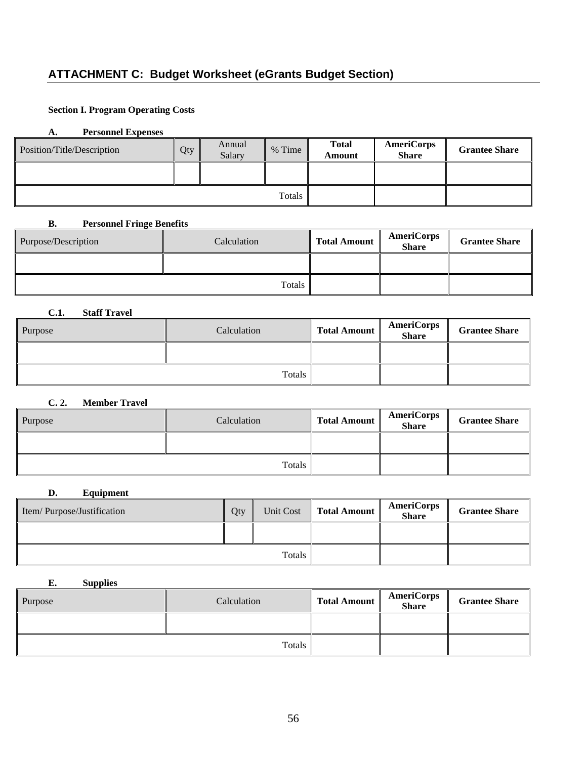## ATTACHMENT C: Budget Worksheet (eGrants Budget Section)

**Section I. Program Operating Costs**

**A. Personnel Expenses**

| Position/Title/Description | Qty | Annual Salary | % Time | **Total Amount** | **AmeriCorps Share** | **Grantee Share** |
|---|---|---|---|---|---|---|
| | | | | | | |
| | | | Totals | | | |

**B. Personnel Fringe Benefits**

| Purpose/Description | Calculation | **Total Amount** | **AmeriCorps Share** | **Grantee Share** |
|---|---|---|---|---|
| | | | | |
| | Totals | | | |

**C.1. Staff Travel**

| Purpose | Calculation | **Total Amount** | **AmeriCorps Share** | **Grantee Share** |
|---|---|---|---|---|
| | | | | |
| | Totals | | | |

**C. 2. Member Travel**

| Purpose | Calculation | **Total Amount** | **AmeriCorps Share** | **Grantee Share** |
|---|---|---|---|---|
| | | | | |
| | Totals | | | |

**D. Equipment**

| Item/ Purpose/Justification | Qty | Unit Cost | **Total Amount** | **AmeriCorps Share** | **Grantee Share** |
|---|---|---|---|---|---|
| | | | | | |
| | | Totals | | | |

**E. Supplies**

| Purpose | Calculation | **Total Amount** | **AmeriCorps Share** | **Grantee Share** |
|---|---|---|---|---|
| | | | | |
| | Totals | | | |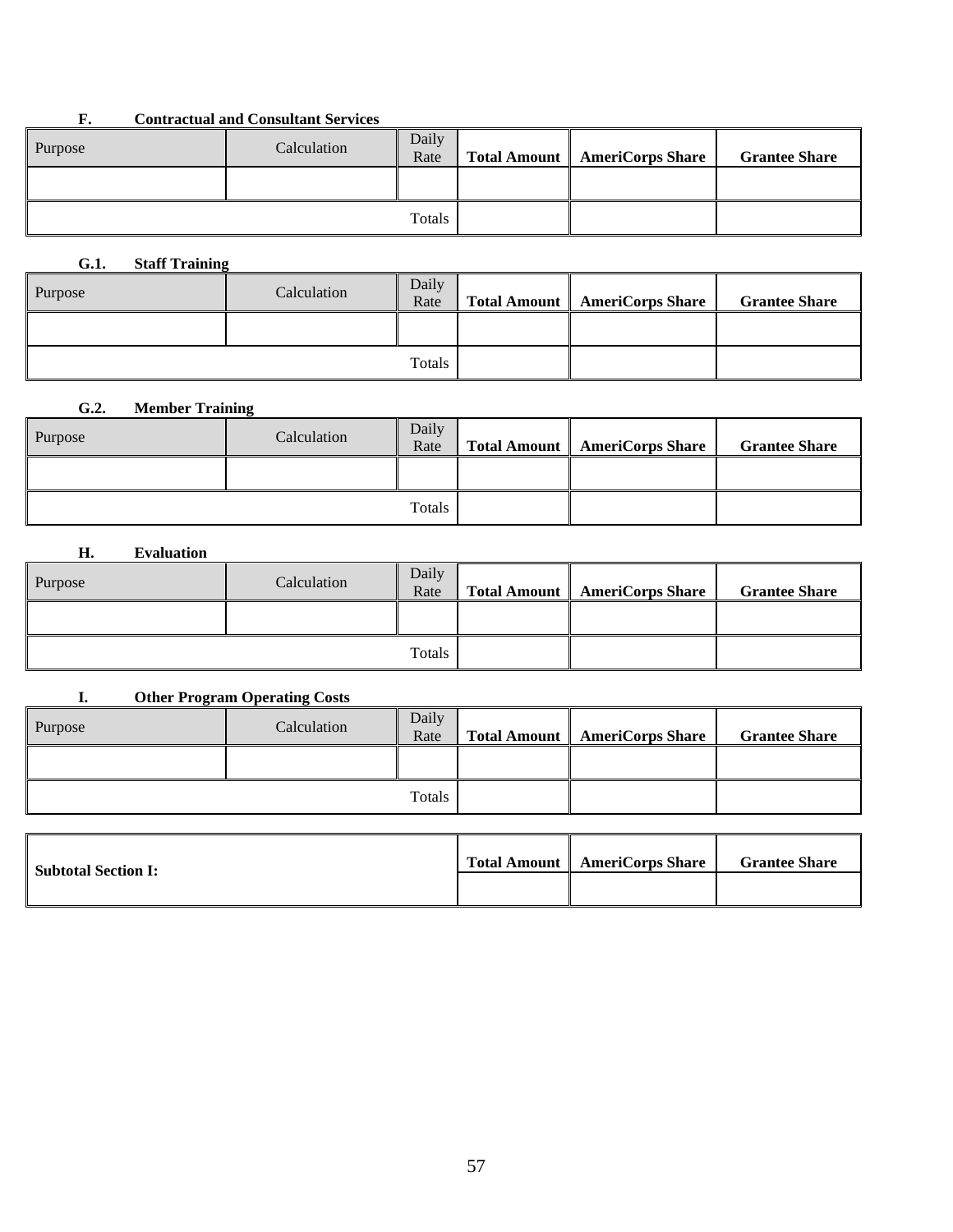#### F. Contractual and Consultant Services

| Purpose | Calculation | Daily Rate | Total Amount | AmeriCorps Share | Grantee Share |
|---|---|---|---|---|---|
| | | | | | |
| | | Totals | | | |

#### G.1. Staff Training

| Purpose | Calculation | Daily Rate | Total Amount | AmeriCorps Share | Grantee Share |
|---|---|---|---|---|---|
| | | | | | |
| | | Totals | | | |

#### G.2. Member Training

| Purpose | Calculation | Daily Rate | Total Amount | AmeriCorps Share | Grantee Share |
|---|---|---|---|---|---|
| | | | | | |
| | | Totals | | | |

#### H. Evaluation

| Purpose | Calculation | Daily Rate | Total Amount | AmeriCorps Share | Grantee Share |
|---|---|---|---|---|---|
| | | | | | |
| | | Totals | | | |

#### I. Other Program Operating Costs

| Purpose | Calculation | Daily Rate | Total Amount | AmeriCorps Share | Grantee Share |
|---|---|---|---|---|---|
| | | | | | |
| | | Totals | | | |

| | Total Amount | AmeriCorps Share | Grantee Share |
|---|---|---|---|
| **Subtotal Section I:** | | | |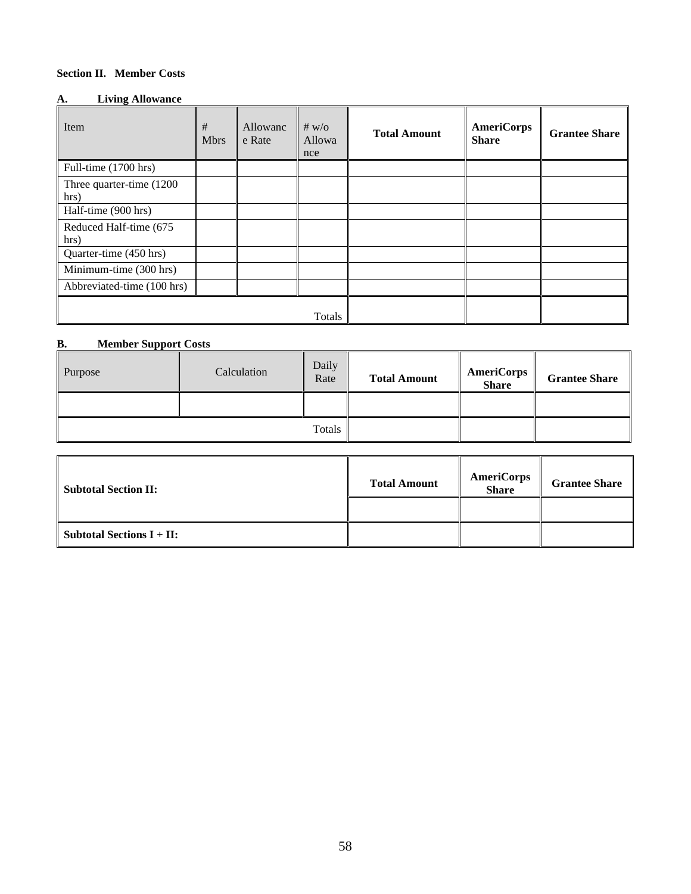**Section II. Member Costs**

**A. Living Allowance**

| Item | # Mbrs | Allowance Rate | # w/o Allowance | **Total Amount** | **AmeriCorps Share** | **Grantee Share** |
|---|---|---|---|---|---|---|
| Full-time (1700 hrs) | | | | | | |
| Three quarter-time (1200 hrs) | | | | | | |
| Half-time (900 hrs) | | | | | | |
| Reduced Half-time (675 hrs) | | | | | | |
| Quarter-time (450 hrs) | | | | | | |
| Minimum-time (300 hrs) | | | | | | |
| Abbreviated-time (100 hrs) | | | | | | |
| | | | Totals | | | |

**B. Member Support Costs**

| Purpose | Calculation | Daily Rate | **Total Amount** | **AmeriCorps Share** | **Grantee Share** |
|---|---|---|---|---|---|
| | | | | | |
| | | Totals | | | |

| **Subtotal Section II:** | **Total Amount** | **AmeriCorps Share** | **Grantee Share** |
|---|---|---|---|
| | | | |
| **Subtotal Sections I + II:** | | | |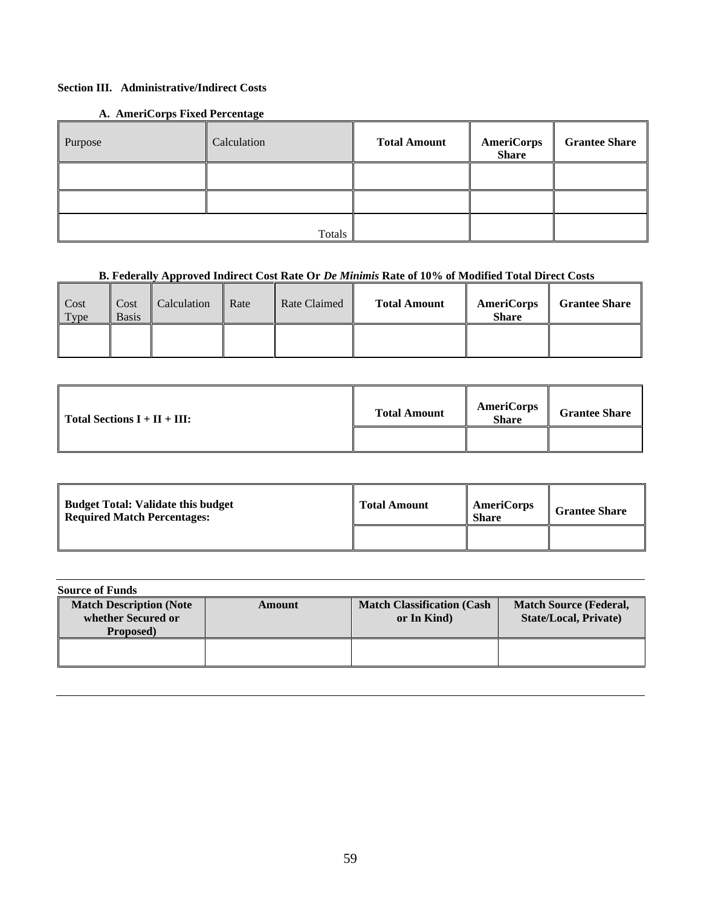### Section III. Administrative/Indirect Costs

#### A. AmeriCorps Fixed Percentage

| Purpose | Calculation | Total Amount | AmeriCorps Share | Grantee Share |
|---|---|---|---|---|
| | | | | |
| | | | | |
| | Totals | | | |

#### B. Federally Approved Indirect Cost Rate Or *De Minimis* Rate of 10% of Modified Total Direct Costs

| Cost Type | Cost Basis | Calculation | Rate | Rate Claimed | Total Amount | AmeriCorps Share | Grantee Share |
|---|---|---|---|---|---|---|---|
| | | | | | | | |

| **Total Sections I + II + III:** | Total Amount | AmeriCorps Share | Grantee Share |
|---|---|---|---|
| | | | |

| **Budget Total: Validate this budget**<br>**Required Match Percentages:** | Total Amount | AmeriCorps Share | Grantee Share |
|---|---|---|---|
| | | | |

**Source of Funds**

| Match Description (Note whether Secured or Proposed) | Amount | Match Classification (Cash or In Kind) | Match Source (Federal, State/Local, Private) |
|---|---|---|---|
| | | | |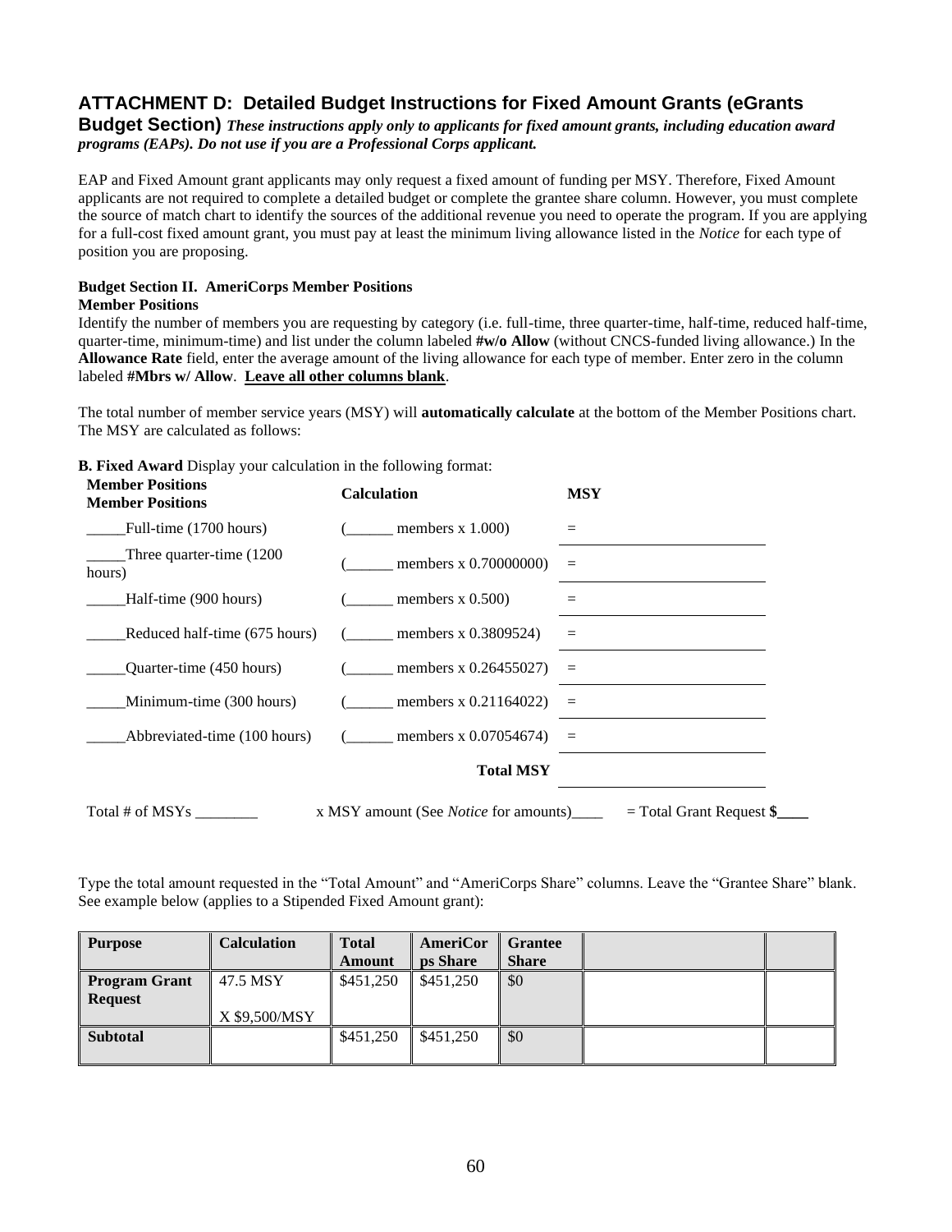## ATTACHMENT D: Detailed Budget Instructions for Fixed Amount Grants (eGrants Budget Section) ***These instructions apply only to applicants for fixed amount grants, including education award programs (EAPs). Do not use if you are a Professional Corps applicant.***

EAP and Fixed Amount grant applicants may only request a fixed amount of funding per MSY. Therefore, Fixed Amount applicants are not required to complete a detailed budget or complete the grantee share column. However, you must complete the source of match chart to identify the sources of the additional revenue you need to operate the program. If you are applying for a full-cost fixed amount grant, you must pay at least the minimum living allowance listed in the *Notice* for each type of position you are proposing.

**Budget Section II. AmeriCorps Member Positions**

**Member Positions**

Identify the number of members you are requesting by category (i.e. full-time, three quarter-time, half-time, reduced half-time, quarter-time, minimum-time) and list under the column labeled **#w/o Allow** (without CNCS-funded living allowance.) In the **Allowance Rate** field, enter the average amount of the living allowance for each type of member. Enter zero in the column labeled **#Mbrs w/ Allow**. **Leave all other columns blank**.

The total number of member service years (MSY) will **automatically calculate** at the bottom of the Member Positions chart. The MSY are calculated as follows:

**B. Fixed Award** Display your calculation in the following format:

| Member Positions<br>Member Positions | Calculation | MSY |
|---|---|---|
| _____Full-time (1700 hours) | (______ members x 1.000) | = |
| _____Three quarter-time (1200 hours) | (______ members x 0.70000000) | = |
| _____Half-time (900 hours) | (______ members x 0.500) | = |
| _____Reduced half-time (675 hours) | (______ members x 0.3809524) | = |
| _____Quarter-time (450 hours) | (______ members x 0.26455027) | = |
| _____Minimum-time (300 hours) | (______ members x 0.21164022) | = |
| _____Abbreviated-time (100 hours) | (______ members x 0.07054674) | = |
| | **Total MSY** | |

Total # of MSYs ________ x MSY amount (See *Notice* for amounts)____ = Total Grant Request **$____**

Type the total amount requested in the "Total Amount" and "AmeriCorps Share" columns. Leave the "Grantee Share" blank. See example below (applies to a Stipended Fixed Amount grant):

| Purpose | Calculation | Total Amount | AmeriCorps Share | Grantee Share | | |
|---|---|---|---|---|---|---|
| **Program Grant Request** | 47.5 MSY<br>X $9,500/MSY | $451,250 | $451,250 | $0 | | |
| **Subtotal** | | $451,250 | $451,250 | $0 | | |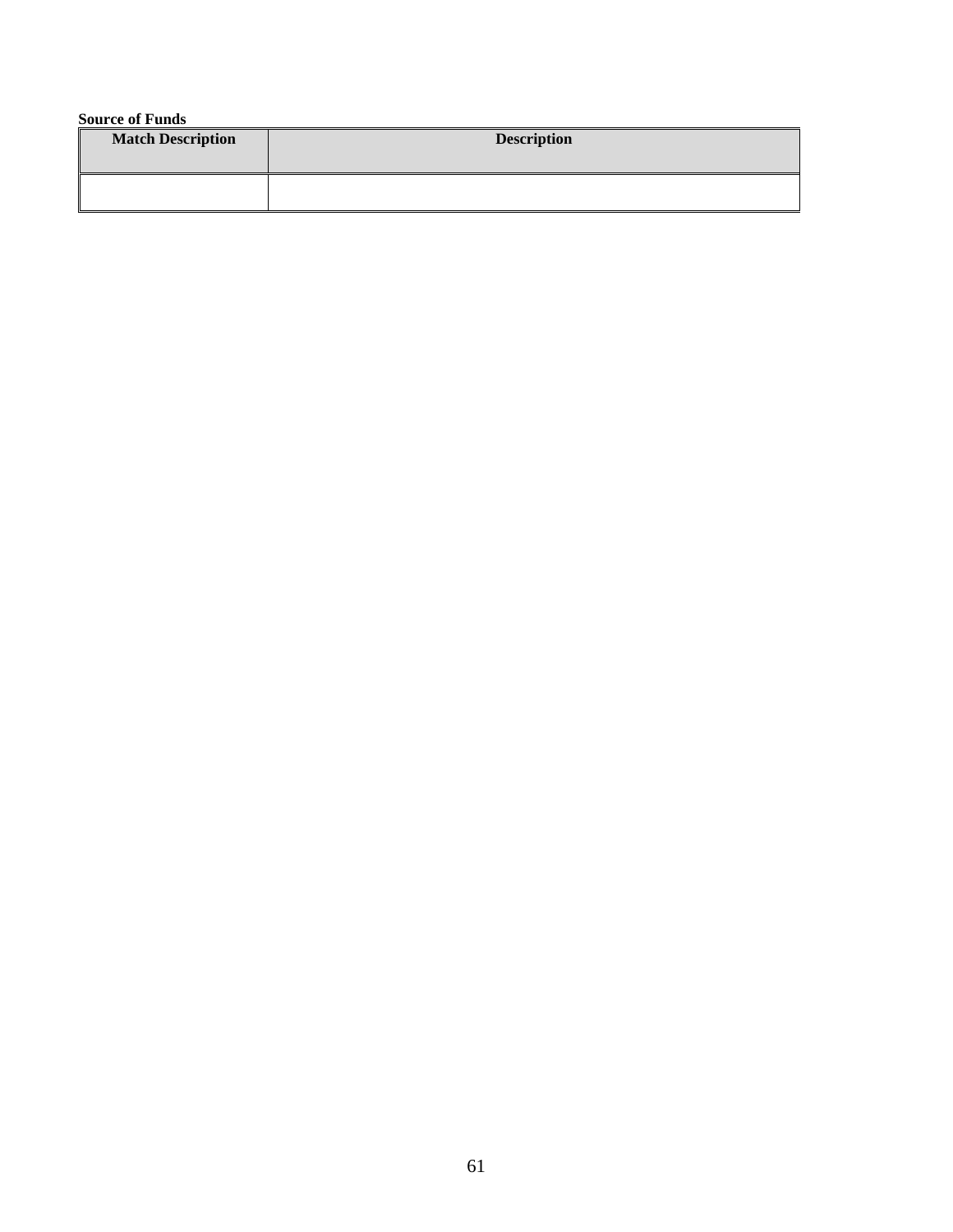**Source of Funds**

| Match Description | Description |
| --- | --- |
| | |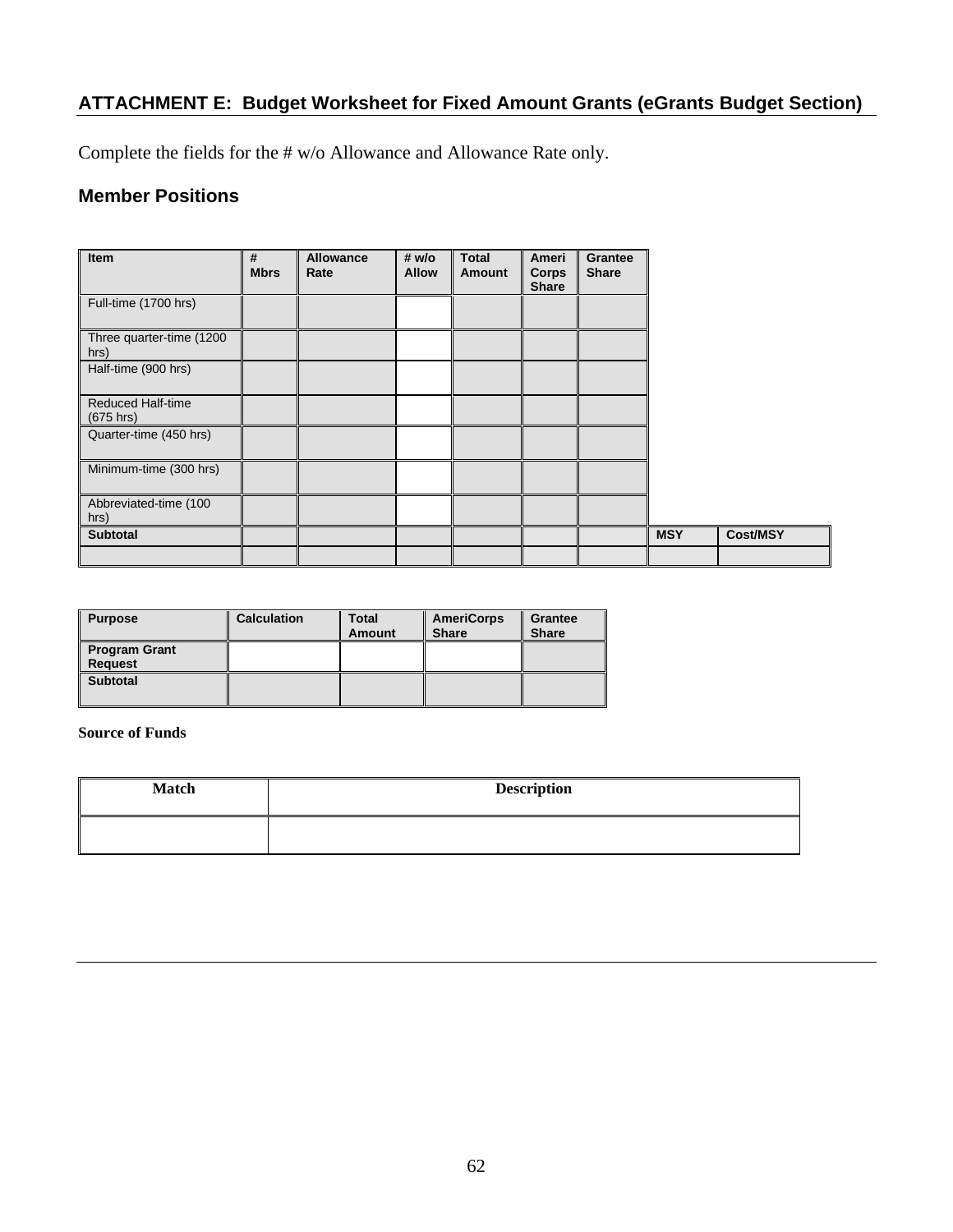## ATTACHMENT E: Budget Worksheet for Fixed Amount Grants (eGrants Budget Section)

Complete the fields for the # w/o Allowance and Allowance Rate only.

### Member Positions

| Item | # Mbrs | Allowance Rate | # w/o Allow | Total Amount | Ameri Corps Share | Grantee Share | | |
|---|---|---|---|---|---|---|---|---|
| Full-time (1700 hrs) | | | | | | | | |
| Three quarter-time (1200 hrs) | | | | | | | | |
| Half-time (900 hrs) | | | | | | | | |
| Reduced Half-time (675 hrs) | | | | | | | | |
| Quarter-time (450 hrs) | | | | | | | | |
| Minimum-time (300 hrs) | | | | | | | | |
| Abbreviated-time (100 hrs) | | | | | | | | |
| **Subtotal** | | | | | | | **MSY** | **Cost/MSY** |
| | | | | | | | | |

| Purpose | Calculation | Total Amount | AmeriCorps Share | Grantee Share |
|---|---|---|---|---|
| **Program Grant Request** | | | | |
| **Subtotal** | | | | |

**Source of Funds**

| Match | Description |
|---|---|
| | |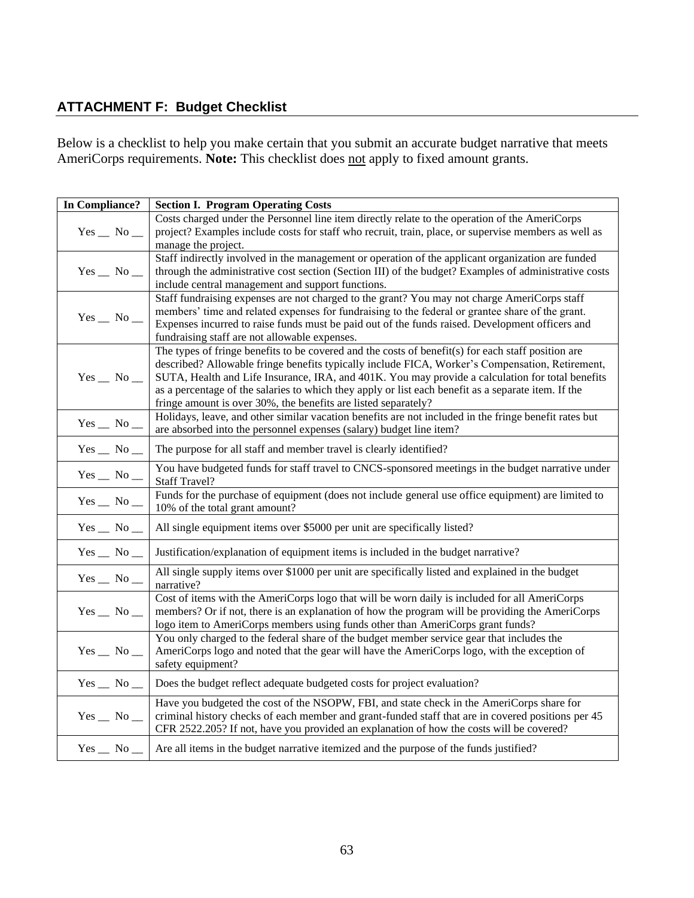## ATTACHMENT F: Budget Checklist

Below is a checklist to help you make certain that you submit an accurate budget narrative that meets AmeriCorps requirements. **Note:** This checklist does not apply to fixed amount grants.

| In Compliance? | Section I. Program Operating Costs |
|---|---|
| Yes __ No __ | Costs charged under the Personnel line item directly relate to the operation of the AmeriCorps project? Examples include costs for staff who recruit, train, place, or supervise members as well as manage the project. |
| Yes __ No __ | Staff indirectly involved in the management or operation of the applicant organization are funded through the administrative cost section (Section III) of the budget? Examples of administrative costs include central management and support functions. |
| Yes __ No __ | Staff fundraising expenses are not charged to the grant? You may not charge AmeriCorps staff members' time and related expenses for fundraising to the federal or grantee share of the grant. Expenses incurred to raise funds must be paid out of the funds raised. Development officers and fundraising staff are not allowable expenses. |
| Yes __ No __ | The types of fringe benefits to be covered and the costs of benefit(s) for each staff position are described? Allowable fringe benefits typically include FICA, Worker's Compensation, Retirement, SUTA, Health and Life Insurance, IRA, and 401K. You may provide a calculation for total benefits as a percentage of the salaries to which they apply or list each benefit as a separate item. If the fringe amount is over 30%, the benefits are listed separately? |
| Yes __ No __ | Holidays, leave, and other similar vacation benefits are not included in the fringe benefit rates but are absorbed into the personnel expenses (salary) budget line item? |
| Yes __ No __ | The purpose for all staff and member travel is clearly identified? |
| Yes __ No __ | You have budgeted funds for staff travel to CNCS-sponsored meetings in the budget narrative under Staff Travel? |
| Yes __ No __ | Funds for the purchase of equipment (does not include general use office equipment) are limited to 10% of the total grant amount? |
| Yes __ No __ | All single equipment items over $5000 per unit are specifically listed? |
| Yes __ No __ | Justification/explanation of equipment items is included in the budget narrative? |
| Yes __ No __ | All single supply items over $1000 per unit are specifically listed and explained in the budget narrative? |
| Yes __ No __ | Cost of items with the AmeriCorps logo that will be worn daily is included for all AmeriCorps members? Or if not, there is an explanation of how the program will be providing the AmeriCorps logo item to AmeriCorps members using funds other than AmeriCorps grant funds? |
| Yes __ No __ | You only charged to the federal share of the budget member service gear that includes the AmeriCorps logo and noted that the gear will have the AmeriCorps logo, with the exception of safety equipment? |
| Yes __ No __ | Does the budget reflect adequate budgeted costs for project evaluation? |
| Yes __ No __ | Have you budgeted the cost of the NSOPW, FBI, and state check in the AmeriCorps share for criminal history checks of each member and grant-funded staff that are in covered positions per 45 CFR 2522.205? If not, have you provided an explanation of how the costs will be covered? |
| Yes __ No __ | Are all items in the budget narrative itemized and the purpose of the funds justified? |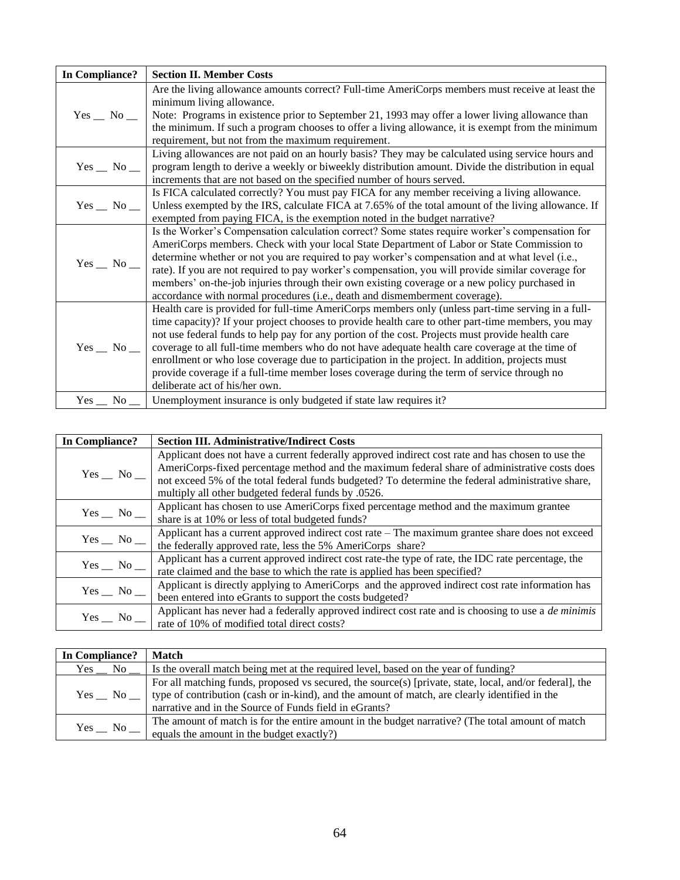| In Compliance? | Section II. Member Costs |
|---|---|
| Yes __ No __ | Are the living allowance amounts correct? Full-time AmeriCorps members must receive at least the minimum living allowance. Note: Programs in existence prior to September 21, 1993 may offer a lower living allowance than the minimum. If such a program chooses to offer a living allowance, it is exempt from the minimum requirement, but not from the maximum requirement. |
| Yes __ No __ | Living allowances are not paid on an hourly basis? They may be calculated using service hours and program length to derive a weekly or biweekly distribution amount. Divide the distribution in equal increments that are not based on the specified number of hours served. |
| Yes __ No __ | Is FICA calculated correctly? You must pay FICA for any member receiving a living allowance. Unless exempted by the IRS, calculate FICA at 7.65% of the total amount of the living allowance. If exempted from paying FICA, is the exemption noted in the budget narrative? |
| Yes __ No __ | Is the Worker's Compensation calculation correct? Some states require worker's compensation for AmeriCorps members. Check with your local State Department of Labor or State Commission to determine whether or not you are required to pay worker's compensation and at what level (i.e., rate). If you are not required to pay worker's compensation, you will provide similar coverage for members' on-the-job injuries through their own existing coverage or a new policy purchased in accordance with normal procedures (i.e., death and dismemberment coverage). |
| Yes __ No __ | Health care is provided for full-time AmeriCorps members only (unless part-time serving in a full-time capacity)? If your project chooses to provide health care to other part-time members, you may not use federal funds to help pay for any portion of the cost. Projects must provide health care coverage to all full-time members who do not have adequate health care coverage at the time of enrollment or who lose coverage due to participation in the project. In addition, projects must provide coverage if a full-time member loses coverage during the term of service through no deliberate act of his/her own. |
| Yes __ No __ | Unemployment insurance is only budgeted if state law requires it? |

| In Compliance? | Section III. Administrative/Indirect Costs |
|---|---|
| Yes __ No __ | Applicant does not have a current federally approved indirect cost rate and has chosen to use the AmeriCorps-fixed percentage method and the maximum federal share of administrative costs does not exceed 5% of the total federal funds budgeted? To determine the federal administrative share, multiply all other budgeted federal funds by .0526. |
| Yes __ No __ | Applicant has chosen to use AmeriCorps fixed percentage method and the maximum grantee share is at 10% or less of total budgeted funds? |
| Yes __ No __ | Applicant has a current approved indirect cost rate – The maximum grantee share does not exceed the federally approved rate, less the 5% AmeriCorps share? |
| Yes __ No __ | Applicant has a current approved indirect cost rate-the type of rate, the IDC rate percentage, the rate claimed and the base to which the rate is applied has been specified? |
| Yes __ No __ | Applicant is directly applying to AmeriCorps and the approved indirect cost rate information has been entered into eGrants to support the costs budgeted? |
| Yes __ No __ | Applicant has never had a federally approved indirect cost rate and is choosing to use a *de minimis* rate of 10% of modified total direct costs? |

| In Compliance? | Match |
|---|---|
| Yes __ No __ | Is the overall match being met at the required level, based on the year of funding? |
| Yes __ No __ | For all matching funds, proposed vs secured, the source(s) [private, state, local, and/or federal], the type of contribution (cash or in-kind), and the amount of match, are clearly identified in the narrative and in the Source of Funds field in eGrants? |
| Yes __ No __ | The amount of match is for the entire amount in the budget narrative? (The total amount of match equals the amount in the budget exactly?) |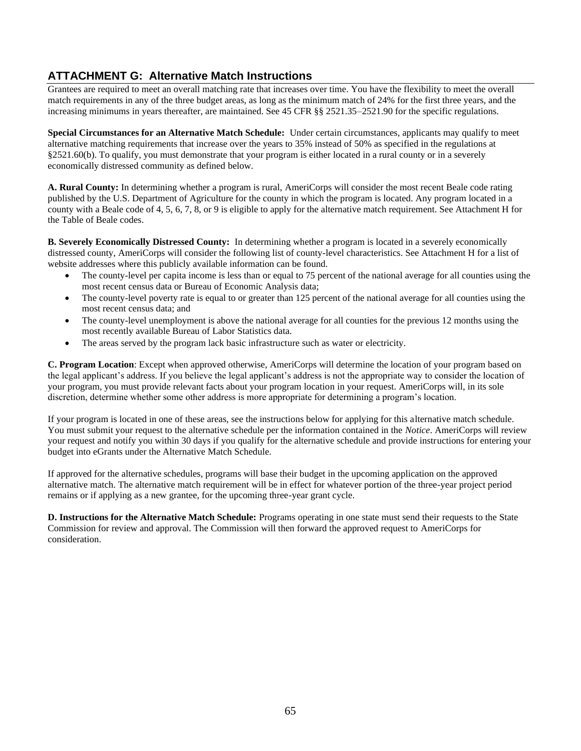## ATTACHMENT G: Alternative Match Instructions

Grantees are required to meet an overall matching rate that increases over time. You have the flexibility to meet the overall match requirements in any of the three budget areas, as long as the minimum match of 24% for the first three years, and the increasing minimums in years thereafter, are maintained. See 45 CFR §§ 2521.35–2521.90 for the specific regulations.

**Special Circumstances for an Alternative Match Schedule:** Under certain circumstances, applicants may qualify to meet alternative matching requirements that increase over the years to 35% instead of 50% as specified in the regulations at §2521.60(b). To qualify, you must demonstrate that your program is either located in a rural county or in a severely economically distressed community as defined below.

**A. Rural County:** In determining whether a program is rural, AmeriCorps will consider the most recent Beale code rating published by the U.S. Department of Agriculture for the county in which the program is located. Any program located in a county with a Beale code of 4, 5, 6, 7, 8, or 9 is eligible to apply for the alternative match requirement. See Attachment H for the Table of Beale codes.

**B. Severely Economically Distressed County:** In determining whether a program is located in a severely economically distressed county, AmeriCorps will consider the following list of county-level characteristics. See Attachment H for a list of website addresses where this publicly available information can be found.

- The county-level per capita income is less than or equal to 75 percent of the national average for all counties using the most recent census data or Bureau of Economic Analysis data;
- The county-level poverty rate is equal to or greater than 125 percent of the national average for all counties using the most recent census data; and
- The county-level unemployment is above the national average for all counties for the previous 12 months using the most recently available Bureau of Labor Statistics data.
- The areas served by the program lack basic infrastructure such as water or electricity.

**C. Program Location**: Except when approved otherwise, AmeriCorps will determine the location of your program based on the legal applicant's address. If you believe the legal applicant's address is not the appropriate way to consider the location of your program, you must provide relevant facts about your program location in your request. AmeriCorps will, in its sole discretion, determine whether some other address is more appropriate for determining a program's location.

If your program is located in one of these areas, see the instructions below for applying for this alternative match schedule. You must submit your request to the alternative schedule per the information contained in the *Notice*. AmeriCorps will review your request and notify you within 30 days if you qualify for the alternative schedule and provide instructions for entering your budget into eGrants under the Alternative Match Schedule.

If approved for the alternative schedules, programs will base their budget in the upcoming application on the approved alternative match. The alternative match requirement will be in effect for whatever portion of the three-year project period remains or if applying as a new grantee, for the upcoming three-year grant cycle.

**D. Instructions for the Alternative Match Schedule:** Programs operating in one state must send their requests to the State Commission for review and approval. The Commission will then forward the approved request to AmeriCorps for consideration.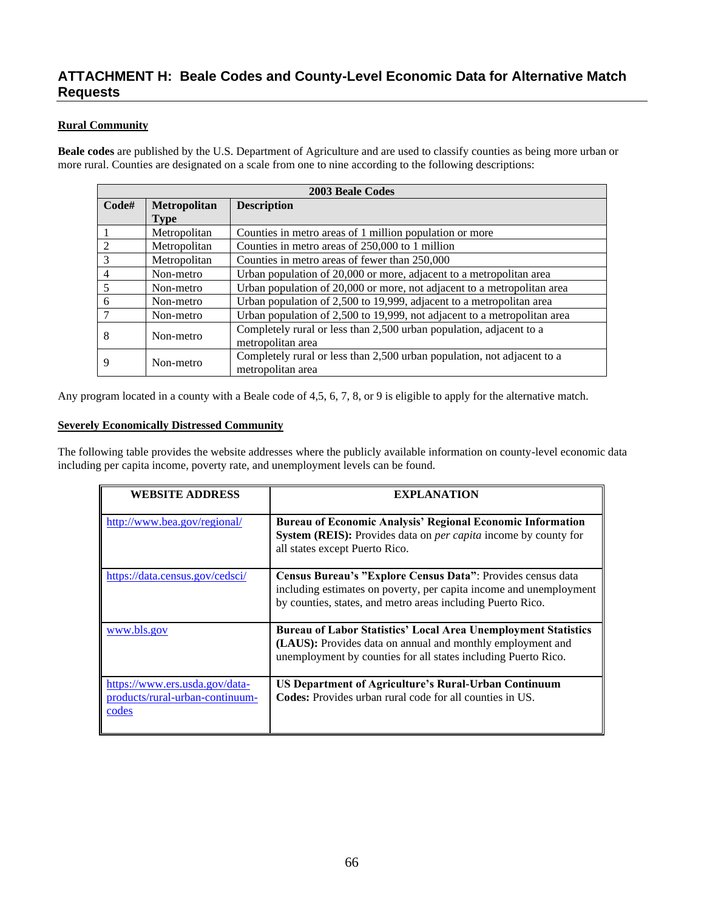## ATTACHMENT H: Beale Codes and County-Level Economic Data for Alternative Match Requests

**Rural Community**

**Beale codes** are published by the U.S. Department of Agriculture and are used to classify counties as being more urban or more rural. Counties are designated on a scale from one to nine according to the following descriptions:

| 2003 Beale Codes | | |
|---|---|---|
| **Code#** | **Metropolitan Type** | **Description** |
| 1 | Metropolitan | Counties in metro areas of 1 million population or more |
| 2 | Metropolitan | Counties in metro areas of 250,000 to 1 million |
| 3 | Metropolitan | Counties in metro areas of fewer than 250,000 |
| 4 | Non-metro | Urban population of 20,000 or more, adjacent to a metropolitan area |
| 5 | Non-metro | Urban population of 20,000 or more, not adjacent to a metropolitan area |
| 6 | Non-metro | Urban population of 2,500 to 19,999, adjacent to a metropolitan area |
| 7 | Non-metro | Urban population of 2,500 to 19,999, not adjacent to a metropolitan area |
| 8 | Non-metro | Completely rural or less than 2,500 urban population, adjacent to a metropolitan area |
| 9 | Non-metro | Completely rural or less than 2,500 urban population, not adjacent to a metropolitan area |

Any program located in a county with a Beale code of 4,5, 6, 7, 8, or 9 is eligible to apply for the alternative match.

**Severely Economically Distressed Community**

The following table provides the website addresses where the publicly available information on county-level economic data including per capita income, poverty rate, and unemployment levels can be found.

| WEBSITE ADDRESS | EXPLANATION |
|---|---|
| http://www.bea.gov/regional/ | **Bureau of Economic Analysis' Regional Economic Information System (REIS):** Provides data on *per capita* income by county for all states except Puerto Rico. |
| https://data.census.gov/cedsci/ | **Census Bureau's "Explore Census Data"**: Provides census data including estimates on poverty, per capita income and unemployment by counties, states, and metro areas including Puerto Rico. |
| www.bls.gov | **Bureau of Labor Statistics' Local Area Unemployment Statistics (LAUS):** Provides data on annual and monthly employment and unemployment by counties for all states including Puerto Rico. |
| https://www.ers.usda.gov/data-products/rural-urban-continuum-codes | **US Department of Agriculture's Rural-Urban Continuum Codes:** Provides urban rural code for all counties in US. |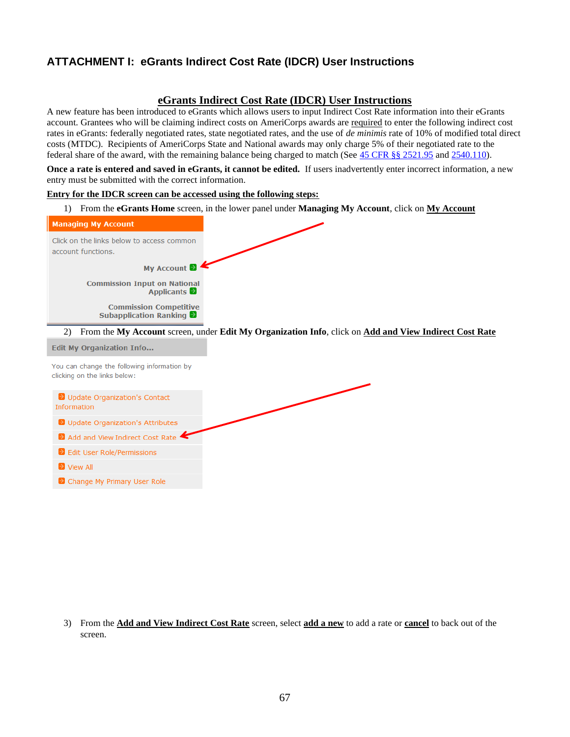# ATTACHMENT I: eGrants Indirect Cost Rate (IDCR) User Instructions

## eGrants Indirect Cost Rate (IDCR) User Instructions

A new feature has been introduced to eGrants which allows users to input Indirect Cost Rate information into their eGrants account. Grantees who will be claiming indirect costs on AmeriCorps awards are required to enter the following indirect cost rates in eGrants: federally negotiated rates, state negotiated rates, and the use of *de minimis* rate of 10% of modified total direct costs (MTDC). Recipients of AmeriCorps State and National awards may only charge 5% of their negotiated rate to the federal share of the award, with the remaining balance being charged to match (See 45 CFR §§ 2521.95 and 2540.110).

**Once a rate is entered and saved in eGrants, it cannot be edited.** If users inadvertently enter incorrect information, a new entry must be submitted with the correct information.

**Entry for the IDCR screen can be accessed using the following steps:**

1) From the **eGrants Home** screen, in the lower panel under **Managing My Account**, click on **My Account**

Managing My Account

Click on the links below to access common account functions.

My Account

Commission Input on National Applicants

Commission Competitive Subapplication Ranking

2) From the **My Account** screen, under **Edit My Organization Info**, click on **Add and View Indirect Cost Rate**

Edit My Organization Info...

You can change the following information by clicking on the links below:

- Update Organization's Contact Information
- Update Organization's Attributes
- Add and View Indirect Cost Rate
- Edit User Role/Permissions
- View All
- Change My Primary User Role

3) From the **Add and View Indirect Cost Rate** screen, select **add a new** to add a rate or **cancel** to back out of the screen.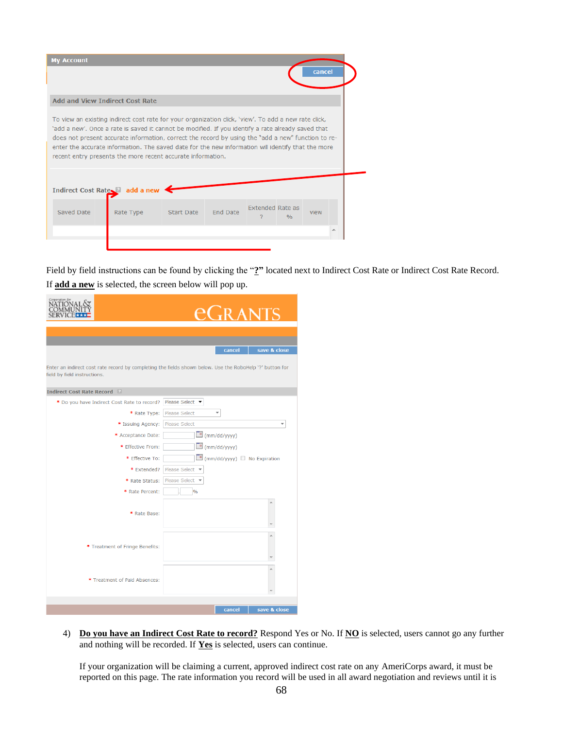Field by field instructions can be found by clicking the "**?**" located next to Indirect Cost Rate or Indirect Cost Rate Record. If **add a new** is selected, the screen below will pop up.

4) **Do you have an Indirect Cost Rate to record?** Respond Yes or No. If **NO** is selected, users cannot go any further and nothing will be recorded. If **Yes** is selected, users can continue.

   If your organization will be claiming a current, approved indirect cost rate on any AmeriCorps award, it must be reported on this page. The rate information you record will be used in all award negotiation and reviews until it is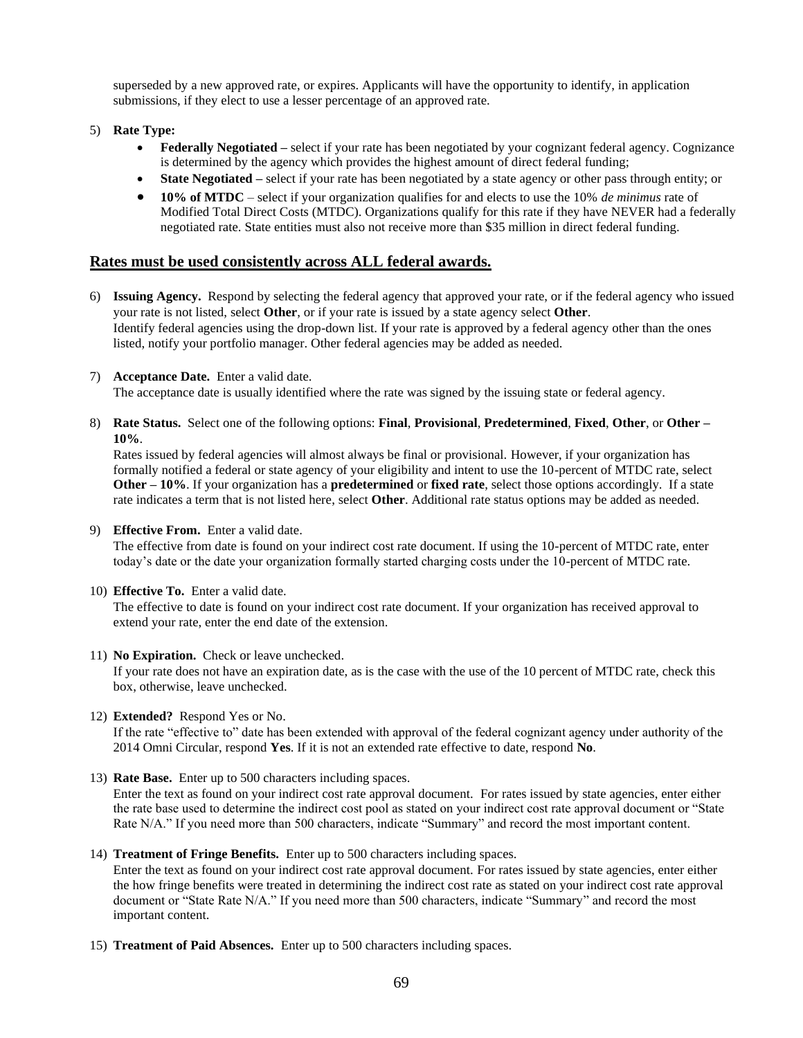superseded by a new approved rate, or expires. Applicants will have the opportunity to identify, in application submissions, if they elect to use a lesser percentage of an approved rate.

5) **Rate Type:**
   - **Federally Negotiated –** select if your rate has been negotiated by your cognizant federal agency. Cognizance is determined by the agency which provides the highest amount of direct federal funding;
   - **State Negotiated –** select if your rate has been negotiated by a state agency or other pass through entity; or
   - **10% of MTDC** – select if your organization qualifies for and elects to use the 10% *de minimus* rate of Modified Total Direct Costs (MTDC). Organizations qualify for this rate if they have NEVER had a federally negotiated rate. State entities must also not receive more than $35 million in direct federal funding.

## Rates must be used consistently across ALL federal awards.

6) **Issuing Agency.** Respond by selecting the federal agency that approved your rate, or if the federal agency who issued your rate is not listed, select **Other**, or if your rate is issued by a state agency select **Other**.
   Identify federal agencies using the drop-down list. If your rate is approved by a federal agency other than the ones listed, notify your portfolio manager. Other federal agencies may be added as needed.

7) **Acceptance Date.** Enter a valid date.
   The acceptance date is usually identified where the rate was signed by the issuing state or federal agency.

8) **Rate Status.** Select one of the following options: **Final**, **Provisional**, **Predetermined**, **Fixed**, **Other**, or **Other – 10%**.
   Rates issued by federal agencies will almost always be final or provisional. However, if your organization has formally notified a federal or state agency of your eligibility and intent to use the 10-percent of MTDC rate, select **Other – 10%**. If your organization has a **predetermined** or **fixed rate**, select those options accordingly. If a state rate indicates a term that is not listed here, select **Other**. Additional rate status options may be added as needed.

9) **Effective From.** Enter a valid date.
   The effective from date is found on your indirect cost rate document. If using the 10-percent of MTDC rate, enter today's date or the date your organization formally started charging costs under the 10-percent of MTDC rate.

10) **Effective To.** Enter a valid date.
    The effective to date is found on your indirect cost rate document. If your organization has received approval to extend your rate, enter the end date of the extension.

11) **No Expiration.** Check or leave unchecked.
    If your rate does not have an expiration date, as is the case with the use of the 10 percent of MTDC rate, check this box, otherwise, leave unchecked.

12) **Extended?** Respond Yes or No.
    If the rate "effective to" date has been extended with approval of the federal cognizant agency under authority of the 2014 Omni Circular, respond **Yes**. If it is not an extended rate effective to date, respond **No**.

13) **Rate Base.** Enter up to 500 characters including spaces.
    Enter the text as found on your indirect cost rate approval document. For rates issued by state agencies, enter either the rate base used to determine the indirect cost pool as stated on your indirect cost rate approval document or "State Rate N/A." If you need more than 500 characters, indicate "Summary" and record the most important content.

14) **Treatment of Fringe Benefits.** Enter up to 500 characters including spaces.
    Enter the text as found on your indirect cost rate approval document. For rates issued by state agencies, enter either the how fringe benefits were treated in determining the indirect cost rate as stated on your indirect cost rate approval document or "State Rate N/A." If you need more than 500 characters, indicate "Summary" and record the most important content.

15) **Treatment of Paid Absences.** Enter up to 500 characters including spaces.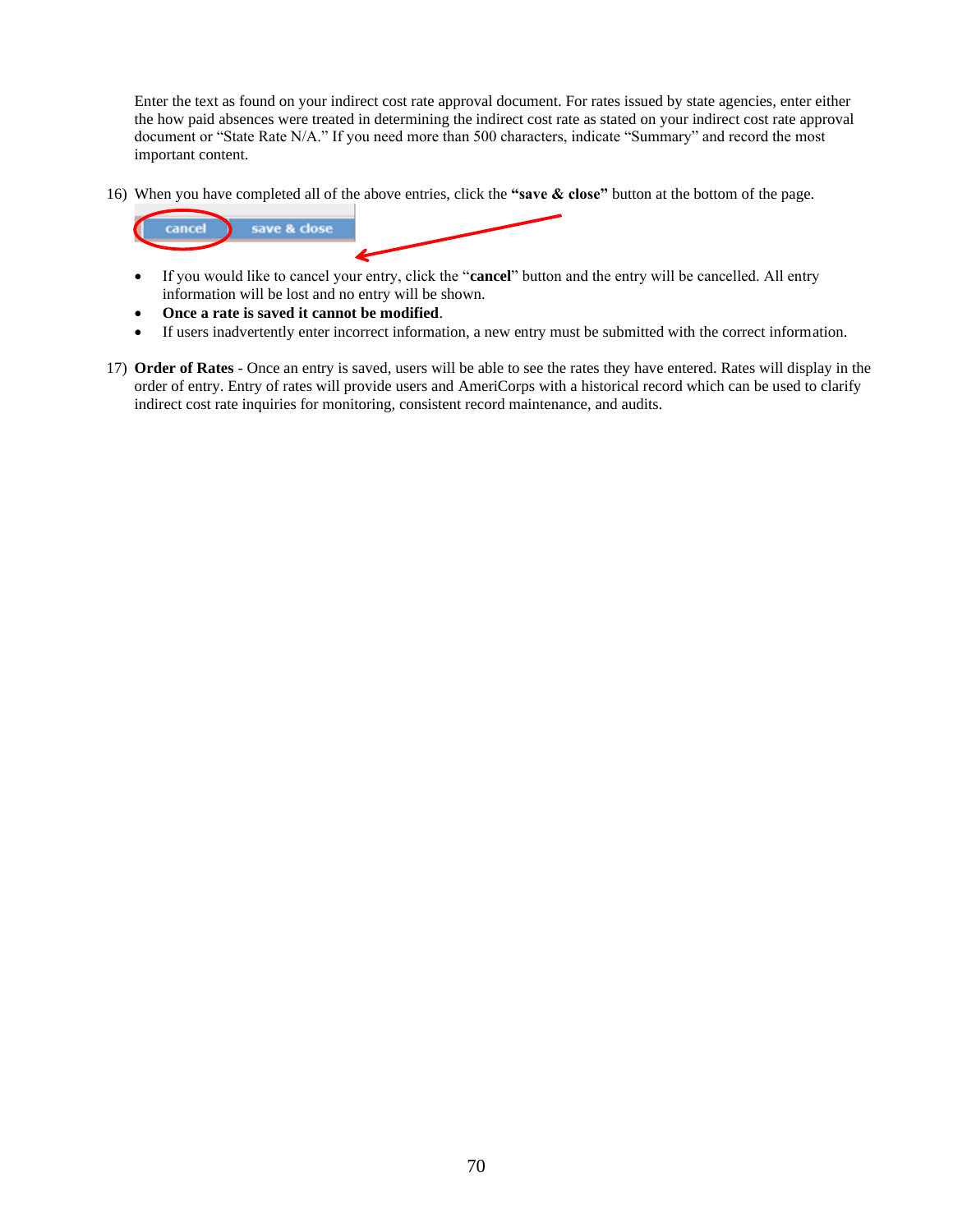Enter the text as found on your indirect cost rate approval document. For rates issued by state agencies, enter either the how paid absences were treated in determining the indirect cost rate as stated on your indirect cost rate approval document or “State Rate N/A.” If you need more than 500 characters, indicate “Summary” and record the most important content.

16) When you have completed all of the above entries, click the **“save & close”** button at the bottom of the page.

- If you would like to cancel your entry, click the “**cancel**” button and the entry will be cancelled. All entry information will be lost and no entry will be shown.
- **Once a rate is saved it cannot be modified**.
- If users inadvertently enter incorrect information, a new entry must be submitted with the correct information.

17) **Order of Rates** - Once an entry is saved, users will be able to see the rates they have entered. Rates will display in the order of entry. Entry of rates will provide users and AmeriCorps with a historical record which can be used to clarify indirect cost rate inquiries for monitoring, consistent record maintenance, and audits.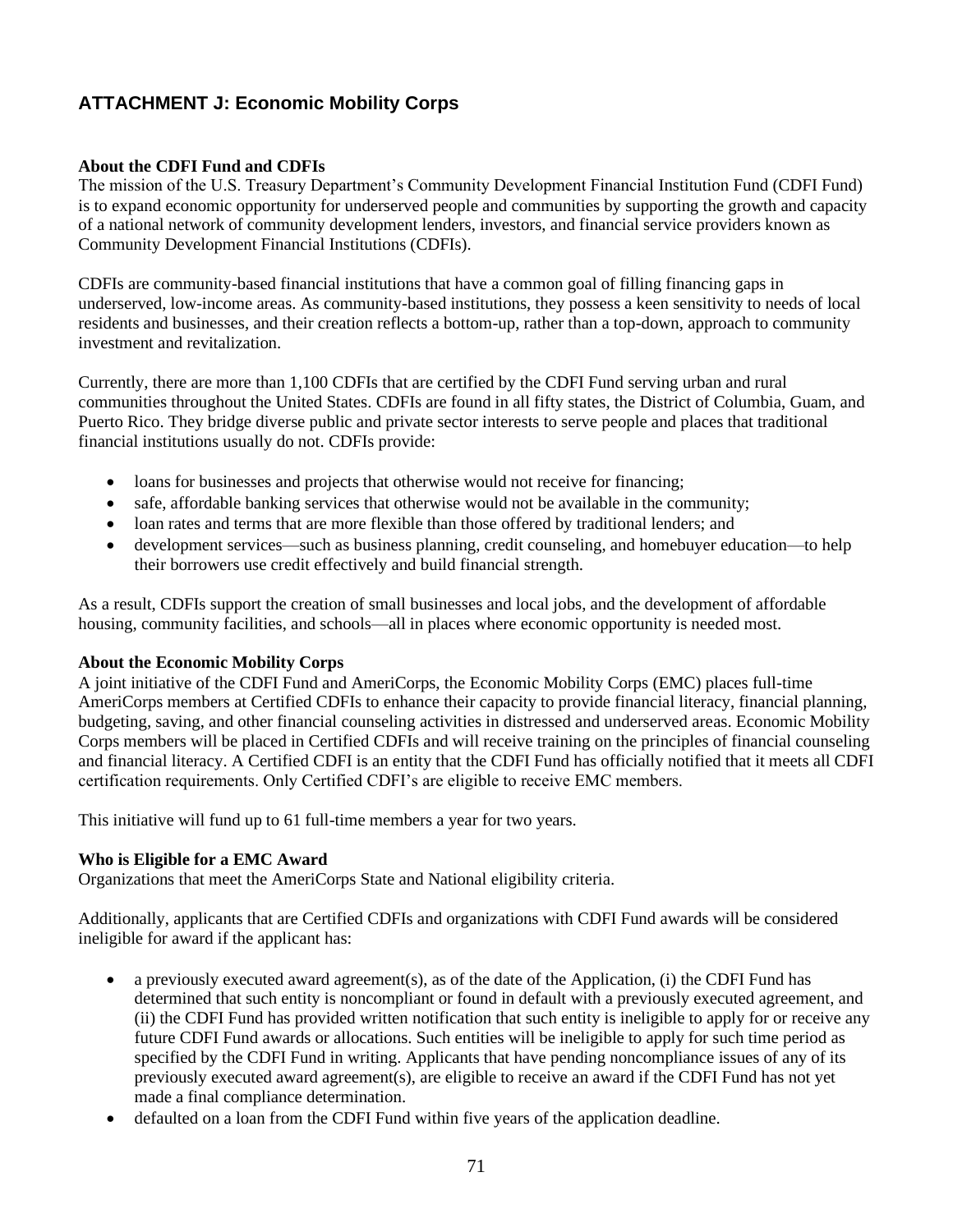## ATTACHMENT J: Economic Mobility Corps

**About the CDFI Fund and CDFIs**

The mission of the U.S. Treasury Department's Community Development Financial Institution Fund (CDFI Fund) is to expand economic opportunity for underserved people and communities by supporting the growth and capacity of a national network of community development lenders, investors, and financial service providers known as Community Development Financial Institutions (CDFIs).

CDFIs are community-based financial institutions that have a common goal of filling financing gaps in underserved, low-income areas. As community-based institutions, they possess a keen sensitivity to needs of local residents and businesses, and their creation reflects a bottom-up, rather than a top-down, approach to community investment and revitalization.

Currently, there are more than 1,100 CDFIs that are certified by the CDFI Fund serving urban and rural communities throughout the United States. CDFIs are found in all fifty states, the District of Columbia, Guam, and Puerto Rico. They bridge diverse public and private sector interests to serve people and places that traditional financial institutions usually do not. CDFIs provide:

- loans for businesses and projects that otherwise would not receive for financing;
- safe, affordable banking services that otherwise would not be available in the community;
- loan rates and terms that are more flexible than those offered by traditional lenders; and
- development services—such as business planning, credit counseling, and homebuyer education—to help their borrowers use credit effectively and build financial strength.

As a result, CDFIs support the creation of small businesses and local jobs, and the development of affordable housing, community facilities, and schools—all in places where economic opportunity is needed most.

**About the Economic Mobility Corps**

A joint initiative of the CDFI Fund and AmeriCorps, the Economic Mobility Corps (EMC) places full-time AmeriCorps members at Certified CDFIs to enhance their capacity to provide financial literacy, financial planning, budgeting, saving, and other financial counseling activities in distressed and underserved areas. Economic Mobility Corps members will be placed in Certified CDFIs and will receive training on the principles of financial counseling and financial literacy. A Certified CDFI is an entity that the CDFI Fund has officially notified that it meets all CDFI certification requirements. Only Certified CDFI's are eligible to receive EMC members.

This initiative will fund up to 61 full-time members a year for two years.

**Who is Eligible for a EMC Award**

Organizations that meet the AmeriCorps State and National eligibility criteria.

Additionally, applicants that are Certified CDFIs and organizations with CDFI Fund awards will be considered ineligible for award if the applicant has:

- a previously executed award agreement(s), as of the date of the Application, (i) the CDFI Fund has determined that such entity is noncompliant or found in default with a previously executed agreement, and (ii) the CDFI Fund has provided written notification that such entity is ineligible to apply for or receive any future CDFI Fund awards or allocations. Such entities will be ineligible to apply for such time period as specified by the CDFI Fund in writing. Applicants that have pending noncompliance issues of any of its previously executed award agreement(s), are eligible to receive an award if the CDFI Fund has not yet made a final compliance determination.
- defaulted on a loan from the CDFI Fund within five years of the application deadline.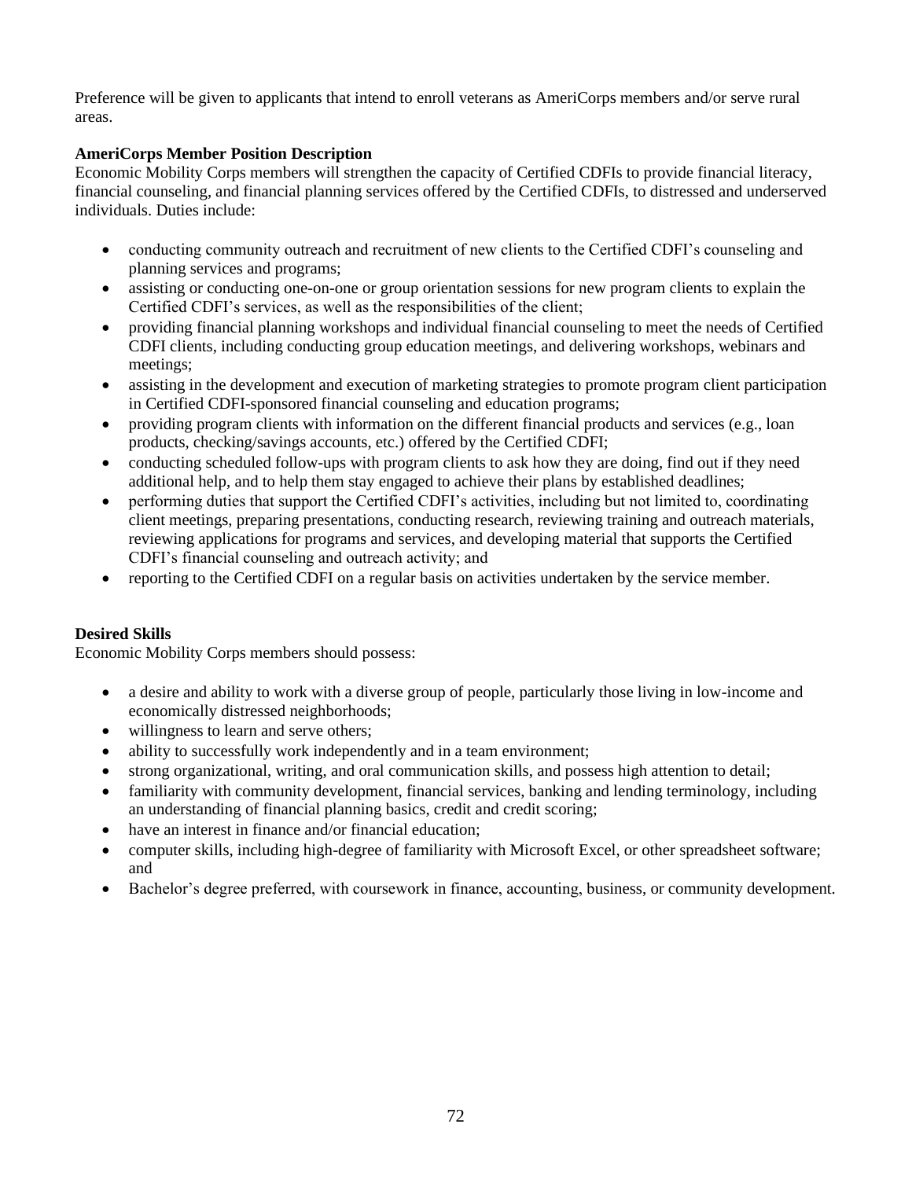Preference will be given to applicants that intend to enroll veterans as AmeriCorps members and/or serve rural areas.

**AmeriCorps Member Position Description**

Economic Mobility Corps members will strengthen the capacity of Certified CDFIs to provide financial literacy, financial counseling, and financial planning services offered by the Certified CDFIs, to distressed and underserved individuals. Duties include:

- conducting community outreach and recruitment of new clients to the Certified CDFI's counseling and planning services and programs;
- assisting or conducting one-on-one or group orientation sessions for new program clients to explain the Certified CDFI's services, as well as the responsibilities of the client;
- providing financial planning workshops and individual financial counseling to meet the needs of Certified CDFI clients, including conducting group education meetings, and delivering workshops, webinars and meetings;
- assisting in the development and execution of marketing strategies to promote program client participation in Certified CDFI-sponsored financial counseling and education programs;
- providing program clients with information on the different financial products and services (e.g., loan products, checking/savings accounts, etc.) offered by the Certified CDFI;
- conducting scheduled follow-ups with program clients to ask how they are doing, find out if they need additional help, and to help them stay engaged to achieve their plans by established deadlines;
- performing duties that support the Certified CDFI's activities, including but not limited to, coordinating client meetings, preparing presentations, conducting research, reviewing training and outreach materials, reviewing applications for programs and services, and developing material that supports the Certified CDFI's financial counseling and outreach activity; and
- reporting to the Certified CDFI on a regular basis on activities undertaken by the service member.

**Desired Skills**

Economic Mobility Corps members should possess:

- a desire and ability to work with a diverse group of people, particularly those living in low-income and economically distressed neighborhoods;
- willingness to learn and serve others;
- ability to successfully work independently and in a team environment;
- strong organizational, writing, and oral communication skills, and possess high attention to detail;
- familiarity with community development, financial services, banking and lending terminology, including an understanding of financial planning basics, credit and credit scoring;
- have an interest in finance and/or financial education;
- computer skills, including high-degree of familiarity with Microsoft Excel, or other spreadsheet software; and
- Bachelor's degree preferred, with coursework in finance, accounting, business, or community development.